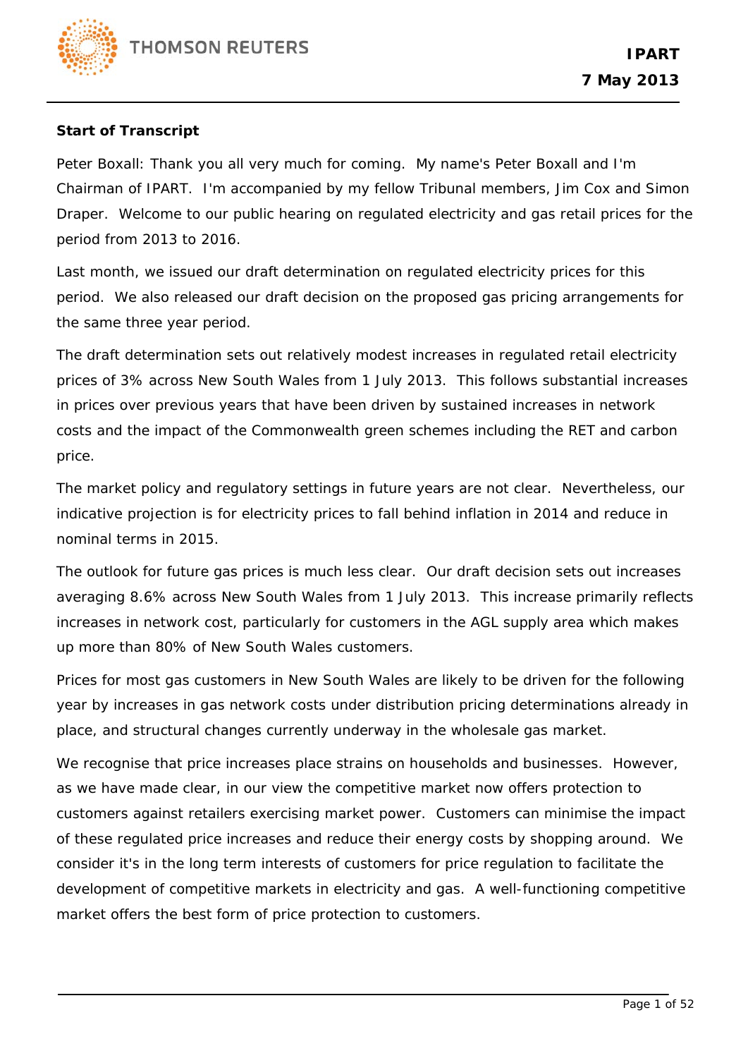**Start of Transcript**

Peter Boxall: Thank you all very much for coming. My name's Peter Boxall and I'm Chairman of IPART. I'm accompanied by my fellow Tribunal members, Jim Cox and Simon Draper. Welcome to our public hearing on regulated electricity and gas retail prices for the period from 2013 to 2016.

Last month, we issued our draft determination on regulated electricity prices for this period. We also released our draft decision on the proposed gas pricing arrangements for the same three year period.

The draft determination sets out relatively modest increases in regulated retail electricity prices of 3% across New South Wales from 1 July 2013. This follows substantial increases in prices over previous years that have been driven by sustained increases in network costs and the impact of the Commonwealth green schemes including the RET and carbon price.

The market policy and regulatory settings in future years are not clear. Nevertheless, our indicative projection is for electricity prices to fall behind inflation in 2014 and reduce in nominal terms in 2015.

The outlook for future gas prices is much less clear. Our draft decision sets out increases averaging 8.6% across New South Wales from 1 July 2013. This increase primarily reflects increases in network cost, particularly for customers in the AGL supply area which makes up more than 80% of New South Wales customers.

Prices for most gas customers in New South Wales are likely to be driven for the following year by increases in gas network costs under distribution pricing determinations already in place, and structural changes currently underway in the wholesale gas market.

We recognise that price increases place strains on households and businesses. However, as we have made clear, in our view the competitive market now offers protection to customers against retailers exercising market power. Customers can minimise the impact of these regulated price increases and reduce their energy costs by shopping around. We consider it's in the long term interests of customers for price regulation to facilitate the development of competitive markets in electricity and gas. A well-functioning competitive market offers the best form of price protection to customers.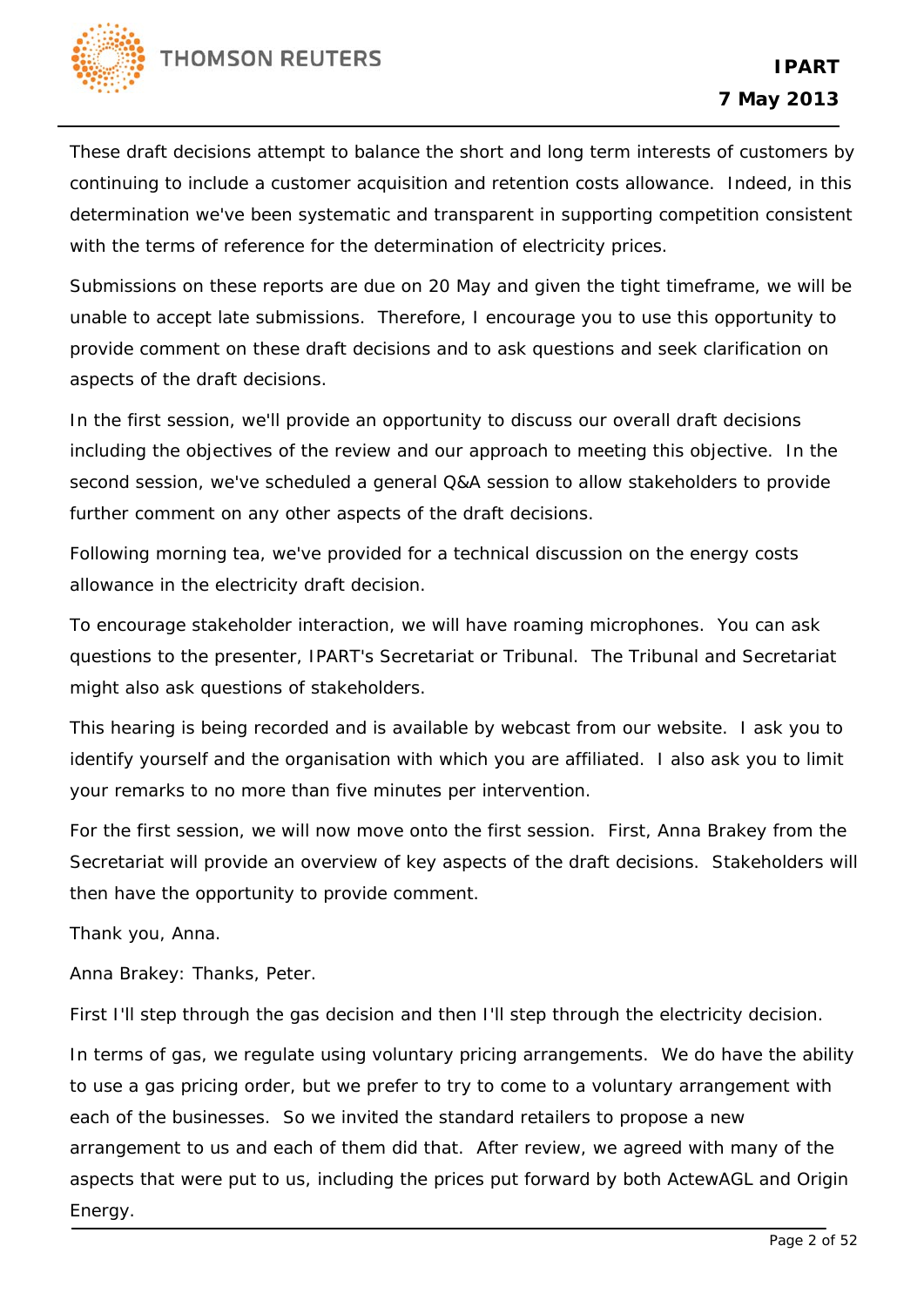These draft decisions attempt to balance the short and long term interests of customers by continuing to include a customer acquisition and retention costs allowance. Indeed, in this determination we've been systematic and transparent in supporting competition consistent with the terms of reference for the determination of electricity prices.

Submissions on these reports are due on 20 May and given the tight timeframe, we will be unable to accept late submissions. Therefore, I encourage you to use this opportunity to provide comment on these draft decisions and to ask questions and seek clarification on aspects of the draft decisions.

In the first session, we'll provide an opportunity to discuss our overall draft decisions including the objectives of the review and our approach to meeting this objective. In the second session, we've scheduled a general Q&A session to allow stakeholders to provide further comment on any other aspects of the draft decisions.

Following morning tea, we've provided for a technical discussion on the energy costs allowance in the electricity draft decision.

To encourage stakeholder interaction, we will have roaming microphones. You can ask questions to the presenter, IPART's Secretariat or Tribunal. The Tribunal and Secretariat might also ask questions of stakeholders.

This hearing is being recorded and is available by webcast from our website. I ask you to identify yourself and the organisation with which you are affiliated. I also ask you to limit your remarks to no more than five minutes per intervention.

For the first session, we will now move onto the first session. First, Anna Brakey from the Secretariat will provide an overview of key aspects of the draft decisions. Stakeholders will then have the opportunity to provide comment.

Thank you, Anna.

Anna Brakey: Thanks, Peter.

First I'll step through the gas decision and then I'll step through the electricity decision.

In terms of gas, we regulate using voluntary pricing arrangements. We do have the ability to use a gas pricing order, but we prefer to try to come to a voluntary arrangement with each of the businesses. So we invited the standard retailers to propose a new arrangement to us and each of them did that. After review, we agreed with many of the aspects that were put to us, including the prices put forward by both ActewAGL and Origin Energy.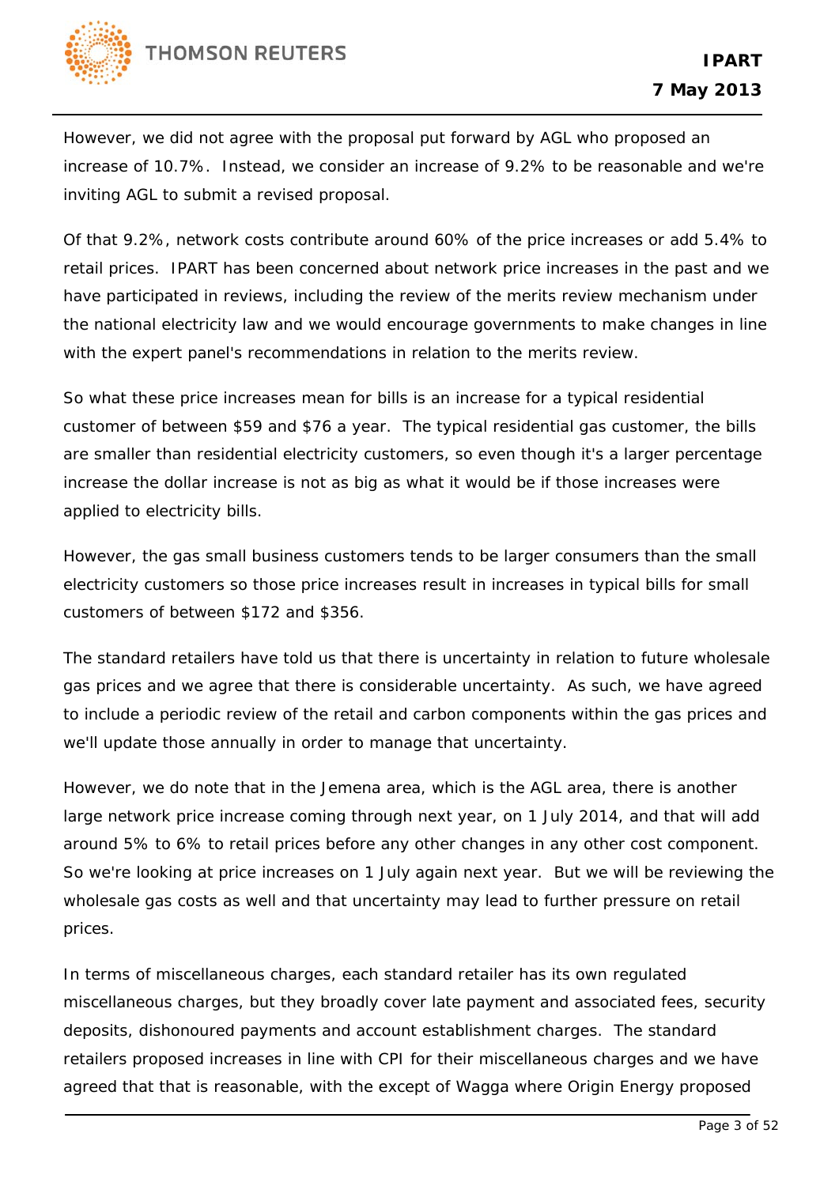However, we did not agree with the proposal put forward by AGL who proposed an increase of 10.7%. Instead, we consider an increase of 9.2% to be reasonable and we're inviting AGL to submit a revised proposal.

Of that 9.2%, network costs contribute around 60% of the price increases or add 5.4% to retail prices. IPART has been concerned about network price increases in the past and we have participated in reviews, including the review of the merits review mechanism under the national electricity law and we would encourage governments to make changes in line with the expert panel's recommendations in relation to the merits review.

So what these price increases mean for bills is an increase for a typical residential customer of between $59 and $76 a year. The typical residential gas customer, the bills are smaller than residential electricity customers, so even though it's a larger percentage increase the dollar increase is not as big as what it would be if those increases were applied to electricity bills.

However, the gas small business customers tends to be larger consumers than the small electricity customers so those price increases result in increases in typical bills for small customers of between $172 and $356.

The standard retailers have told us that there is uncertainty in relation to future wholesale gas prices and we agree that there is considerable uncertainty. As such, we have agreed to include a periodic review of the retail and carbon components within the gas prices and we'll update those annually in order to manage that uncertainty.

However, we do note that in the Jemena area, which is the AGL area, there is another large network price increase coming through next year, on 1 July 2014, and that will add around 5% to 6% to retail prices before any other changes in any other cost component. So we're looking at price increases on 1 July again next year. But we will be reviewing the wholesale gas costs as well and that uncertainty may lead to further pressure on retail prices.

In terms of miscellaneous charges, each standard retailer has its own regulated miscellaneous charges, but they broadly cover late payment and associated fees, security deposits, dishonoured payments and account establishment charges. The standard retailers proposed increases in line with CPI for their miscellaneous charges and we have agreed that that is reasonable, with the except of Wagga where Origin Energy proposed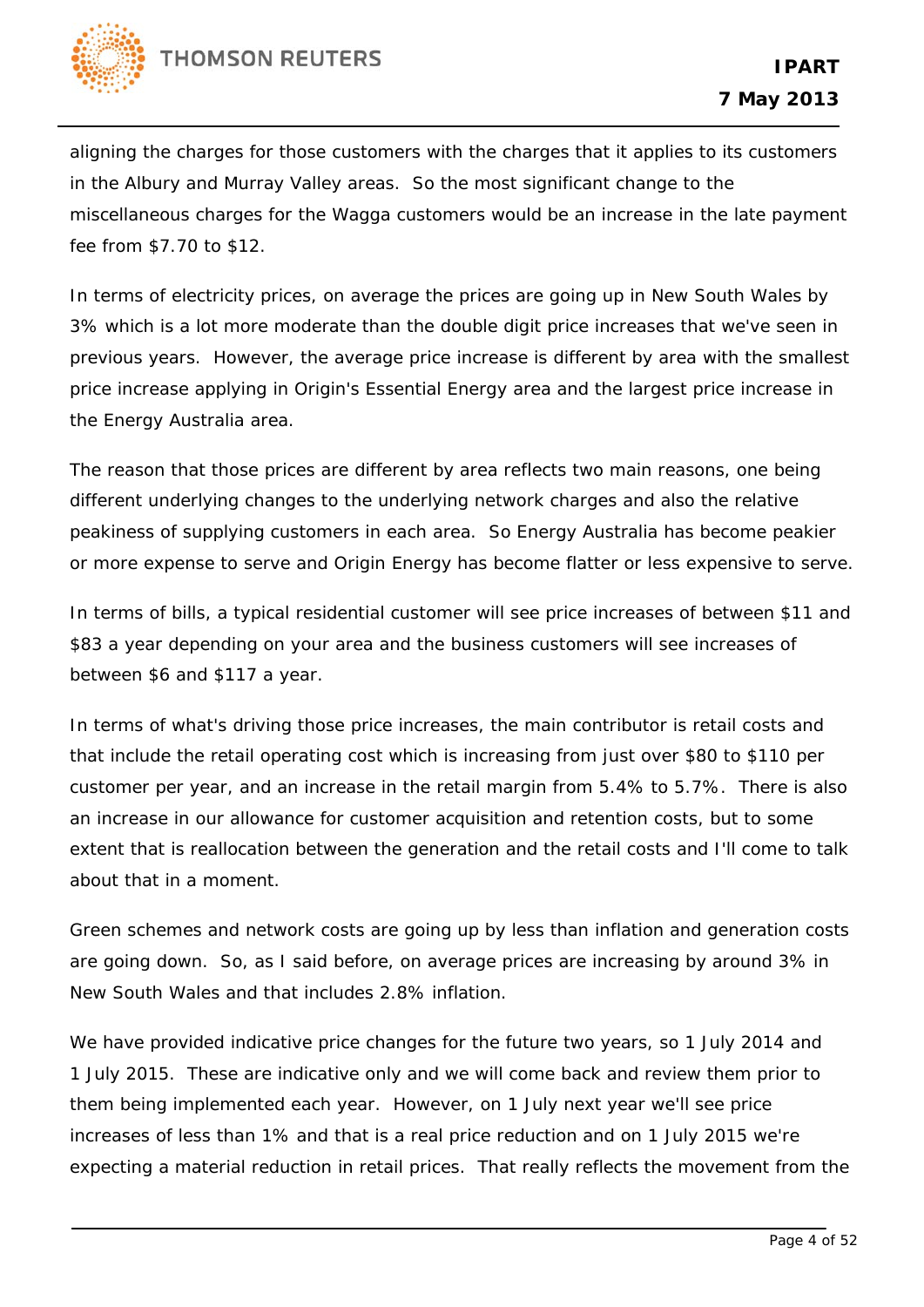aligning the charges for those customers with the charges that it applies to its customers in the Albury and Murray Valley areas. So the most significant change to the miscellaneous charges for the Wagga customers would be an increase in the late payment fee from $7.70 to $12.

In terms of electricity prices, on average the prices are going up in New South Wales by 3% which is a lot more moderate than the double digit price increases that we've seen in previous years. However, the average price increase is different by area with the smallest price increase applying in Origin's Essential Energy area and the largest price increase in the Energy Australia area.

The reason that those prices are different by area reflects two main reasons, one being different underlying changes to the underlying network charges and also the relative peakiness of supplying customers in each area. So Energy Australia has become peakier or more expense to serve and Origin Energy has become flatter or less expensive to serve.

In terms of bills, a typical residential customer will see price increases of between $11 and $83 a year depending on your area and the business customers will see increases of between $6 and $117 a year.

In terms of what's driving those price increases, the main contributor is retail costs and that include the retail operating cost which is increasing from just over $80 to $110 per customer per year, and an increase in the retail margin from 5.4% to 5.7%. There is also an increase in our allowance for customer acquisition and retention costs, but to some extent that is reallocation between the generation and the retail costs and I'll come to talk about that in a moment.

Green schemes and network costs are going up by less than inflation and generation costs are going down. So, as I said before, on average prices are increasing by around 3% in New South Wales and that includes 2.8% inflation.

We have provided indicative price changes for the future two years, so 1 July 2014 and 1 July 2015. These are indicative only and we will come back and review them prior to them being implemented each year. However, on 1 July next year we'll see price increases of less than 1% and that is a real price reduction and on 1 July 2015 we're expecting a material reduction in retail prices. That really reflects the movement from the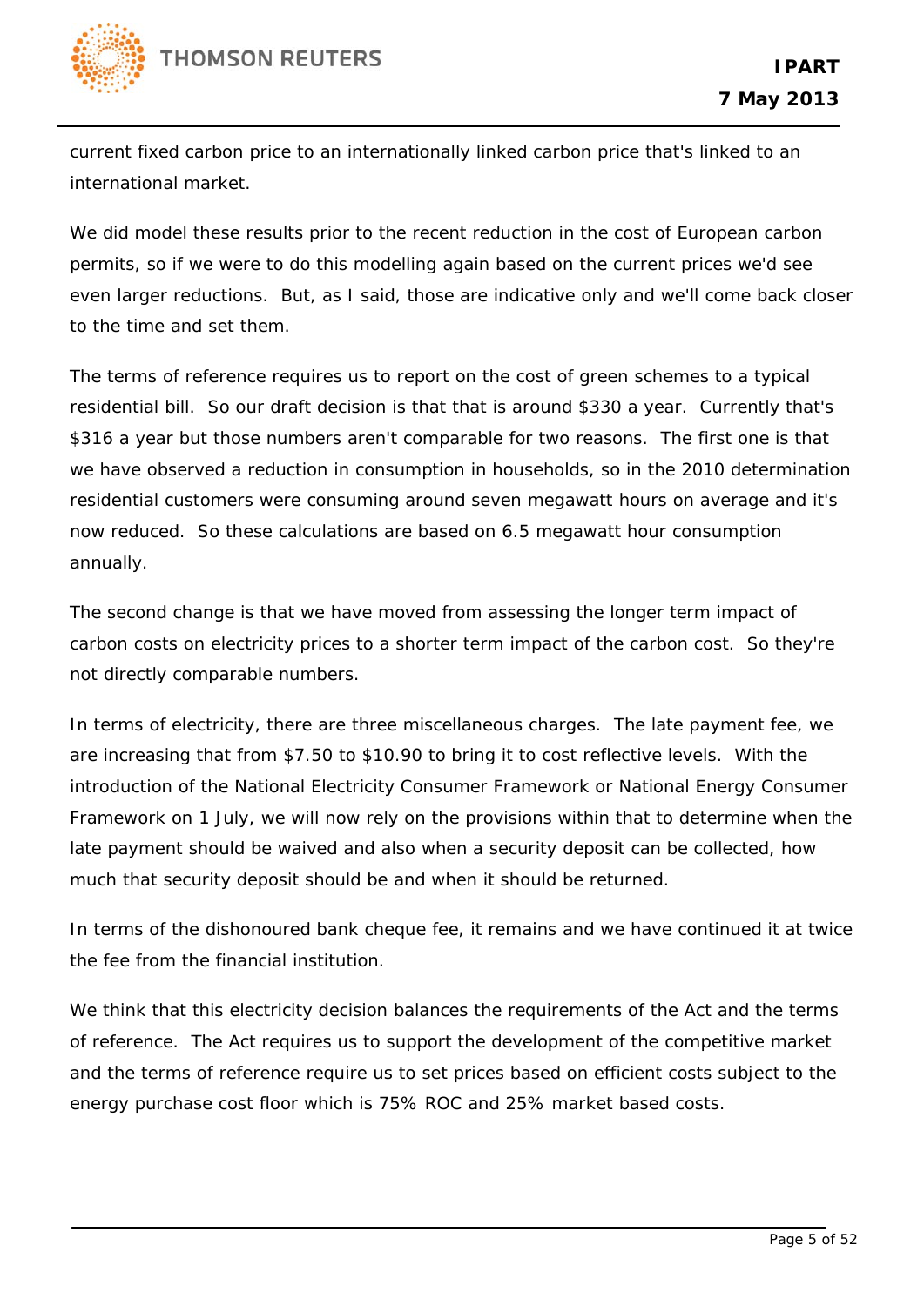current fixed carbon price to an internationally linked carbon price that's linked to an international market.

We did model these results prior to the recent reduction in the cost of European carbon permits, so if we were to do this modelling again based on the current prices we'd see even larger reductions. But, as I said, those are indicative only and we'll come back closer to the time and set them.

The terms of reference requires us to report on the cost of green schemes to a typical residential bill. So our draft decision is that that is around $330 a year. Currently that's $316 a year but those numbers aren't comparable for two reasons. The first one is that we have observed a reduction in consumption in households, so in the 2010 determination residential customers were consuming around seven megawatt hours on average and it's now reduced. So these calculations are based on 6.5 megawatt hour consumption annually.

The second change is that we have moved from assessing the longer term impact of carbon costs on electricity prices to a shorter term impact of the carbon cost. So they're not directly comparable numbers.

In terms of electricity, there are three miscellaneous charges. The late payment fee, we are increasing that from $7.50 to $10.90 to bring it to cost reflective levels. With the introduction of the National Electricity Consumer Framework or National Energy Consumer Framework on 1 July, we will now rely on the provisions within that to determine when the late payment should be waived and also when a security deposit can be collected, how much that security deposit should be and when it should be returned.

In terms of the dishonoured bank cheque fee, it remains and we have continued it at twice the fee from the financial institution.

We think that this electricity decision balances the requirements of the Act and the terms of reference. The Act requires us to support the development of the competitive market and the terms of reference require us to set prices based on efficient costs subject to the energy purchase cost floor which is 75% ROC and 25% market based costs.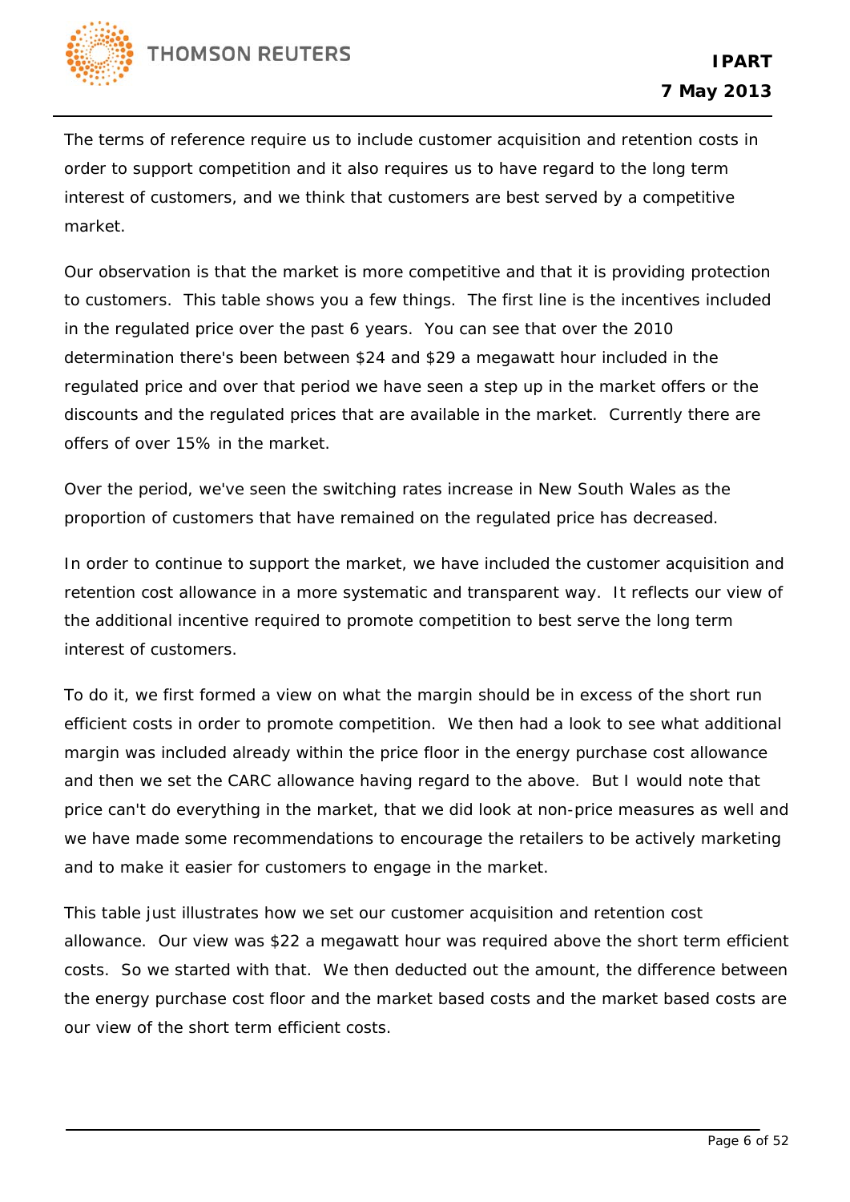The terms of reference require us to include customer acquisition and retention costs in order to support competition and it also requires us to have regard to the long term interest of customers, and we think that customers are best served by a competitive market.

Our observation is that the market is more competitive and that it is providing protection to customers. This table shows you a few things. The first line is the incentives included in the regulated price over the past 6 years. You can see that over the 2010 determination there's been between $24 and $29 a megawatt hour included in the regulated price and over that period we have seen a step up in the market offers or the discounts and the regulated prices that are available in the market. Currently there are offers of over 15% in the market.

Over the period, we've seen the switching rates increase in New South Wales as the proportion of customers that have remained on the regulated price has decreased.

In order to continue to support the market, we have included the customer acquisition and retention cost allowance in a more systematic and transparent way. It reflects our view of the additional incentive required to promote competition to best serve the long term interest of customers.

To do it, we first formed a view on what the margin should be in excess of the short run efficient costs in order to promote competition. We then had a look to see what additional margin was included already within the price floor in the energy purchase cost allowance and then we set the CARC allowance having regard to the above. But I would note that price can't do everything in the market, that we did look at non-price measures as well and we have made some recommendations to encourage the retailers to be actively marketing and to make it easier for customers to engage in the market.

This table just illustrates how we set our customer acquisition and retention cost allowance. Our view was $22 a megawatt hour was required above the short term efficient costs. So we started with that. We then deducted out the amount, the difference between the energy purchase cost floor and the market based costs and the market based costs are our view of the short term efficient costs.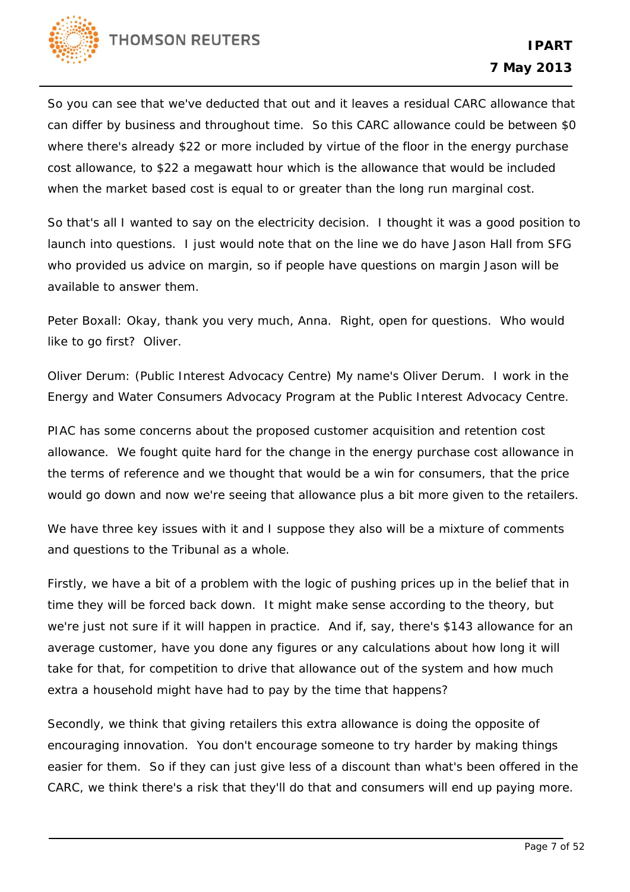So you can see that we've deducted that out and it leaves a residual CARC allowance that can differ by business and throughout time. So this CARC allowance could be between $0 where there's already $22 or more included by virtue of the floor in the energy purchase cost allowance, to $22 a megawatt hour which is the allowance that would be included when the market based cost is equal to or greater than the long run marginal cost.

So that's all I wanted to say on the electricity decision. I thought it was a good position to launch into questions. I just would note that on the line we do have Jason Hall from SFG who provided us advice on margin, so if people have questions on margin Jason will be available to answer them.

Peter Boxall: Okay, thank you very much, Anna. Right, open for questions. Who would like to go first? Oliver.

Oliver Derum: (Public Interest Advocacy Centre) My name's Oliver Derum. I work in the Energy and Water Consumers Advocacy Program at the Public Interest Advocacy Centre.

PIAC has some concerns about the proposed customer acquisition and retention cost allowance. We fought quite hard for the change in the energy purchase cost allowance in the terms of reference and we thought that would be a win for consumers, that the price would go down and now we're seeing that allowance plus a bit more given to the retailers.

We have three key issues with it and I suppose they also will be a mixture of comments and questions to the Tribunal as a whole.

Firstly, we have a bit of a problem with the logic of pushing prices up in the belief that in time they will be forced back down. It might make sense according to the theory, but we're just not sure if it will happen in practice. And if, say, there's $143 allowance for an average customer, have you done any figures or any calculations about how long it will take for that, for competition to drive that allowance out of the system and how much extra a household might have had to pay by the time that happens?

Secondly, we think that giving retailers this extra allowance is doing the opposite of encouraging innovation. You don't encourage someone to try harder by making things easier for them. So if they can just give less of a discount than what's been offered in the CARC, we think there's a risk that they'll do that and consumers will end up paying more.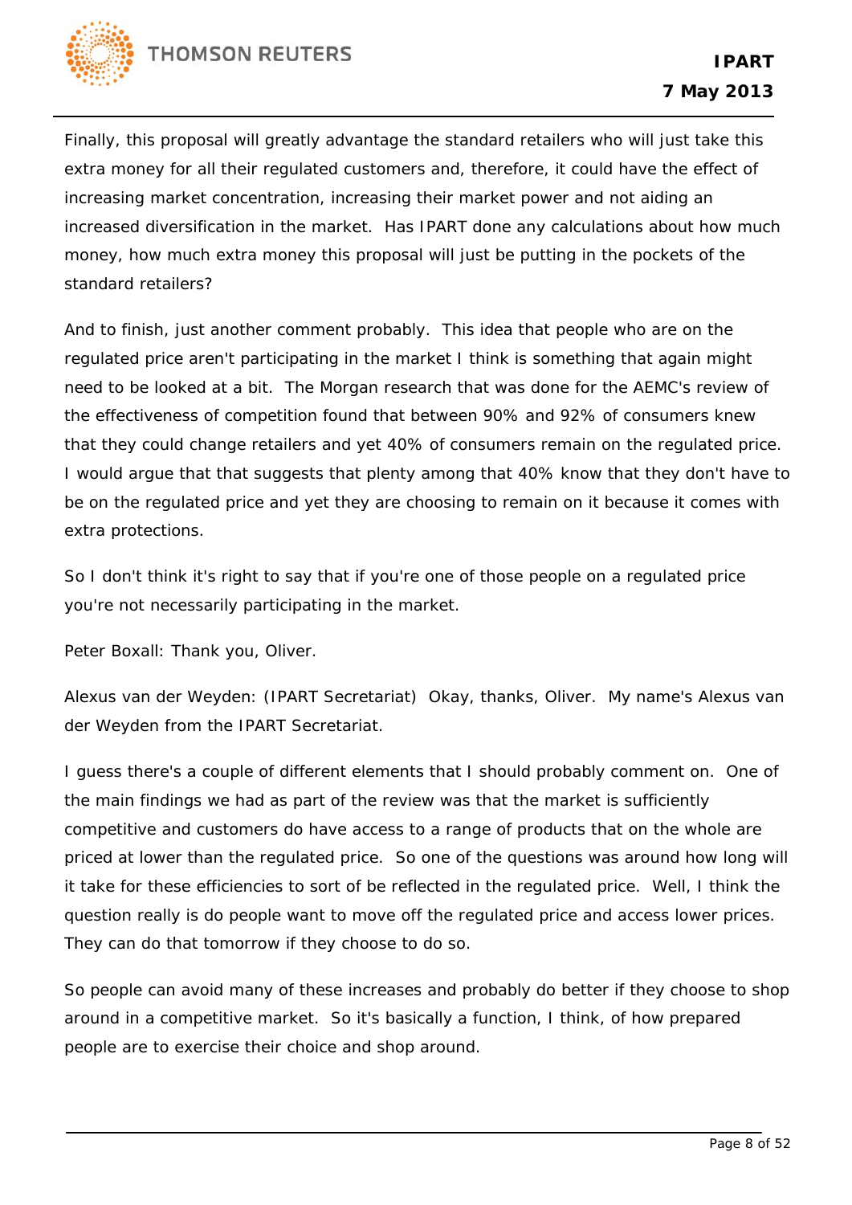Finally, this proposal will greatly advantage the standard retailers who will just take this extra money for all their regulated customers and, therefore, it could have the effect of increasing market concentration, increasing their market power and not aiding an increased diversification in the market. Has IPART done any calculations about how much money, how much extra money this proposal will just be putting in the pockets of the standard retailers?

And to finish, just another comment probably. This idea that people who are on the regulated price aren't participating in the market I think is something that again might need to be looked at a bit. The Morgan research that was done for the AEMC's review of the effectiveness of competition found that between 90% and 92% of consumers knew that they could change retailers and yet 40% of consumers remain on the regulated price. I would argue that that suggests that plenty among that 40% know that they don't have to be on the regulated price and yet they are choosing to remain on it because it comes with extra protections.

So I don't think it's right to say that if you're one of those people on a regulated price you're not necessarily participating in the market.

Peter Boxall: Thank you, Oliver.

Alexus van der Weyden: (IPART Secretariat) Okay, thanks, Oliver. My name's Alexus van der Weyden from the IPART Secretariat.

I guess there's a couple of different elements that I should probably comment on. One of the main findings we had as part of the review was that the market is sufficiently competitive and customers do have access to a range of products that on the whole are priced at lower than the regulated price. So one of the questions was around how long will it take for these efficiencies to sort of be reflected in the regulated price. Well, I think the question really is do people want to move off the regulated price and access lower prices. They can do that tomorrow if they choose to do so.

So people can avoid many of these increases and probably do better if they choose to shop around in a competitive market. So it's basically a function, I think, of how prepared people are to exercise their choice and shop around.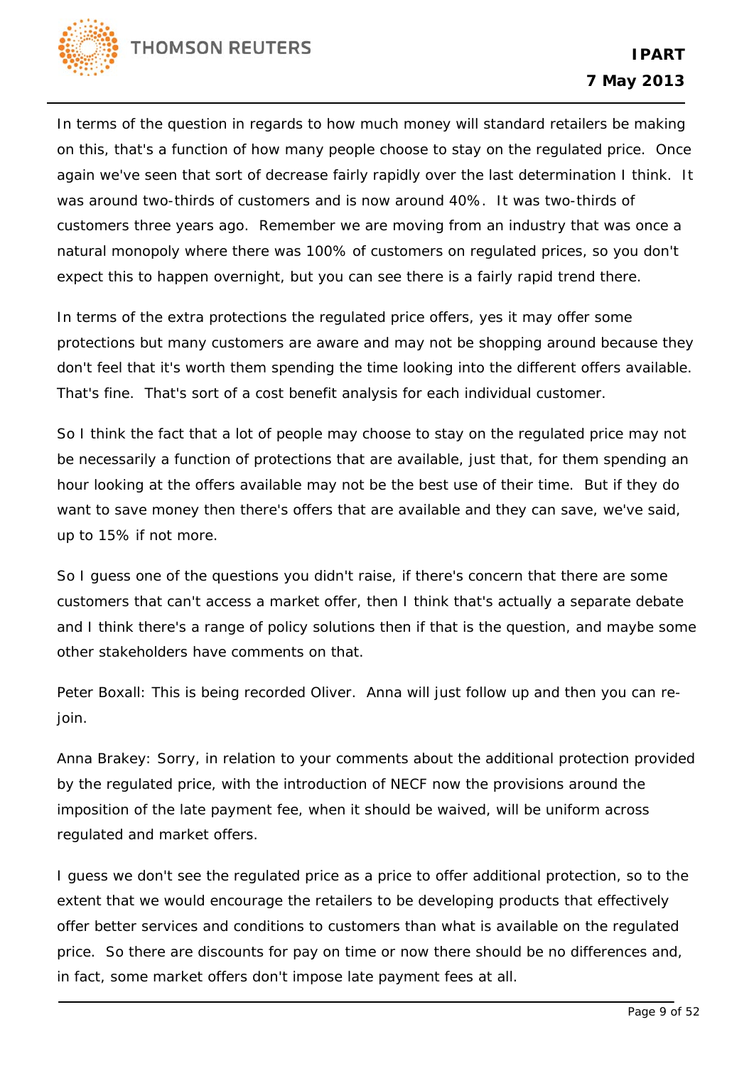In terms of the question in regards to how much money will standard retailers be making on this, that's a function of how many people choose to stay on the regulated price. Once again we've seen that sort of decrease fairly rapidly over the last determination I think. It was around two-thirds of customers and is now around 40%. It was two-thirds of customers three years ago. Remember we are moving from an industry that was once a natural monopoly where there was 100% of customers on regulated prices, so you don't expect this to happen overnight, but you can see there is a fairly rapid trend there.

In terms of the extra protections the regulated price offers, yes it may offer some protections but many customers are aware and may not be shopping around because they don't feel that it's worth them spending the time looking into the different offers available. That's fine. That's sort of a cost benefit analysis for each individual customer.

So I think the fact that a lot of people may choose to stay on the regulated price may not be necessarily a function of protections that are available, just that, for them spending an hour looking at the offers available may not be the best use of their time. But if they do want to save money then there's offers that are available and they can save, we've said, up to 15% if not more.

So I guess one of the questions you didn't raise, if there's concern that there are some customers that can't access a market offer, then I think that's actually a separate debate and I think there's a range of policy solutions then if that is the question, and maybe some other stakeholders have comments on that.

Peter Boxall: This is being recorded Oliver. Anna will just follow up and then you can re-join.

Anna Brakey: Sorry, in relation to your comments about the additional protection provided by the regulated price, with the introduction of NECF now the provisions around the imposition of the late payment fee, when it should be waived, will be uniform across regulated and market offers.

I guess we don't see the regulated price as a price to offer additional protection, so to the extent that we would encourage the retailers to be developing products that effectively offer better services and conditions to customers than what is available on the regulated price. So there are discounts for pay on time or now there should be no differences and, in fact, some market offers don't impose late payment fees at all.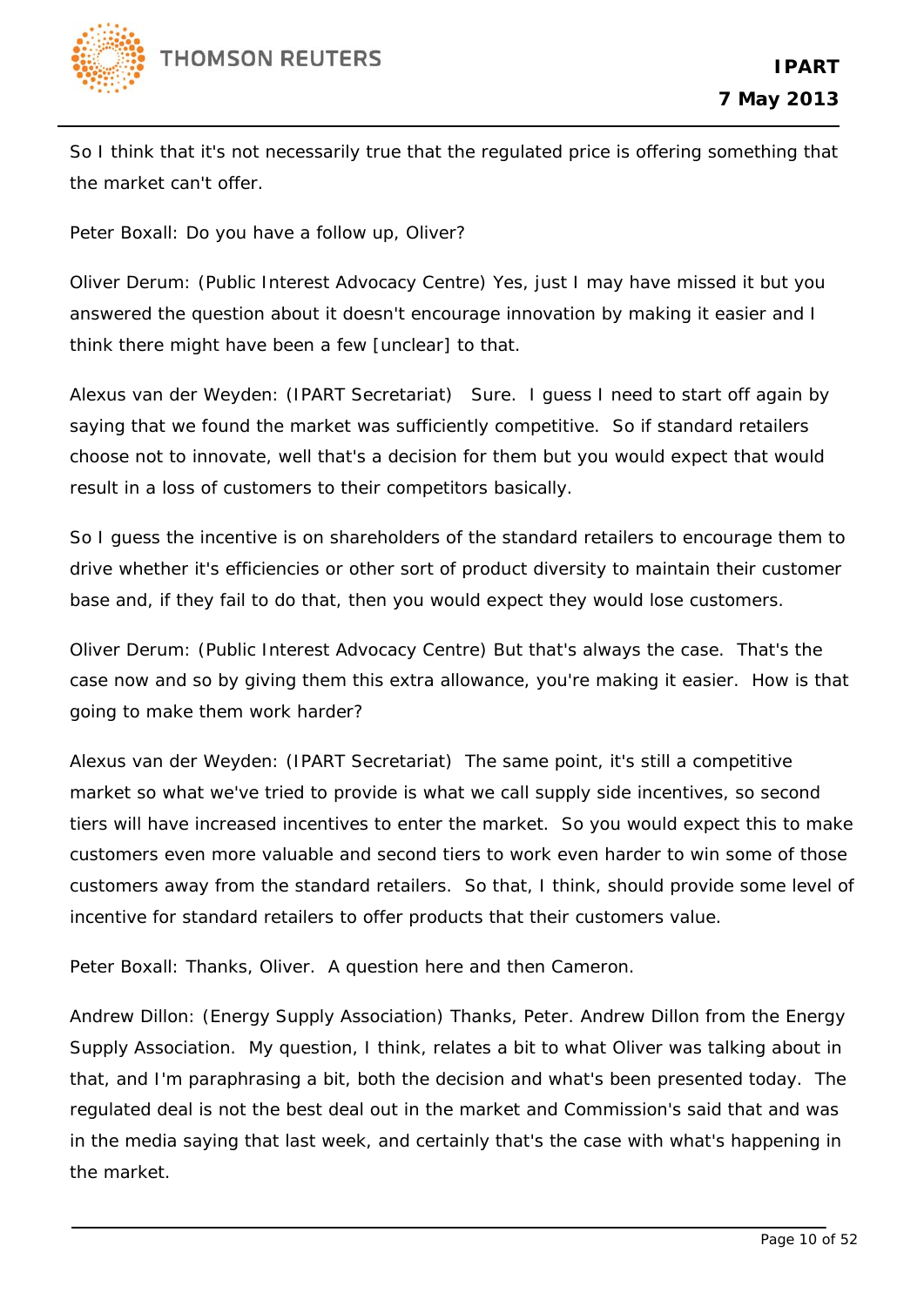So I think that it's not necessarily true that the regulated price is offering something that the market can't offer.

Peter Boxall: Do you have a follow up, Oliver?

Oliver Derum: (Public Interest Advocacy Centre) Yes, just I may have missed it but you answered the question about it doesn't encourage innovation by making it easier and I think there might have been a few [unclear] to that.

Alexus van der Weyden: (IPART Secretariat) Sure. I guess I need to start off again by saying that we found the market was sufficiently competitive. So if standard retailers choose not to innovate, well that's a decision for them but you would expect that would result in a loss of customers to their competitors basically.

So I guess the incentive is on shareholders of the standard retailers to encourage them to drive whether it's efficiencies or other sort of product diversity to maintain their customer base and, if they fail to do that, then you would expect they would lose customers.

Oliver Derum: (Public Interest Advocacy Centre) But that's always the case. That's the case now and so by giving them this extra allowance, you're making it easier. How is that going to make them work harder?

Alexus van der Weyden: (IPART Secretariat) The same point, it's still a competitive market so what we've tried to provide is what we call supply side incentives, so second tiers will have increased incentives to enter the market. So you would expect this to make customers even more valuable and second tiers to work even harder to win some of those customers away from the standard retailers. So that, I think, should provide some level of incentive for standard retailers to offer products that their customers value.

Peter Boxall: Thanks, Oliver. A question here and then Cameron.

Andrew Dillon: (Energy Supply Association) Thanks, Peter. Andrew Dillon from the Energy Supply Association. My question, I think, relates a bit to what Oliver was talking about in that, and I'm paraphrasing a bit, both the decision and what's been presented today. The regulated deal is not the best deal out in the market and Commission's said that and was in the media saying that last week, and certainly that's the case with what's happening in the market.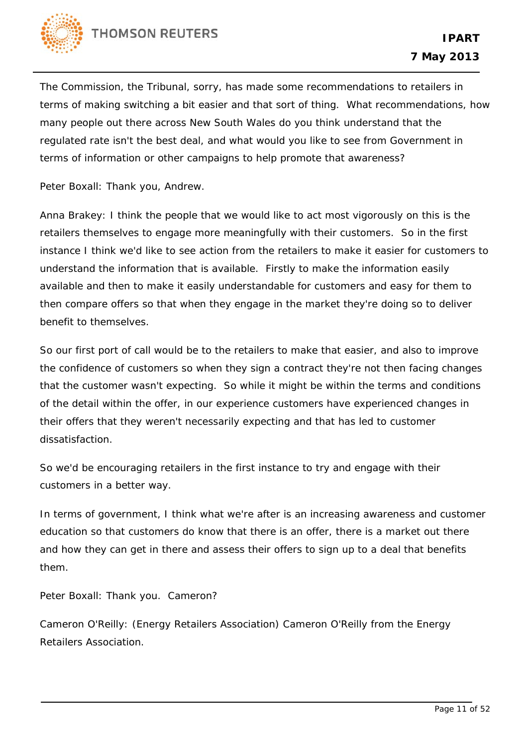The Commission, the Tribunal, sorry, has made some recommendations to retailers in terms of making switching a bit easier and that sort of thing. What recommendations, how many people out there across New South Wales do you think understand that the regulated rate isn't the best deal, and what would you like to see from Government in terms of information or other campaigns to help promote that awareness?

Peter Boxall: Thank you, Andrew.

Anna Brakey: I think the people that we would like to act most vigorously on this is the retailers themselves to engage more meaningfully with their customers. So in the first instance I think we'd like to see action from the retailers to make it easier for customers to understand the information that is available. Firstly to make the information easily available and then to make it easily understandable for customers and easy for them to then compare offers so that when they engage in the market they're doing so to deliver benefit to themselves.

So our first port of call would be to the retailers to make that easier, and also to improve the confidence of customers so when they sign a contract they're not then facing changes that the customer wasn't expecting. So while it might be within the terms and conditions of the detail within the offer, in our experience customers have experienced changes in their offers that they weren't necessarily expecting and that has led to customer dissatisfaction.

So we'd be encouraging retailers in the first instance to try and engage with their customers in a better way.

In terms of government, I think what we're after is an increasing awareness and customer education so that customers do know that there is an offer, there is a market out there and how they can get in there and assess their offers to sign up to a deal that benefits them.

Peter Boxall: Thank you. Cameron?

Cameron O'Reilly: (Energy Retailers Association) Cameron O'Reilly from the Energy Retailers Association.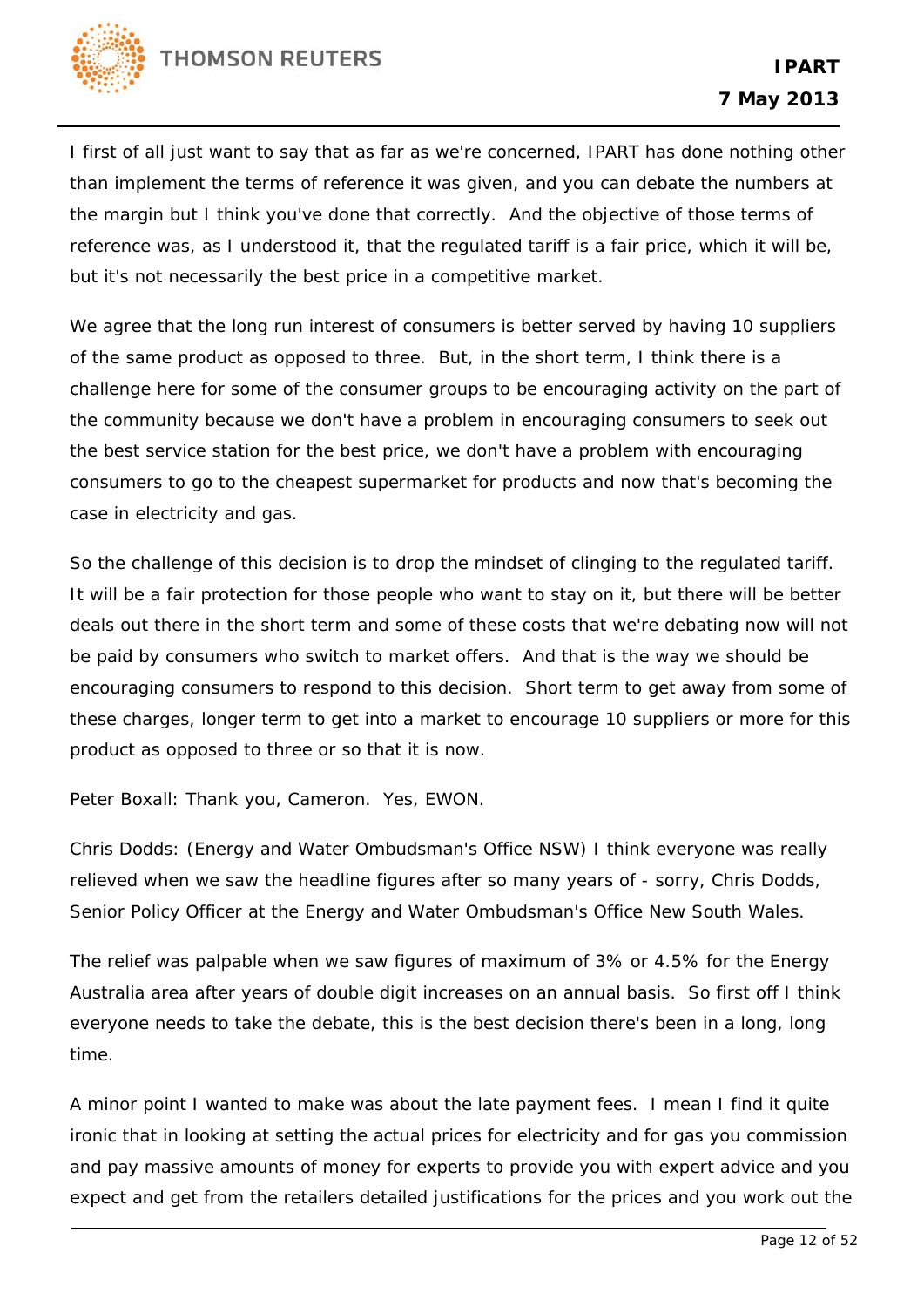I first of all just want to say that as far as we're concerned, IPART has done nothing other than implement the terms of reference it was given, and you can debate the numbers at the margin but I think you've done that correctly. And the objective of those terms of reference was, as I understood it, that the regulated tariff is a fair price, which it will be, but it's not necessarily the best price in a competitive market.

We agree that the long run interest of consumers is better served by having 10 suppliers of the same product as opposed to three. But, in the short term, I think there is a challenge here for some of the consumer groups to be encouraging activity on the part of the community because we don't have a problem in encouraging consumers to seek out the best service station for the best price, we don't have a problem with encouraging consumers to go to the cheapest supermarket for products and now that's becoming the case in electricity and gas.

So the challenge of this decision is to drop the mindset of clinging to the regulated tariff. It will be a fair protection for those people who want to stay on it, but there will be better deals out there in the short term and some of these costs that we're debating now will not be paid by consumers who switch to market offers. And that is the way we should be encouraging consumers to respond to this decision. Short term to get away from some of these charges, longer term to get into a market to encourage 10 suppliers or more for this product as opposed to three or so that it is now.

Peter Boxall: Thank you, Cameron. Yes, EWON.

Chris Dodds: (Energy and Water Ombudsman's Office NSW) I think everyone was really relieved when we saw the headline figures after so many years of - sorry, Chris Dodds, Senior Policy Officer at the Energy and Water Ombudsman's Office New South Wales.

The relief was palpable when we saw figures of maximum of 3% or 4.5% for the Energy Australia area after years of double digit increases on an annual basis. So first off I think everyone needs to take the debate, this is the best decision there's been in a long, long time.

A minor point I wanted to make was about the late payment fees. I mean I find it quite ironic that in looking at setting the actual prices for electricity and for gas you commission and pay massive amounts of money for experts to provide you with expert advice and you expect and get from the retailers detailed justifications for the prices and you work out the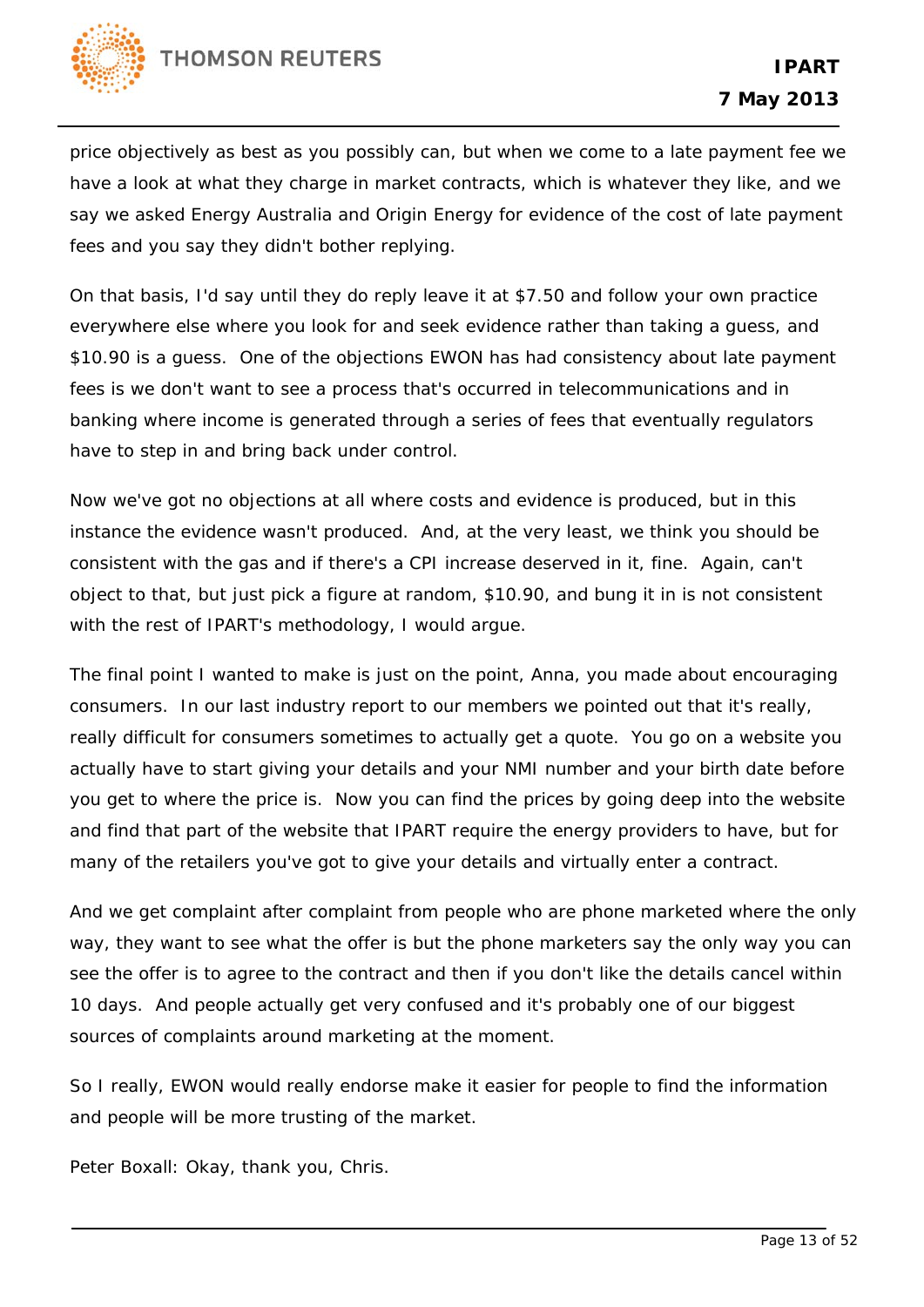price objectively as best as you possibly can, but when we come to a late payment fee we have a look at what they charge in market contracts, which is whatever they like, and we say we asked Energy Australia and Origin Energy for evidence of the cost of late payment fees and you say they didn't bother replying.

On that basis, I'd say until they do reply leave it at $7.50 and follow your own practice everywhere else where you look for and seek evidence rather than taking a guess, and $10.90 is a guess. One of the objections EWON has had consistency about late payment fees is we don't want to see a process that's occurred in telecommunications and in banking where income is generated through a series of fees that eventually regulators have to step in and bring back under control.

Now we've got no objections at all where costs and evidence is produced, but in this instance the evidence wasn't produced. And, at the very least, we think you should be consistent with the gas and if there's a CPI increase deserved in it, fine. Again, can't object to that, but just pick a figure at random, $10.90, and bung it in is not consistent with the rest of IPART's methodology, I would argue.

The final point I wanted to make is just on the point, Anna, you made about encouraging consumers. In our last industry report to our members we pointed out that it's really, really difficult for consumers sometimes to actually get a quote. You go on a website you actually have to start giving your details and your NMI number and your birth date before you get to where the price is. Now you can find the prices by going deep into the website and find that part of the website that IPART require the energy providers to have, but for many of the retailers you've got to give your details and virtually enter a contract.

And we get complaint after complaint from people who are phone marketed where the only way, they want to see what the offer is but the phone marketers say the only way you can see the offer is to agree to the contract and then if you don't like the details cancel within 10 days. And people actually get very confused and it's probably one of our biggest sources of complaints around marketing at the moment.

So I really, EWON would really endorse make it easier for people to find the information and people will be more trusting of the market.

Peter Boxall: Okay, thank you, Chris.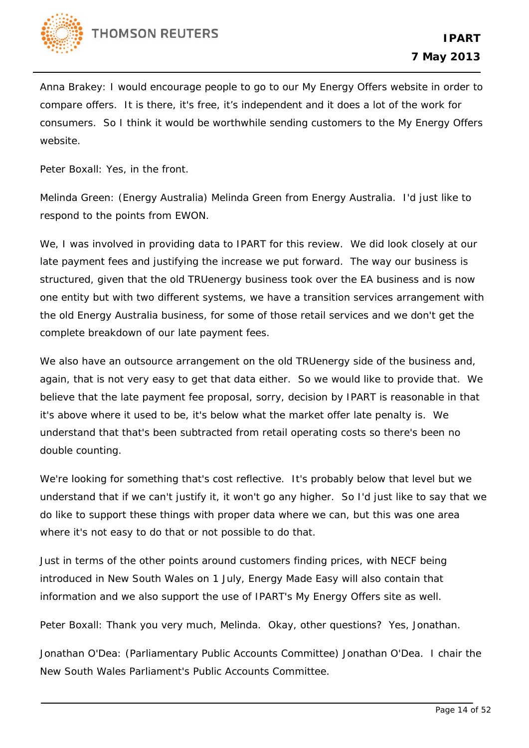Anna Brakey: I would encourage people to go to our My Energy Offers website in order to compare offers. It is there, it's free, it's independent and it does a lot of the work for consumers. So I think it would be worthwhile sending customers to the My Energy Offers website.

Peter Boxall: Yes, in the front.

Melinda Green: (Energy Australia) Melinda Green from Energy Australia. I'd just like to respond to the points from EWON.

We, I was involved in providing data to IPART for this review. We did look closely at our late payment fees and justifying the increase we put forward. The way our business is structured, given that the old TRUenergy business took over the EA business and is now one entity but with two different systems, we have a transition services arrangement with the old Energy Australia business, for some of those retail services and we don't get the complete breakdown of our late payment fees.

We also have an outsource arrangement on the old TRUenergy side of the business and, again, that is not very easy to get that data either. So we would like to provide that. We believe that the late payment fee proposal, sorry, decision by IPART is reasonable in that it's above where it used to be, it's below what the market offer late penalty is. We understand that that's been subtracted from retail operating costs so there's been no double counting.

We're looking for something that's cost reflective. It's probably below that level but we understand that if we can't justify it, it won't go any higher. So I'd just like to say that we do like to support these things with proper data where we can, but this was one area where it's not easy to do that or not possible to do that.

Just in terms of the other points around customers finding prices, with NECF being introduced in New South Wales on 1 July, Energy Made Easy will also contain that information and we also support the use of IPART's My Energy Offers site as well.

Peter Boxall: Thank you very much, Melinda. Okay, other questions? Yes, Jonathan.

Jonathan O'Dea: (Parliamentary Public Accounts Committee) Jonathan O'Dea. I chair the New South Wales Parliament's Public Accounts Committee.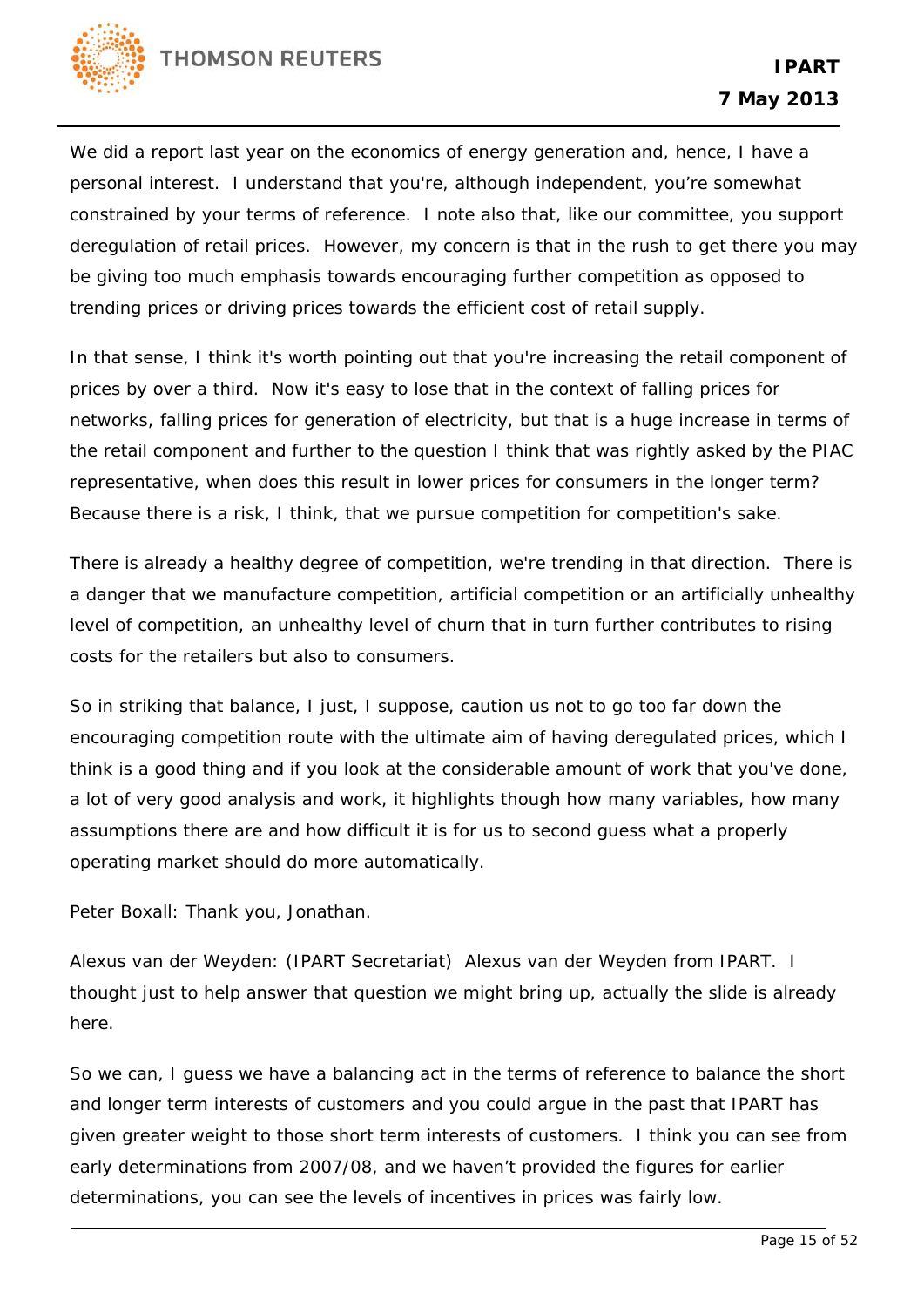We did a report last year on the economics of energy generation and, hence, I have a personal interest. I understand that you're, although independent, you're somewhat constrained by your terms of reference. I note also that, like our committee, you support deregulation of retail prices. However, my concern is that in the rush to get there you may be giving too much emphasis towards encouraging further competition as opposed to trending prices or driving prices towards the efficient cost of retail supply.

In that sense, I think it's worth pointing out that you're increasing the retail component of prices by over a third. Now it's easy to lose that in the context of falling prices for networks, falling prices for generation of electricity, but that is a huge increase in terms of the retail component and further to the question I think that was rightly asked by the PIAC representative, when does this result in lower prices for consumers in the longer term? Because there is a risk, I think, that we pursue competition for competition's sake.

There is already a healthy degree of competition, we're trending in that direction. There is a danger that we manufacture competition, artificial competition or an artificially unhealthy level of competition, an unhealthy level of churn that in turn further contributes to rising costs for the retailers but also to consumers.

So in striking that balance, I just, I suppose, caution us not to go too far down the encouraging competition route with the ultimate aim of having deregulated prices, which I think is a good thing and if you look at the considerable amount of work that you've done, a lot of very good analysis and work, it highlights though how many variables, how many assumptions there are and how difficult it is for us to second guess what a properly operating market should do more automatically.

Peter Boxall: Thank you, Jonathan.

Alexus van der Weyden: (IPART Secretariat) Alexus van der Weyden from IPART. I thought just to help answer that question we might bring up, actually the slide is already here.

So we can, I guess we have a balancing act in the terms of reference to balance the short and longer term interests of customers and you could argue in the past that IPART has given greater weight to those short term interests of customers. I think you can see from early determinations from 2007/08, and we haven't provided the figures for earlier determinations, you can see the levels of incentives in prices was fairly low.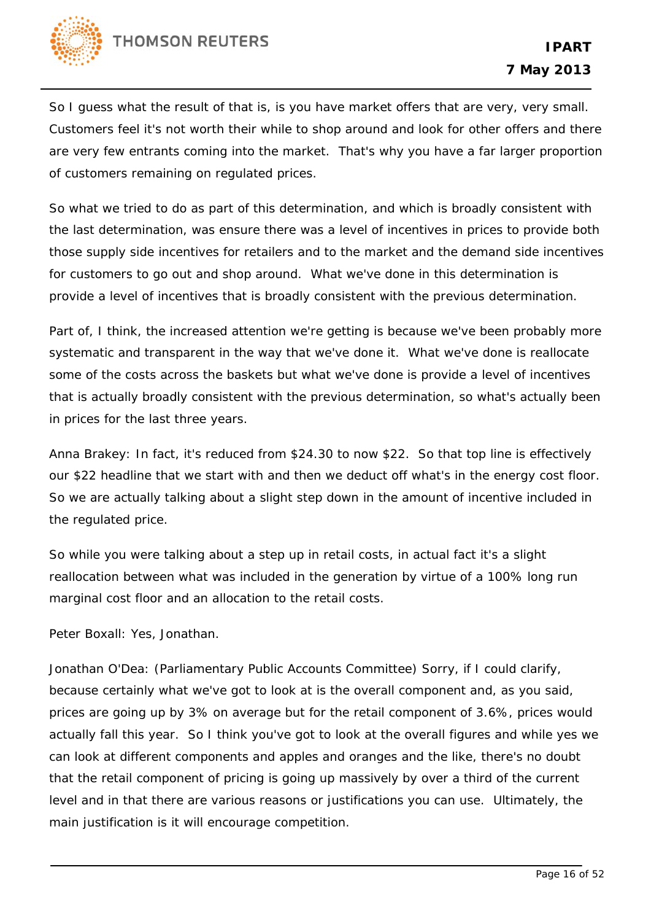So I guess what the result of that is, is you have market offers that are very, very small. Customers feel it's not worth their while to shop around and look for other offers and there are very few entrants coming into the market. That's why you have a far larger proportion of customers remaining on regulated prices.

So what we tried to do as part of this determination, and which is broadly consistent with the last determination, was ensure there was a level of incentives in prices to provide both those supply side incentives for retailers and to the market and the demand side incentives for customers to go out and shop around. What we've done in this determination is provide a level of incentives that is broadly consistent with the previous determination.

Part of, I think, the increased attention we're getting is because we've been probably more systematic and transparent in the way that we've done it. What we've done is reallocate some of the costs across the baskets but what we've done is provide a level of incentives that is actually broadly consistent with the previous determination, so what's actually been in prices for the last three years.

Anna Brakey: In fact, it's reduced from $24.30 to now $22. So that top line is effectively our $22 headline that we start with and then we deduct off what's in the energy cost floor. So we are actually talking about a slight step down in the amount of incentive included in the regulated price.

So while you were talking about a step up in retail costs, in actual fact it's a slight reallocation between what was included in the generation by virtue of a 100% long run marginal cost floor and an allocation to the retail costs.

Peter Boxall: Yes, Jonathan.

Jonathan O'Dea: (Parliamentary Public Accounts Committee) Sorry, if I could clarify, because certainly what we've got to look at is the overall component and, as you said, prices are going up by 3% on average but for the retail component of 3.6%, prices would actually fall this year. So I think you've got to look at the overall figures and while yes we can look at different components and apples and oranges and the like, there's no doubt that the retail component of pricing is going up massively by over a third of the current level and in that there are various reasons or justifications you can use. Ultimately, the main justification is it will encourage competition.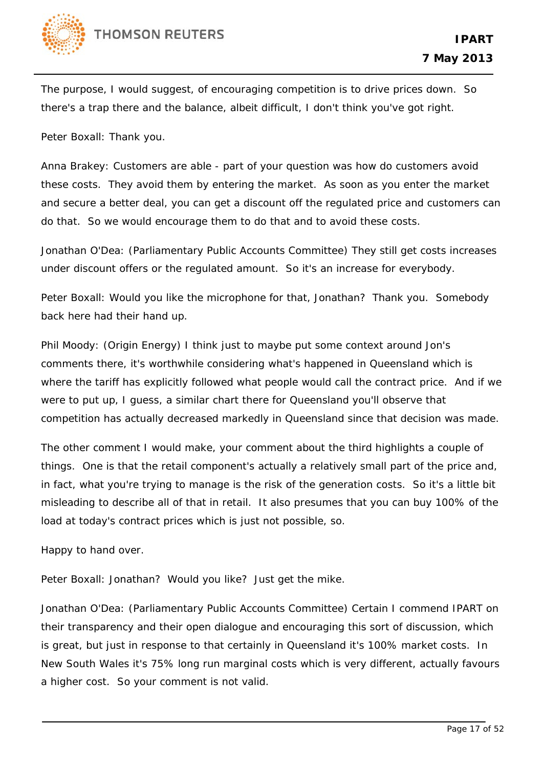The purpose, I would suggest, of encouraging competition is to drive prices down. So there's a trap there and the balance, albeit difficult, I don't think you've got right.

Peter Boxall: Thank you.

Anna Brakey: Customers are able - part of your question was how do customers avoid these costs. They avoid them by entering the market. As soon as you enter the market and secure a better deal, you can get a discount off the regulated price and customers can do that. So we would encourage them to do that and to avoid these costs.

Jonathan O'Dea: (Parliamentary Public Accounts Committee) They still get costs increases under discount offers or the regulated amount. So it's an increase for everybody.

Peter Boxall: Would you like the microphone for that, Jonathan? Thank you. Somebody back here had their hand up.

Phil Moody: (Origin Energy) I think just to maybe put some context around Jon's comments there, it's worthwhile considering what's happened in Queensland which is where the tariff has explicitly followed what people would call the contract price. And if we were to put up, I guess, a similar chart there for Queensland you'll observe that competition has actually decreased markedly in Queensland since that decision was made.

The other comment I would make, your comment about the third highlights a couple of things. One is that the retail component's actually a relatively small part of the price and, in fact, what you're trying to manage is the risk of the generation costs. So it's a little bit misleading to describe all of that in retail. It also presumes that you can buy 100% of the load at today's contract prices which is just not possible, so.

Happy to hand over.

Peter Boxall: Jonathan? Would you like? Just get the mike.

Jonathan O'Dea: (Parliamentary Public Accounts Committee) Certain I commend IPART on their transparency and their open dialogue and encouraging this sort of discussion, which is great, but just in response to that certainly in Queensland it's 100% market costs. In New South Wales it's 75% long run marginal costs which is very different, actually favours a higher cost. So your comment is not valid.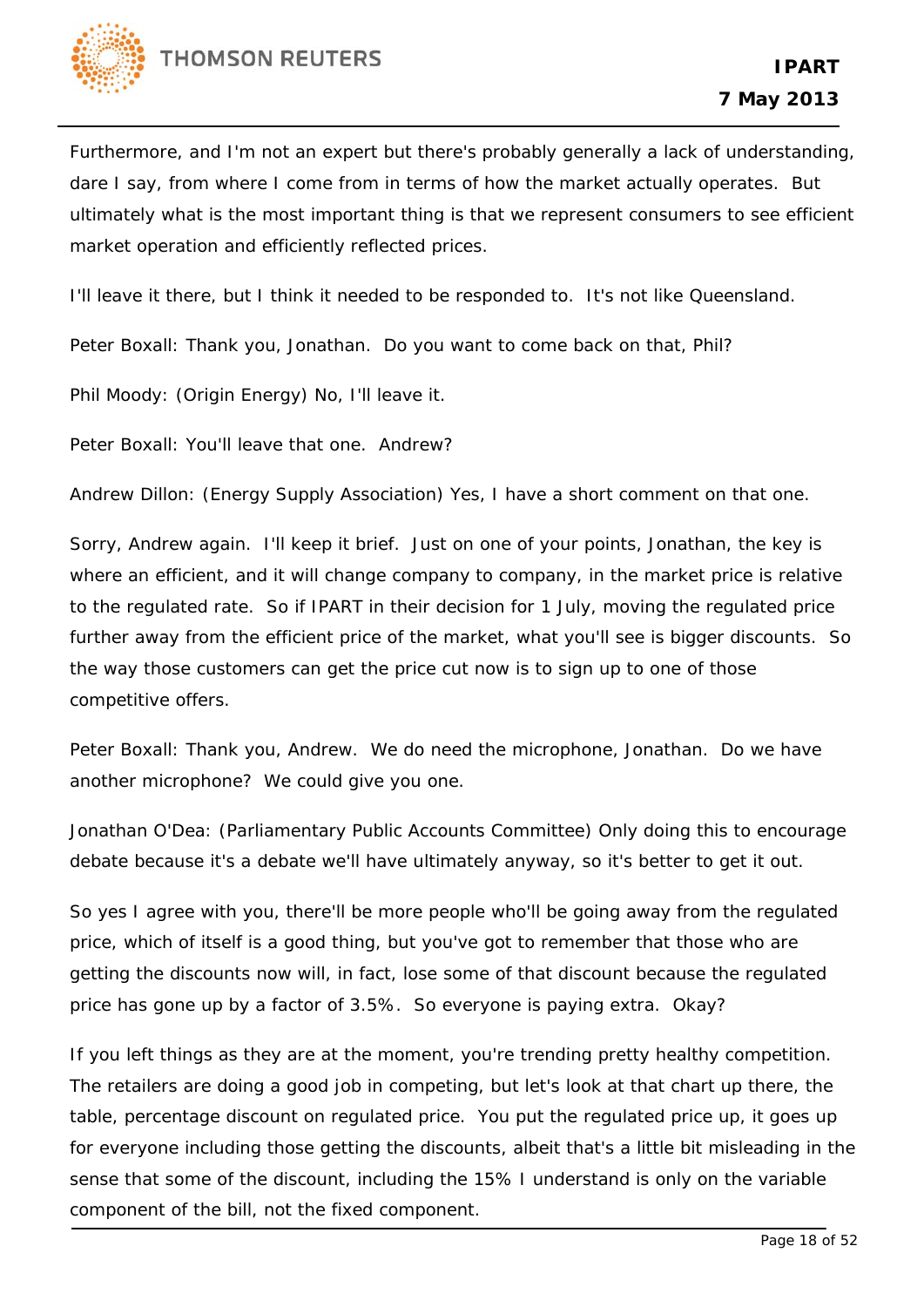Furthermore, and I'm not an expert but there's probably generally a lack of understanding, dare I say, from where I come from in terms of how the market actually operates. But ultimately what is the most important thing is that we represent consumers to see efficient market operation and efficiently reflected prices.

I'll leave it there, but I think it needed to be responded to. It's not like Queensland.

Peter Boxall: Thank you, Jonathan. Do you want to come back on that, Phil?

Phil Moody: (Origin Energy) No, I'll leave it.

Peter Boxall: You'll leave that one. Andrew?

Andrew Dillon: (Energy Supply Association) Yes, I have a short comment on that one.

Sorry, Andrew again. I'll keep it brief. Just on one of your points, Jonathan, the key is where an efficient, and it will change company to company, in the market price is relative to the regulated rate. So if IPART in their decision for 1 July, moving the regulated price further away from the efficient price of the market, what you'll see is bigger discounts. So the way those customers can get the price cut now is to sign up to one of those competitive offers.

Peter Boxall: Thank you, Andrew. We do need the microphone, Jonathan. Do we have another microphone? We could give you one.

Jonathan O'Dea: (Parliamentary Public Accounts Committee) Only doing this to encourage debate because it's a debate we'll have ultimately anyway, so it's better to get it out.

So yes I agree with you, there'll be more people who'll be going away from the regulated price, which of itself is a good thing, but you've got to remember that those who are getting the discounts now will, in fact, lose some of that discount because the regulated price has gone up by a factor of 3.5%. So everyone is paying extra. Okay?

If you left things as they are at the moment, you're trending pretty healthy competition. The retailers are doing a good job in competing, but let's look at that chart up there, the table, percentage discount on regulated price. You put the regulated price up, it goes up for everyone including those getting the discounts, albeit that's a little bit misleading in the sense that some of the discount, including the 15% I understand is only on the variable component of the bill, not the fixed component.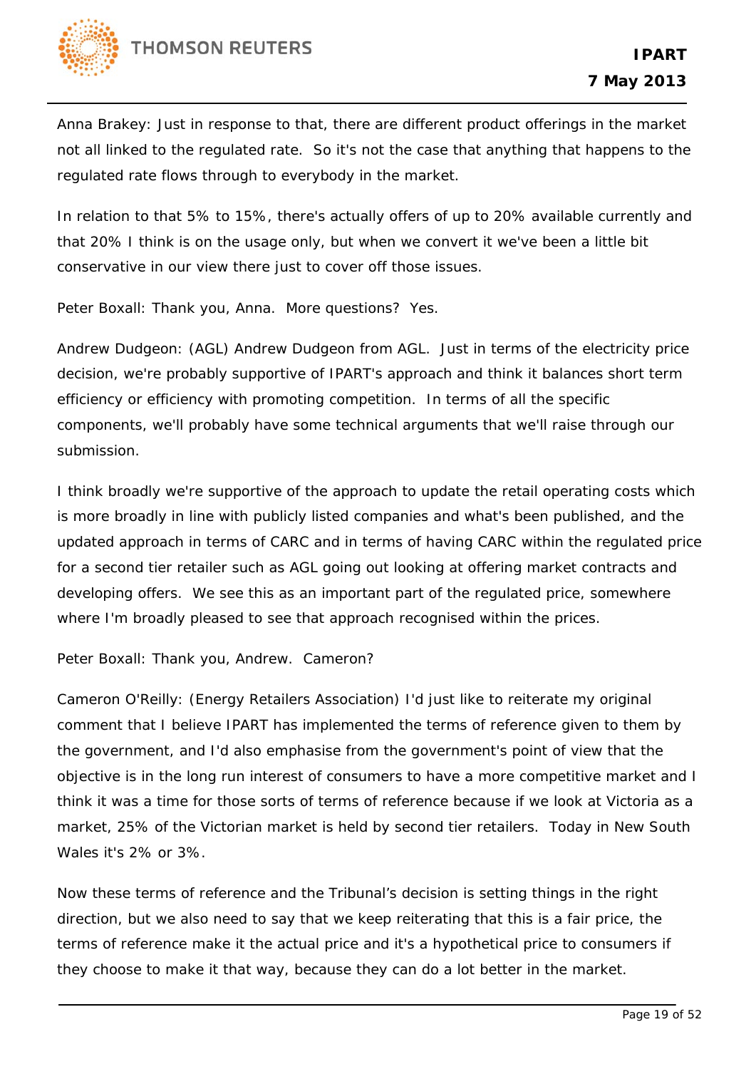Anna Brakey: Just in response to that, there are different product offerings in the market not all linked to the regulated rate. So it's not the case that anything that happens to the regulated rate flows through to everybody in the market.

In relation to that 5% to 15%, there's actually offers of up to 20% available currently and that 20% I think is on the usage only, but when we convert it we've been a little bit conservative in our view there just to cover off those issues.

Peter Boxall: Thank you, Anna. More questions? Yes.

Andrew Dudgeon: (AGL) Andrew Dudgeon from AGL. Just in terms of the electricity price decision, we're probably supportive of IPART's approach and think it balances short term efficiency or efficiency with promoting competition. In terms of all the specific components, we'll probably have some technical arguments that we'll raise through our submission.

I think broadly we're supportive of the approach to update the retail operating costs which is more broadly in line with publicly listed companies and what's been published, and the updated approach in terms of CARC and in terms of having CARC within the regulated price for a second tier retailer such as AGL going out looking at offering market contracts and developing offers. We see this as an important part of the regulated price, somewhere where I'm broadly pleased to see that approach recognised within the prices.

Peter Boxall: Thank you, Andrew. Cameron?

Cameron O'Reilly: (Energy Retailers Association) I'd just like to reiterate my original comment that I believe IPART has implemented the terms of reference given to them by the government, and I'd also emphasise from the government's point of view that the objective is in the long run interest of consumers to have a more competitive market and I think it was a time for those sorts of terms of reference because if we look at Victoria as a market, 25% of the Victorian market is held by second tier retailers. Today in New South Wales it's 2% or 3%.

Now these terms of reference and the Tribunal's decision is setting things in the right direction, but we also need to say that we keep reiterating that this is a fair price, the terms of reference make it the actual price and it's a hypothetical price to consumers if they choose to make it that way, because they can do a lot better in the market.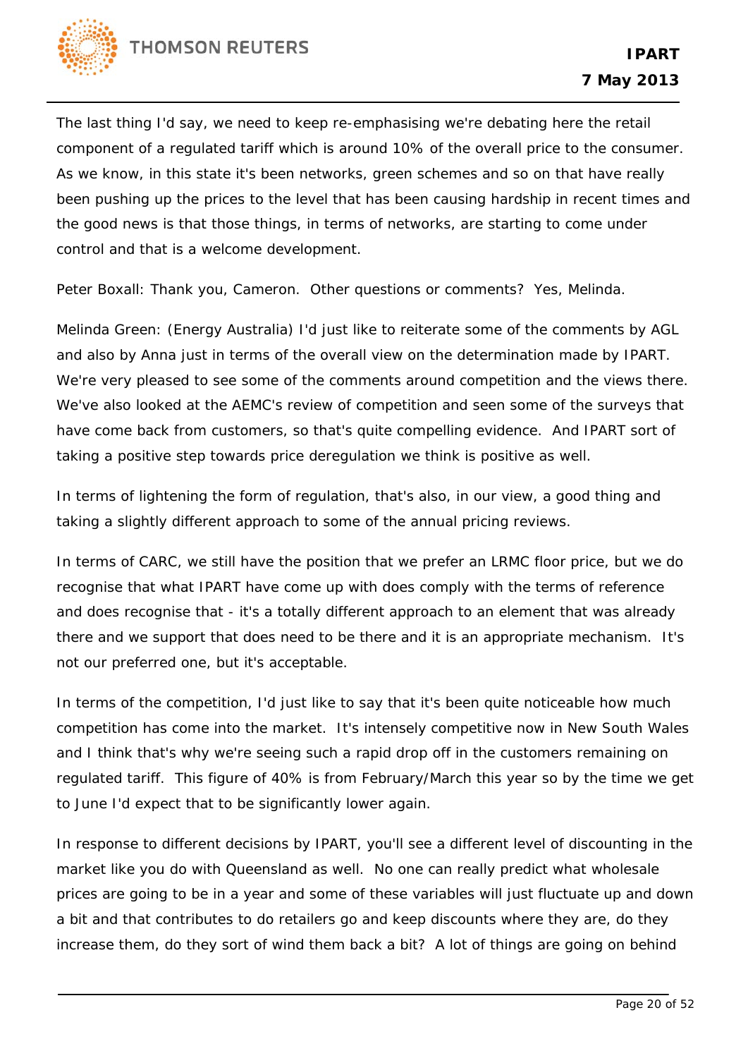The last thing I'd say, we need to keep re-emphasising we're debating here the retail component of a regulated tariff which is around 10% of the overall price to the consumer. As we know, in this state it's been networks, green schemes and so on that have really been pushing up the prices to the level that has been causing hardship in recent times and the good news is that those things, in terms of networks, are starting to come under control and that is a welcome development.

Peter Boxall: Thank you, Cameron. Other questions or comments? Yes, Melinda.

Melinda Green: (Energy Australia) I'd just like to reiterate some of the comments by AGL and also by Anna just in terms of the overall view on the determination made by IPART. We're very pleased to see some of the comments around competition and the views there. We've also looked at the AEMC's review of competition and seen some of the surveys that have come back from customers, so that's quite compelling evidence. And IPART sort of taking a positive step towards price deregulation we think is positive as well.

In terms of lightening the form of regulation, that's also, in our view, a good thing and taking a slightly different approach to some of the annual pricing reviews.

In terms of CARC, we still have the position that we prefer an LRMC floor price, but we do recognise that what IPART have come up with does comply with the terms of reference and does recognise that - it's a totally different approach to an element that was already there and we support that does need to be there and it is an appropriate mechanism. It's not our preferred one, but it's acceptable.

In terms of the competition, I'd just like to say that it's been quite noticeable how much competition has come into the market. It's intensely competitive now in New South Wales and I think that's why we're seeing such a rapid drop off in the customers remaining on regulated tariff. This figure of 40% is from February/March this year so by the time we get to June I'd expect that to be significantly lower again.

In response to different decisions by IPART, you'll see a different level of discounting in the market like you do with Queensland as well. No one can really predict what wholesale prices are going to be in a year and some of these variables will just fluctuate up and down a bit and that contributes to do retailers go and keep discounts where they are, do they increase them, do they sort of wind them back a bit? A lot of things are going on behind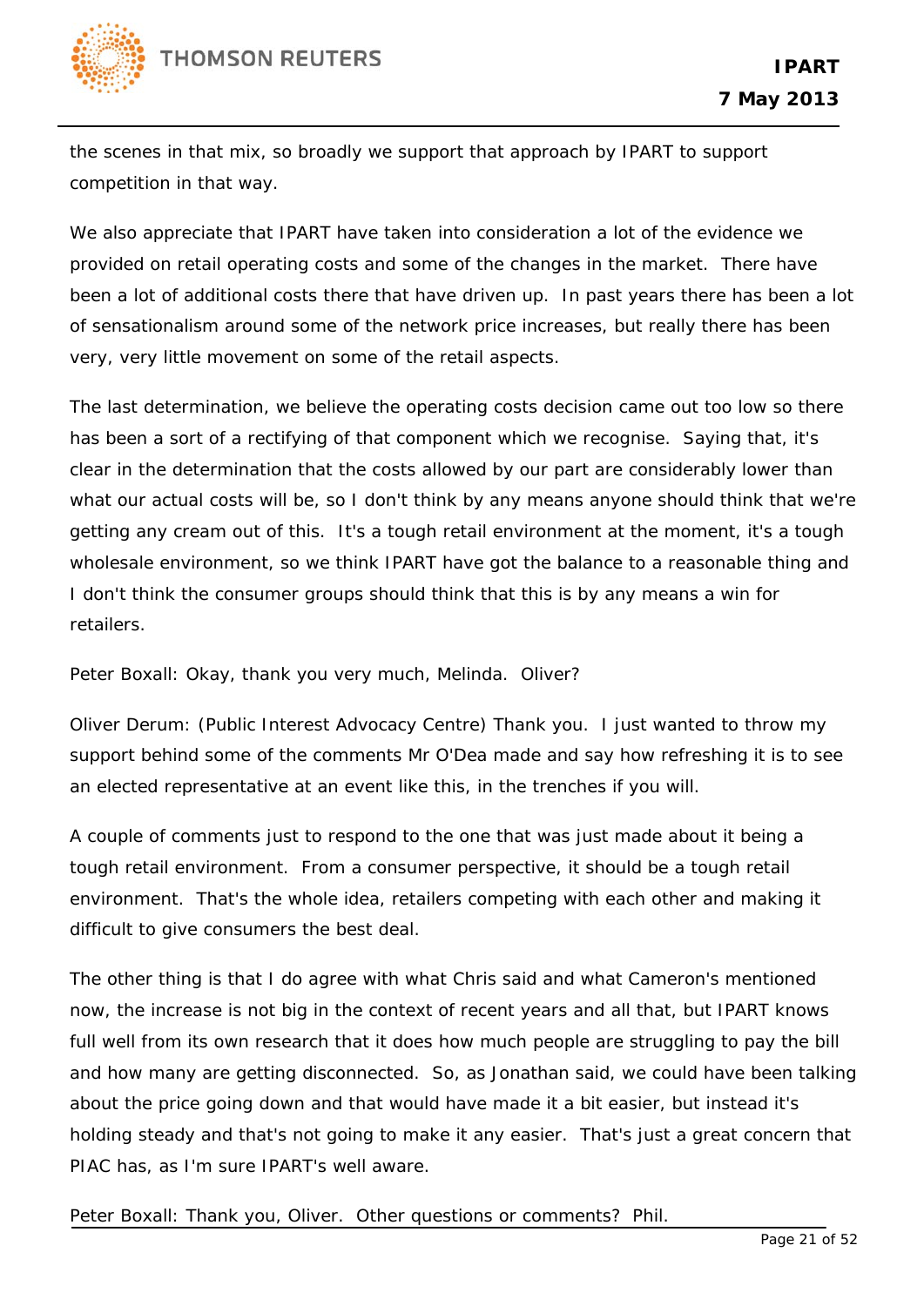the scenes in that mix, so broadly we support that approach by IPART to support competition in that way.

We also appreciate that IPART have taken into consideration a lot of the evidence we provided on retail operating costs and some of the changes in the market. There have been a lot of additional costs there that have driven up. In past years there has been a lot of sensationalism around some of the network price increases, but really there has been very, very little movement on some of the retail aspects.

The last determination, we believe the operating costs decision came out too low so there has been a sort of a rectifying of that component which we recognise. Saying that, it's clear in the determination that the costs allowed by our part are considerably lower than what our actual costs will be, so I don't think by any means anyone should think that we're getting any cream out of this. It's a tough retail environment at the moment, it's a tough wholesale environment, so we think IPART have got the balance to a reasonable thing and I don't think the consumer groups should think that this is by any means a win for retailers.

Peter Boxall: Okay, thank you very much, Melinda. Oliver?

Oliver Derum: (Public Interest Advocacy Centre) Thank you. I just wanted to throw my support behind some of the comments Mr O'Dea made and say how refreshing it is to see an elected representative at an event like this, in the trenches if you will.

A couple of comments just to respond to the one that was just made about it being a tough retail environment. From a consumer perspective, it should be a tough retail environment. That's the whole idea, retailers competing with each other and making it difficult to give consumers the best deal.

The other thing is that I do agree with what Chris said and what Cameron's mentioned now, the increase is not big in the context of recent years and all that, but IPART knows full well from its own research that it does how much people are struggling to pay the bill and how many are getting disconnected. So, as Jonathan said, we could have been talking about the price going down and that would have made it a bit easier, but instead it's holding steady and that's not going to make it any easier. That's just a great concern that PIAC has, as I'm sure IPART's well aware.

Peter Boxall: Thank you, Oliver. Other questions or comments? Phil.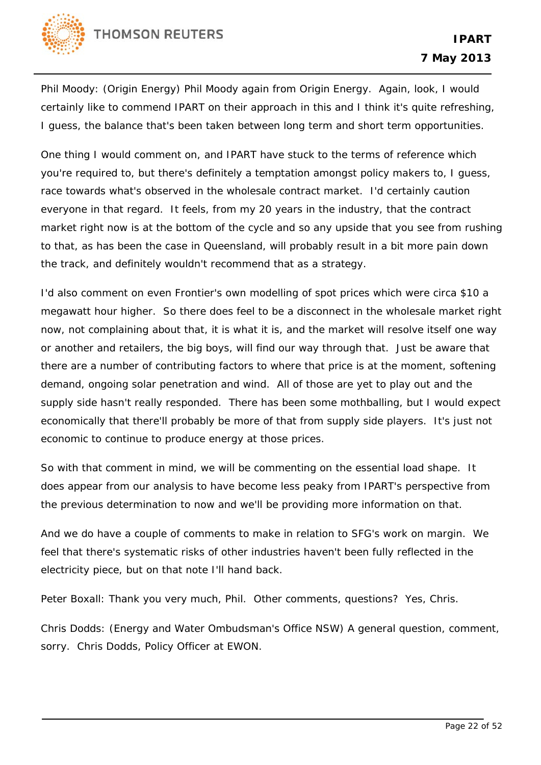Phil Moody: (Origin Energy) Phil Moody again from Origin Energy. Again, look, I would certainly like to commend IPART on their approach in this and I think it's quite refreshing, I guess, the balance that's been taken between long term and short term opportunities.

One thing I would comment on, and IPART have stuck to the terms of reference which you're required to, but there's definitely a temptation amongst policy makers to, I guess, race towards what's observed in the wholesale contract market. I'd certainly caution everyone in that regard. It feels, from my 20 years in the industry, that the contract market right now is at the bottom of the cycle and so any upside that you see from rushing to that, as has been the case in Queensland, will probably result in a bit more pain down the track, and definitely wouldn't recommend that as a strategy.

I'd also comment on even Frontier's own modelling of spot prices which were circa $10 a megawatt hour higher. So there does feel to be a disconnect in the wholesale market right now, not complaining about that, it is what it is, and the market will resolve itself one way or another and retailers, the big boys, will find our way through that. Just be aware that there are a number of contributing factors to where that price is at the moment, softening demand, ongoing solar penetration and wind. All of those are yet to play out and the supply side hasn't really responded. There has been some mothballing, but I would expect economically that there'll probably be more of that from supply side players. It's just not economic to continue to produce energy at those prices.

So with that comment in mind, we will be commenting on the essential load shape. It does appear from our analysis to have become less peaky from IPART's perspective from the previous determination to now and we'll be providing more information on that.

And we do have a couple of comments to make in relation to SFG's work on margin. We feel that there's systematic risks of other industries haven't been fully reflected in the electricity piece, but on that note I'll hand back.

Peter Boxall: Thank you very much, Phil. Other comments, questions? Yes, Chris.

Chris Dodds: (Energy and Water Ombudsman's Office NSW) A general question, comment, sorry. Chris Dodds, Policy Officer at EWON.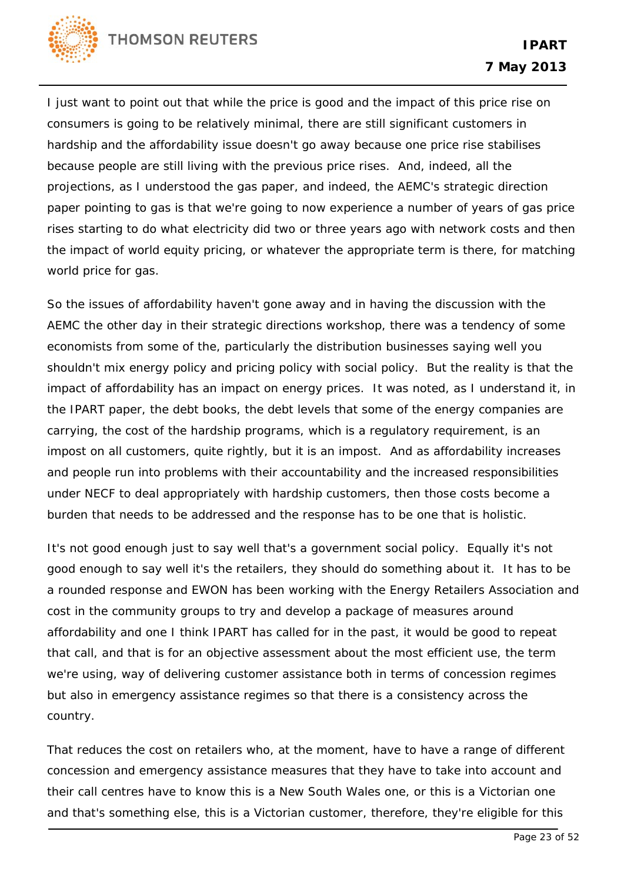I just want to point out that while the price is good and the impact of this price rise on consumers is going to be relatively minimal, there are still significant customers in hardship and the affordability issue doesn't go away because one price rise stabilises because people are still living with the previous price rises. And, indeed, all the projections, as I understood the gas paper, and indeed, the AEMC's strategic direction paper pointing to gas is that we're going to now experience a number of years of gas price rises starting to do what electricity did two or three years ago with network costs and then the impact of world equity pricing, or whatever the appropriate term is there, for matching world price for gas.

So the issues of affordability haven't gone away and in having the discussion with the AEMC the other day in their strategic directions workshop, there was a tendency of some economists from some of the, particularly the distribution businesses saying well you shouldn't mix energy policy and pricing policy with social policy. But the reality is that the impact of affordability has an impact on energy prices. It was noted, as I understand it, in the IPART paper, the debt books, the debt levels that some of the energy companies are carrying, the cost of the hardship programs, which is a regulatory requirement, is an impost on all customers, quite rightly, but it is an impost. And as affordability increases and people run into problems with their accountability and the increased responsibilities under NECF to deal appropriately with hardship customers, then those costs become a burden that needs to be addressed and the response has to be one that is holistic.

It's not good enough just to say well that's a government social policy. Equally it's not good enough to say well it's the retailers, they should do something about it. It has to be a rounded response and EWON has been working with the Energy Retailers Association and cost in the community groups to try and develop a package of measures around affordability and one I think IPART has called for in the past, it would be good to repeat that call, and that is for an objective assessment about the most efficient use, the term we're using, way of delivering customer assistance both in terms of concession regimes but also in emergency assistance regimes so that there is a consistency across the country.

That reduces the cost on retailers who, at the moment, have to have a range of different concession and emergency assistance measures that they have to take into account and their call centres have to know this is a New South Wales one, or this is a Victorian one and that's something else, this is a Victorian customer, therefore, they're eligible for this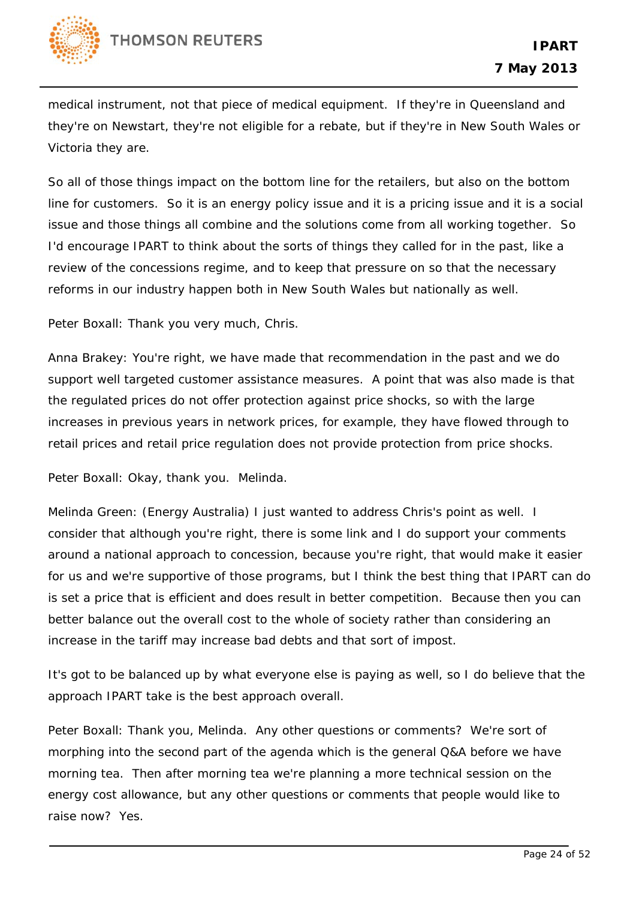medical instrument, not that piece of medical equipment. If they're in Queensland and they're on Newstart, they're not eligible for a rebate, but if they're in New South Wales or Victoria they are.

So all of those things impact on the bottom line for the retailers, but also on the bottom line for customers. So it is an energy policy issue and it is a pricing issue and it is a social issue and those things all combine and the solutions come from all working together. So I'd encourage IPART to think about the sorts of things they called for in the past, like a review of the concessions regime, and to keep that pressure on so that the necessary reforms in our industry happen both in New South Wales but nationally as well.

Peter Boxall: Thank you very much, Chris.

Anna Brakey: You're right, we have made that recommendation in the past and we do support well targeted customer assistance measures. A point that was also made is that the regulated prices do not offer protection against price shocks, so with the large increases in previous years in network prices, for example, they have flowed through to retail prices and retail price regulation does not provide protection from price shocks.

Peter Boxall: Okay, thank you. Melinda.

Melinda Green: (Energy Australia) I just wanted to address Chris's point as well. I consider that although you're right, there is some link and I do support your comments around a national approach to concession, because you're right, that would make it easier for us and we're supportive of those programs, but I think the best thing that IPART can do is set a price that is efficient and does result in better competition. Because then you can better balance out the overall cost to the whole of society rather than considering an increase in the tariff may increase bad debts and that sort of impost.

It's got to be balanced up by what everyone else is paying as well, so I do believe that the approach IPART take is the best approach overall.

Peter Boxall: Thank you, Melinda. Any other questions or comments? We're sort of morphing into the second part of the agenda which is the general Q&A before we have morning tea. Then after morning tea we're planning a more technical session on the energy cost allowance, but any other questions or comments that people would like to raise now? Yes.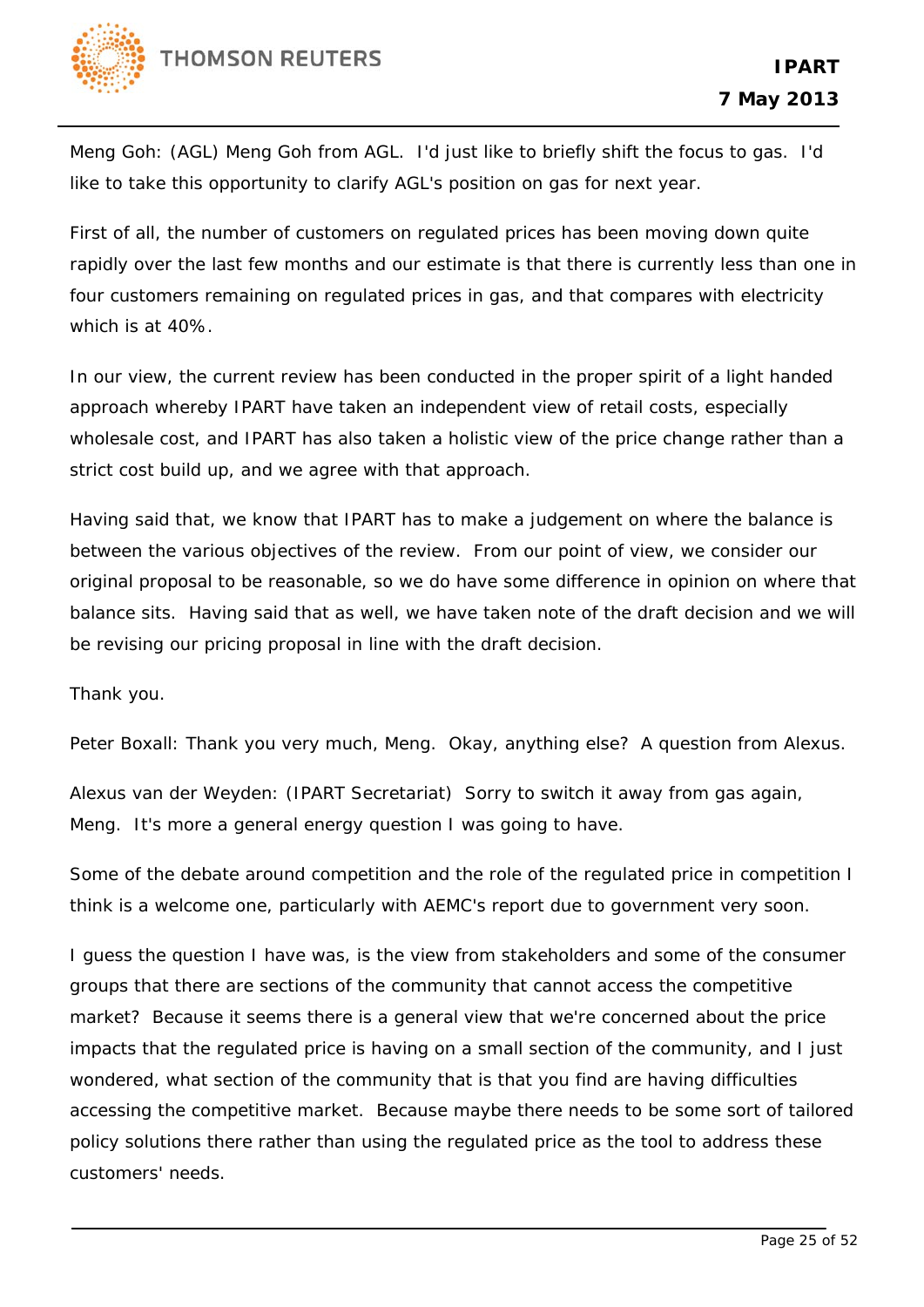Meng Goh: (AGL) Meng Goh from AGL. I'd just like to briefly shift the focus to gas. I'd like to take this opportunity to clarify AGL's position on gas for next year.

First of all, the number of customers on regulated prices has been moving down quite rapidly over the last few months and our estimate is that there is currently less than one in four customers remaining on regulated prices in gas, and that compares with electricity which is at 40%.

In our view, the current review has been conducted in the proper spirit of a light handed approach whereby IPART have taken an independent view of retail costs, especially wholesale cost, and IPART has also taken a holistic view of the price change rather than a strict cost build up, and we agree with that approach.

Having said that, we know that IPART has to make a judgement on where the balance is between the various objectives of the review. From our point of view, we consider our original proposal to be reasonable, so we do have some difference in opinion on where that balance sits. Having said that as well, we have taken note of the draft decision and we will be revising our pricing proposal in line with the draft decision.

Thank you.

Peter Boxall: Thank you very much, Meng. Okay, anything else? A question from Alexus.

Alexus van der Weyden: (IPART Secretariat) Sorry to switch it away from gas again, Meng. It's more a general energy question I was going to have.

Some of the debate around competition and the role of the regulated price in competition I think is a welcome one, particularly with AEMC's report due to government very soon.

I guess the question I have was, is the view from stakeholders and some of the consumer groups that there are sections of the community that cannot access the competitive market? Because it seems there is a general view that we're concerned about the price impacts that the regulated price is having on a small section of the community, and I just wondered, what section of the community that is that you find are having difficulties accessing the competitive market. Because maybe there needs to be some sort of tailored policy solutions there rather than using the regulated price as the tool to address these customers' needs.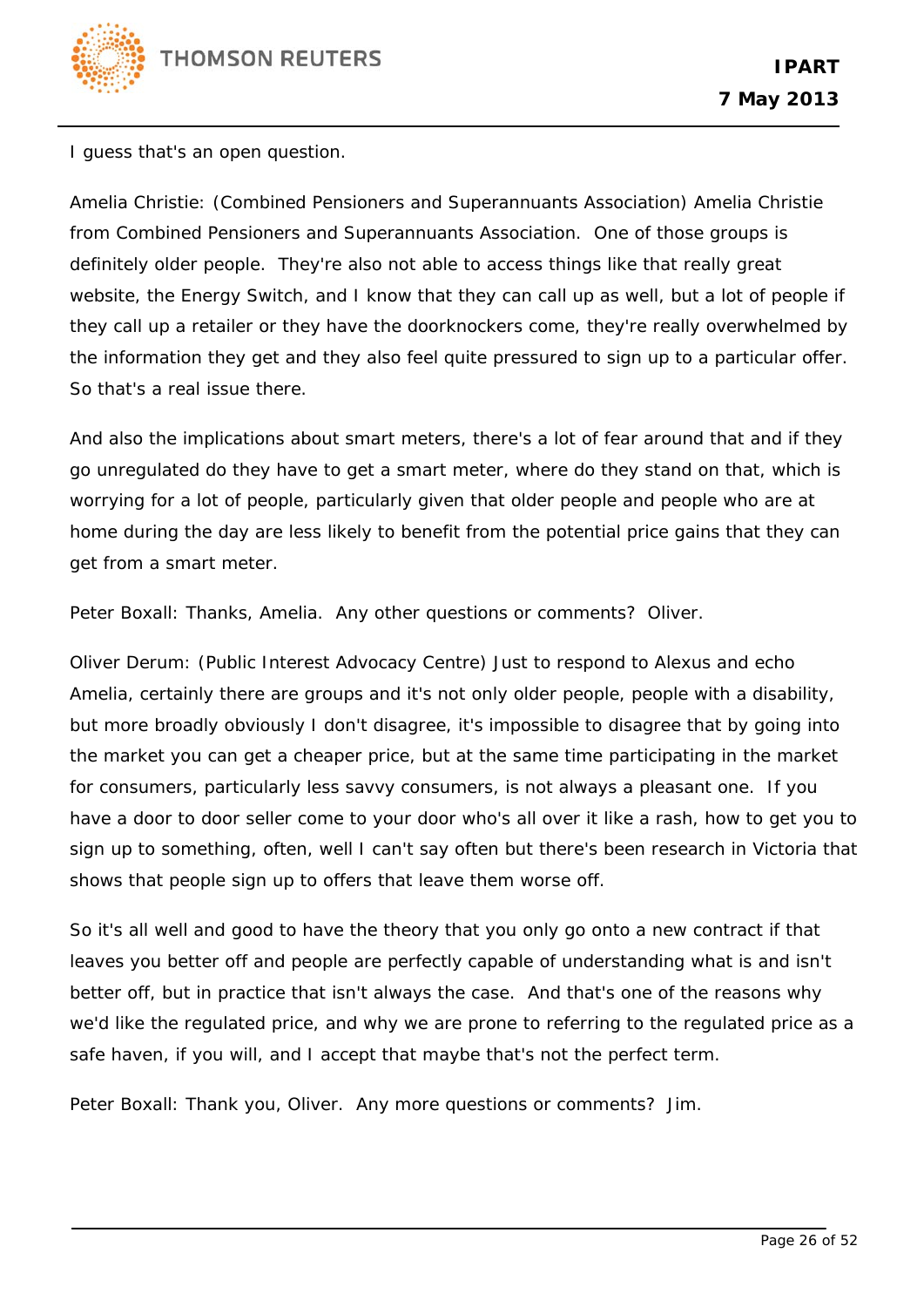I guess that's an open question.

Amelia Christie: (Combined Pensioners and Superannuants Association) Amelia Christie from Combined Pensioners and Superannuants Association. One of those groups is definitely older people. They're also not able to access things like that really great website, the Energy Switch, and I know that they can call up as well, but a lot of people if they call up a retailer or they have the doorknockers come, they're really overwhelmed by the information they get and they also feel quite pressured to sign up to a particular offer. So that's a real issue there.

And also the implications about smart meters, there's a lot of fear around that and if they go unregulated do they have to get a smart meter, where do they stand on that, which is worrying for a lot of people, particularly given that older people and people who are at home during the day are less likely to benefit from the potential price gains that they can get from a smart meter.

Peter Boxall: Thanks, Amelia. Any other questions or comments? Oliver.

Oliver Derum: (Public Interest Advocacy Centre) Just to respond to Alexus and echo Amelia, certainly there are groups and it's not only older people, people with a disability, but more broadly obviously I don't disagree, it's impossible to disagree that by going into the market you can get a cheaper price, but at the same time participating in the market for consumers, particularly less savvy consumers, is not always a pleasant one. If you have a door to door seller come to your door who's all over it like a rash, how to get you to sign up to something, often, well I can't say often but there's been research in Victoria that shows that people sign up to offers that leave them worse off.

So it's all well and good to have the theory that you only go onto a new contract if that leaves you better off and people are perfectly capable of understanding what is and isn't better off, but in practice that isn't always the case. And that's one of the reasons why we'd like the regulated price, and why we are prone to referring to the regulated price as a safe haven, if you will, and I accept that maybe that's not the perfect term.

Peter Boxall: Thank you, Oliver. Any more questions or comments? Jim.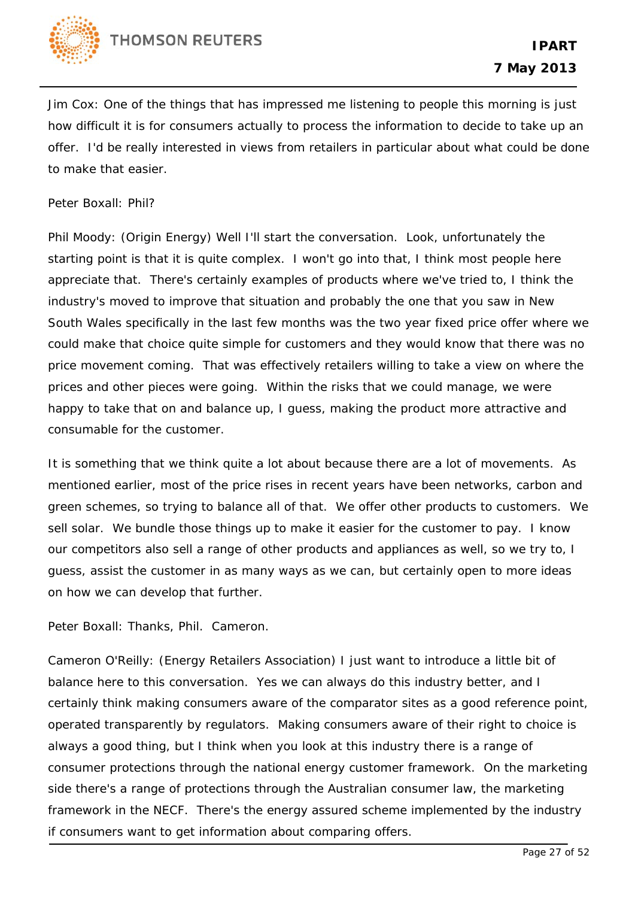Jim Cox: One of the things that has impressed me listening to people this morning is just how difficult it is for consumers actually to process the information to decide to take up an offer. I'd be really interested in views from retailers in particular about what could be done to make that easier.

Peter Boxall: Phil?

Phil Moody: (Origin Energy) Well I'll start the conversation. Look, unfortunately the starting point is that it is quite complex. I won't go into that, I think most people here appreciate that. There's certainly examples of products where we've tried to, I think the industry's moved to improve that situation and probably the one that you saw in New South Wales specifically in the last few months was the two year fixed price offer where we could make that choice quite simple for customers and they would know that there was no price movement coming. That was effectively retailers willing to take a view on where the prices and other pieces were going. Within the risks that we could manage, we were happy to take that on and balance up, I guess, making the product more attractive and consumable for the customer.

It is something that we think quite a lot about because there are a lot of movements. As mentioned earlier, most of the price rises in recent years have been networks, carbon and green schemes, so trying to balance all of that. We offer other products to customers. We sell solar. We bundle those things up to make it easier for the customer to pay. I know our competitors also sell a range of other products and appliances as well, so we try to, I guess, assist the customer in as many ways as we can, but certainly open to more ideas on how we can develop that further.

Peter Boxall: Thanks, Phil. Cameron.

Cameron O'Reilly: (Energy Retailers Association) I just want to introduce a little bit of balance here to this conversation. Yes we can always do this industry better, and I certainly think making consumers aware of the comparator sites as a good reference point, operated transparently by regulators. Making consumers aware of their right to choice is always a good thing, but I think when you look at this industry there is a range of consumer protections through the national energy customer framework. On the marketing side there's a range of protections through the Australian consumer law, the marketing framework in the NECF. There's the energy assured scheme implemented by the industry if consumers want to get information about comparing offers.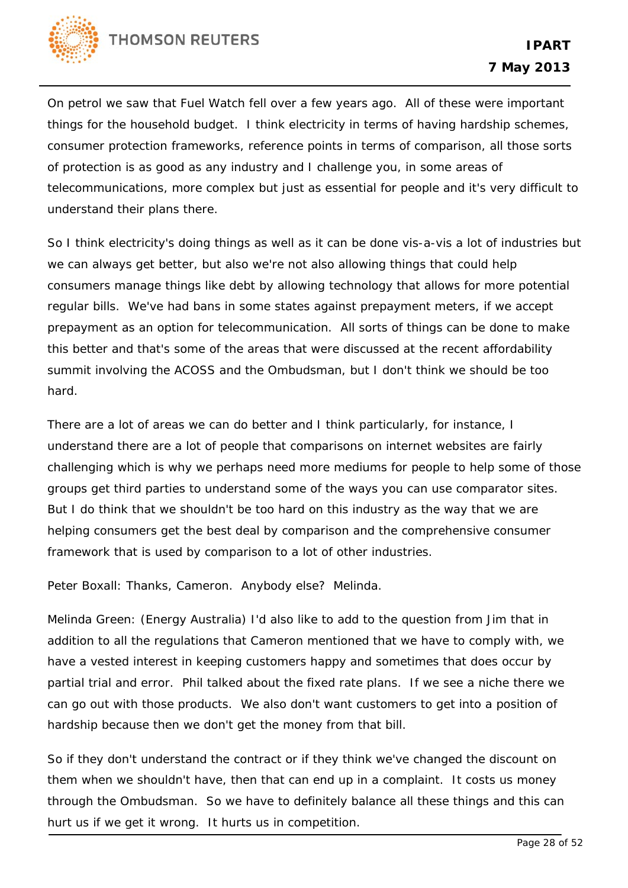On petrol we saw that Fuel Watch fell over a few years ago. All of these were important things for the household budget. I think electricity in terms of having hardship schemes, consumer protection frameworks, reference points in terms of comparison, all those sorts of protection is as good as any industry and I challenge you, in some areas of telecommunications, more complex but just as essential for people and it's very difficult to understand their plans there.

So I think electricity's doing things as well as it can be done vis-a-vis a lot of industries but we can always get better, but also we're not also allowing things that could help consumers manage things like debt by allowing technology that allows for more potential regular bills. We've had bans in some states against prepayment meters, if we accept prepayment as an option for telecommunication. All sorts of things can be done to make this better and that's some of the areas that were discussed at the recent affordability summit involving the ACOSS and the Ombudsman, but I don't think we should be too hard.

There are a lot of areas we can do better and I think particularly, for instance, I understand there are a lot of people that comparisons on internet websites are fairly challenging which is why we perhaps need more mediums for people to help some of those groups get third parties to understand some of the ways you can use comparator sites. But I do think that we shouldn't be too hard on this industry as the way that we are helping consumers get the best deal by comparison and the comprehensive consumer framework that is used by comparison to a lot of other industries.

Peter Boxall: Thanks, Cameron. Anybody else? Melinda.

Melinda Green: (Energy Australia) I'd also like to add to the question from Jim that in addition to all the regulations that Cameron mentioned that we have to comply with, we have a vested interest in keeping customers happy and sometimes that does occur by partial trial and error. Phil talked about the fixed rate plans. If we see a niche there we can go out with those products. We also don't want customers to get into a position of hardship because then we don't get the money from that bill.

So if they don't understand the contract or if they think we've changed the discount on them when we shouldn't have, then that can end up in a complaint. It costs us money through the Ombudsman. So we have to definitely balance all these things and this can hurt us if we get it wrong. It hurts us in competition.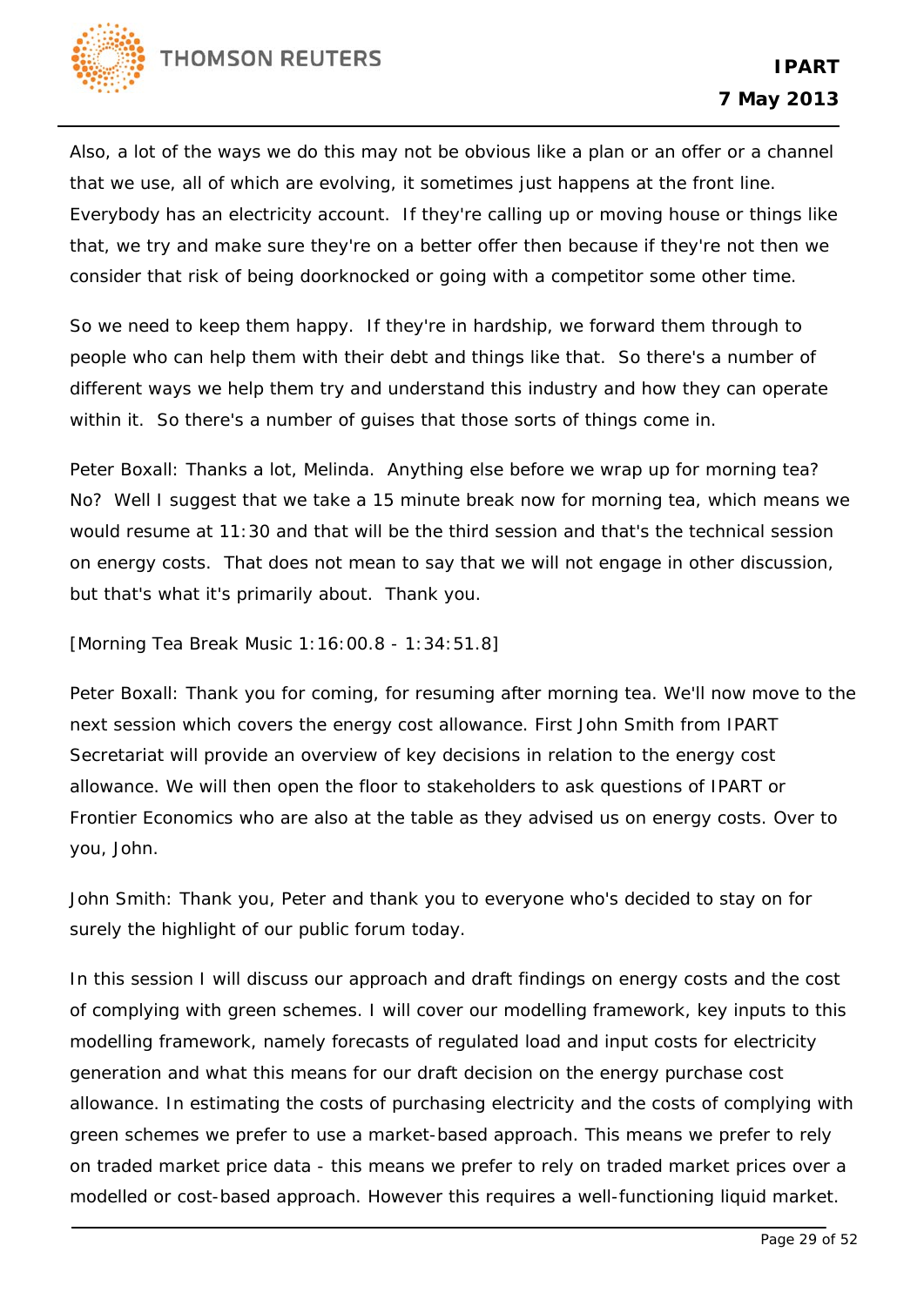Also, a lot of the ways we do this may not be obvious like a plan or an offer or a channel that we use, all of which are evolving, it sometimes just happens at the front line. Everybody has an electricity account. If they're calling up or moving house or things like that, we try and make sure they're on a better offer then because if they're not then we consider that risk of being doorknocked or going with a competitor some other time.

So we need to keep them happy. If they're in hardship, we forward them through to people who can help them with their debt and things like that. So there's a number of different ways we help them try and understand this industry and how they can operate within it. So there's a number of guises that those sorts of things come in.

Peter Boxall: Thanks a lot, Melinda. Anything else before we wrap up for morning tea? No? Well I suggest that we take a 15 minute break now for morning tea, which means we would resume at 11:30 and that will be the third session and that's the technical session on energy costs. That does not mean to say that we will not engage in other discussion, but that's what it's primarily about. Thank you.

[Morning Tea Break Music 1:16:00.8 - 1:34:51.8]

Peter Boxall: Thank you for coming, for resuming after morning tea. We'll now move to the next session which covers the energy cost allowance. First John Smith from IPART Secretariat will provide an overview of key decisions in relation to the energy cost allowance. We will then open the floor to stakeholders to ask questions of IPART or Frontier Economics who are also at the table as they advised us on energy costs. Over to you, John.

John Smith: Thank you, Peter and thank you to everyone who's decided to stay on for surely the highlight of our public forum today.

In this session I will discuss our approach and draft findings on energy costs and the cost of complying with green schemes. I will cover our modelling framework, key inputs to this modelling framework, namely forecasts of regulated load and input costs for electricity generation and what this means for our draft decision on the energy purchase cost allowance. In estimating the costs of purchasing electricity and the costs of complying with green schemes we prefer to use a market-based approach. This means we prefer to rely on traded market price data - this means we prefer to rely on traded market prices over a modelled or cost-based approach. However this requires a well-functioning liquid market.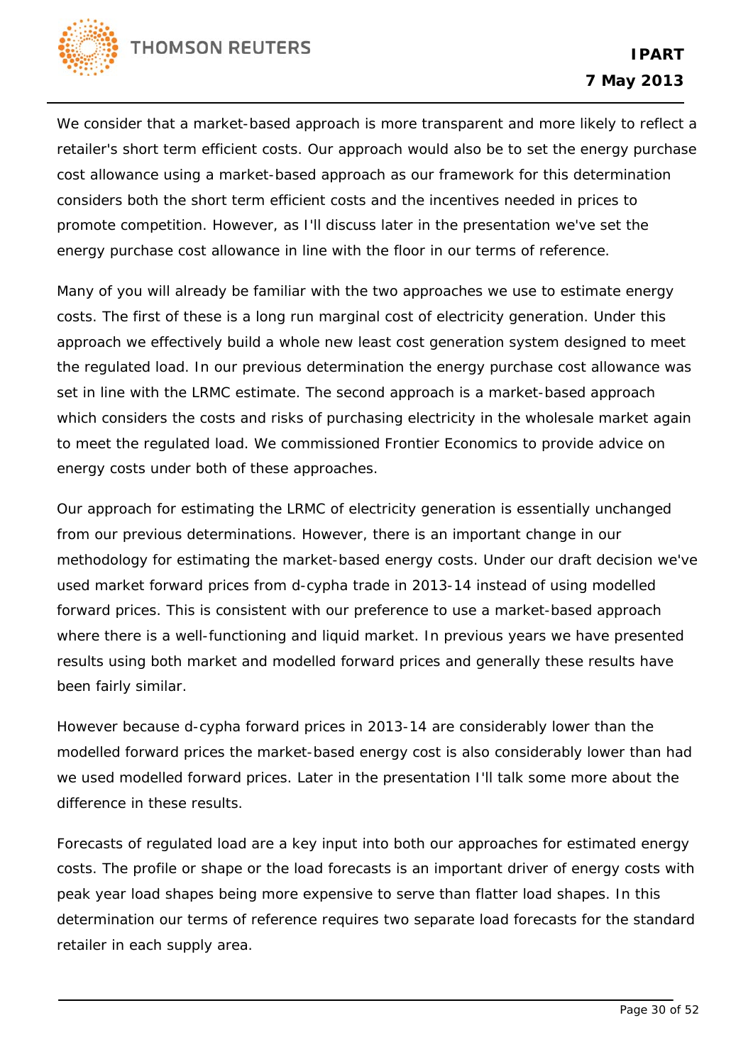We consider that a market-based approach is more transparent and more likely to reflect a retailer's short term efficient costs. Our approach would also be to set the energy purchase cost allowance using a market-based approach as our framework for this determination considers both the short term efficient costs and the incentives needed in prices to promote competition. However, as I'll discuss later in the presentation we've set the energy purchase cost allowance in line with the floor in our terms of reference.

Many of you will already be familiar with the two approaches we use to estimate energy costs. The first of these is a long run marginal cost of electricity generation. Under this approach we effectively build a whole new least cost generation system designed to meet the regulated load. In our previous determination the energy purchase cost allowance was set in line with the LRMC estimate. The second approach is a market-based approach which considers the costs and risks of purchasing electricity in the wholesale market again to meet the regulated load. We commissioned Frontier Economics to provide advice on energy costs under both of these approaches.

Our approach for estimating the LRMC of electricity generation is essentially unchanged from our previous determinations. However, there is an important change in our methodology for estimating the market-based energy costs. Under our draft decision we've used market forward prices from d-cypha trade in 2013-14 instead of using modelled forward prices. This is consistent with our preference to use a market-based approach where there is a well-functioning and liquid market. In previous years we have presented results using both market and modelled forward prices and generally these results have been fairly similar.

However because d-cypha forward prices in 2013-14 are considerably lower than the modelled forward prices the market-based energy cost is also considerably lower than had we used modelled forward prices. Later in the presentation I'll talk some more about the difference in these results.

Forecasts of regulated load are a key input into both our approaches for estimated energy costs. The profile or shape or the load forecasts is an important driver of energy costs with peak year load shapes being more expensive to serve than flatter load shapes. In this determination our terms of reference requires two separate load forecasts for the standard retailer in each supply area.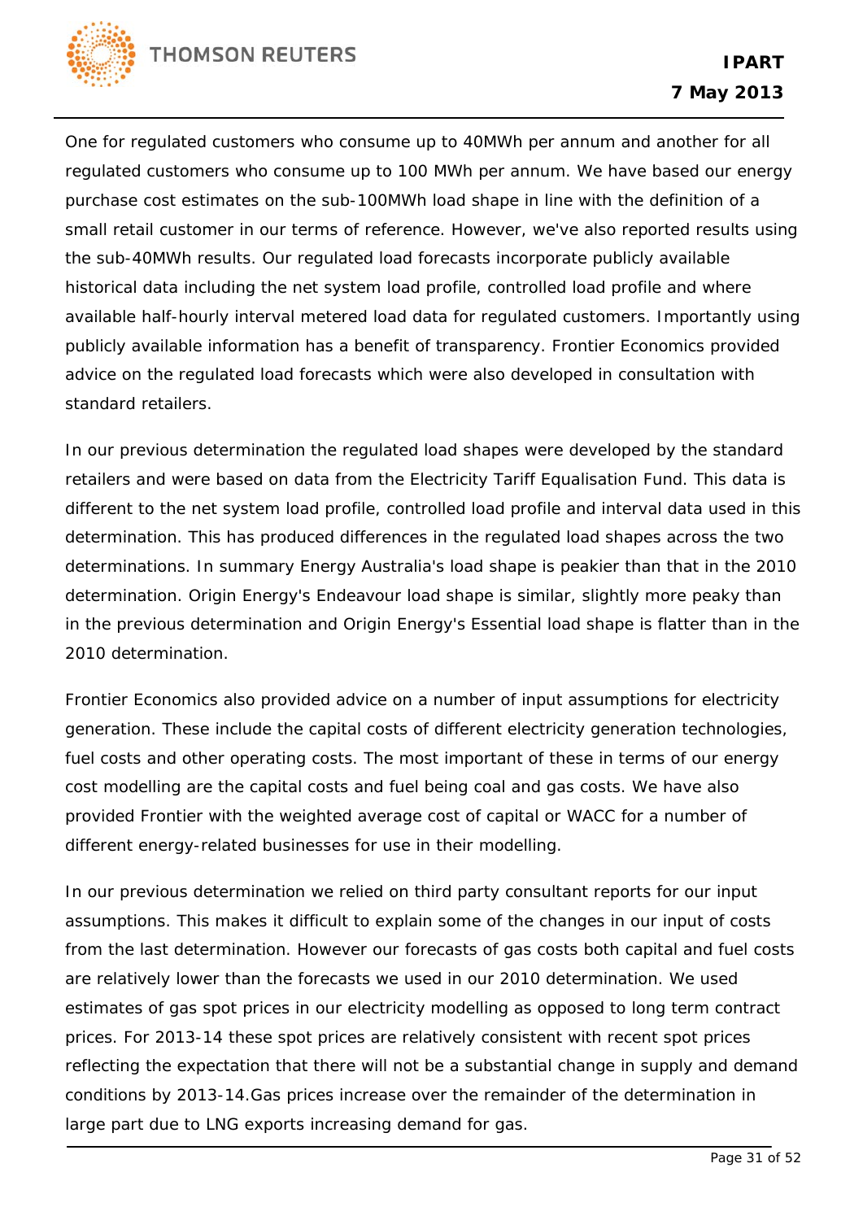One for regulated customers who consume up to 40MWh per annum and another for all regulated customers who consume up to 100 MWh per annum. We have based our energy purchase cost estimates on the sub-100MWh load shape in line with the definition of a small retail customer in our terms of reference. However, we've also reported results using the sub-40MWh results. Our regulated load forecasts incorporate publicly available historical data including the net system load profile, controlled load profile and where available half-hourly interval metered load data for regulated customers. Importantly using publicly available information has a benefit of transparency. Frontier Economics provided advice on the regulated load forecasts which were also developed in consultation with standard retailers.

In our previous determination the regulated load shapes were developed by the standard retailers and were based on data from the Electricity Tariff Equalisation Fund. This data is different to the net system load profile, controlled load profile and interval data used in this determination. This has produced differences in the regulated load shapes across the two determinations. In summary Energy Australia's load shape is peakier than that in the 2010 determination. Origin Energy's Endeavour load shape is similar, slightly more peaky than in the previous determination and Origin Energy's Essential load shape is flatter than in the 2010 determination.

Frontier Economics also provided advice on a number of input assumptions for electricity generation. These include the capital costs of different electricity generation technologies, fuel costs and other operating costs. The most important of these in terms of our energy cost modelling are the capital costs and fuel being coal and gas costs. We have also provided Frontier with the weighted average cost of capital or WACC for a number of different energy-related businesses for use in their modelling.

In our previous determination we relied on third party consultant reports for our input assumptions. This makes it difficult to explain some of the changes in our input of costs from the last determination. However our forecasts of gas costs both capital and fuel costs are relatively lower than the forecasts we used in our 2010 determination. We used estimates of gas spot prices in our electricity modelling as opposed to long term contract prices. For 2013-14 these spot prices are relatively consistent with recent spot prices reflecting the expectation that there will not be a substantial change in supply and demand conditions by 2013-14.Gas prices increase over the remainder of the determination in large part due to LNG exports increasing demand for gas.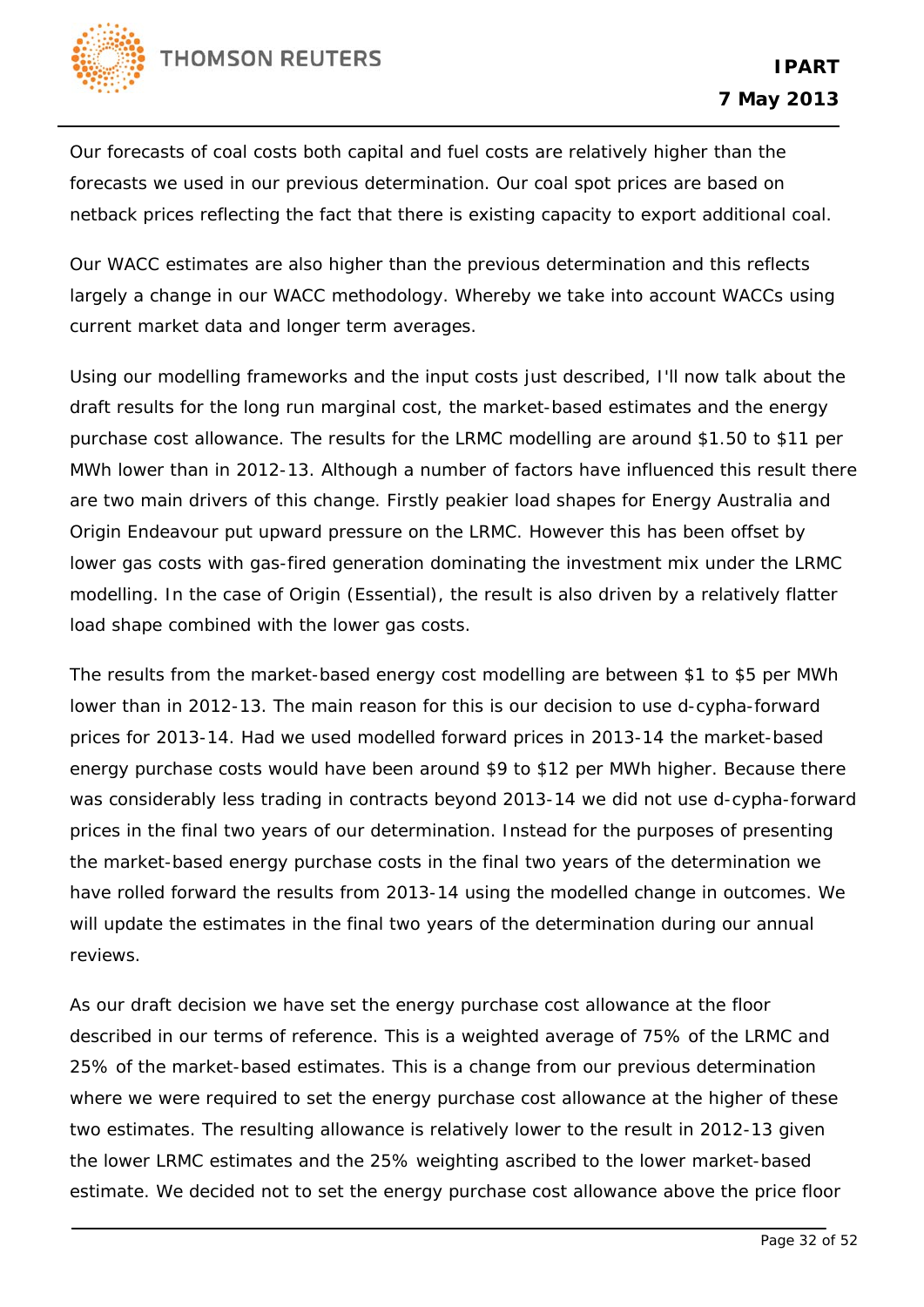Our forecasts of coal costs both capital and fuel costs are relatively higher than the forecasts we used in our previous determination. Our coal spot prices are based on netback prices reflecting the fact that there is existing capacity to export additional coal.

Our WACC estimates are also higher than the previous determination and this reflects largely a change in our WACC methodology. Whereby we take into account WACCs using current market data and longer term averages.

Using our modelling frameworks and the input costs just described, I'll now talk about the draft results for the long run marginal cost, the market-based estimates and the energy purchase cost allowance. The results for the LRMC modelling are around $1.50 to $11 per MWh lower than in 2012-13. Although a number of factors have influenced this result there are two main drivers of this change. Firstly peakier load shapes for Energy Australia and Origin Endeavour put upward pressure on the LRMC. However this has been offset by lower gas costs with gas-fired generation dominating the investment mix under the LRMC modelling. In the case of Origin (Essential), the result is also driven by a relatively flatter load shape combined with the lower gas costs.

The results from the market-based energy cost modelling are between $1 to $5 per MWh lower than in 2012-13. The main reason for this is our decision to use d-cypha-forward prices for 2013-14. Had we used modelled forward prices in 2013-14 the market-based energy purchase costs would have been around $9 to $12 per MWh higher. Because there was considerably less trading in contracts beyond 2013-14 we did not use d-cypha-forward prices in the final two years of our determination. Instead for the purposes of presenting the market-based energy purchase costs in the final two years of the determination we have rolled forward the results from 2013-14 using the modelled change in outcomes. We will update the estimates in the final two years of the determination during our annual reviews.

As our draft decision we have set the energy purchase cost allowance at the floor described in our terms of reference. This is a weighted average of 75% of the LRMC and 25% of the market-based estimates. This is a change from our previous determination where we were required to set the energy purchase cost allowance at the higher of these two estimates. The resulting allowance is relatively lower to the result in 2012-13 given the lower LRMC estimates and the 25% weighting ascribed to the lower market-based estimate. We decided not to set the energy purchase cost allowance above the price floor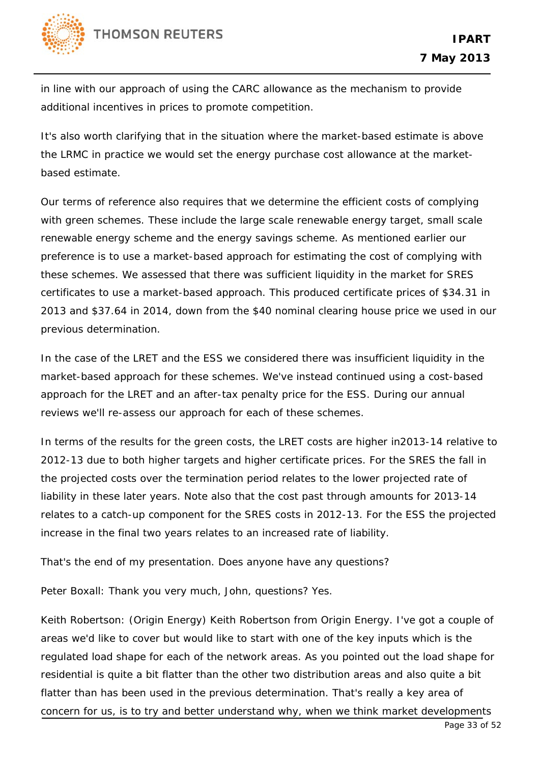in line with our approach of using the CARC allowance as the mechanism to provide additional incentives in prices to promote competition.

It's also worth clarifying that in the situation where the market-based estimate is above the LRMC in practice we would set the energy purchase cost allowance at the market-based estimate.

Our terms of reference also requires that we determine the efficient costs of complying with green schemes. These include the large scale renewable energy target, small scale renewable energy scheme and the energy savings scheme. As mentioned earlier our preference is to use a market-based approach for estimating the cost of complying with these schemes. We assessed that there was sufficient liquidity in the market for SRES certificates to use a market-based approach. This produced certificate prices of $34.31 in 2013 and $37.64 in 2014, down from the $40 nominal clearing house price we used in our previous determination.

In the case of the LRET and the ESS we considered there was insufficient liquidity in the market-based approach for these schemes. We've instead continued using a cost-based approach for the LRET and an after-tax penalty price for the ESS. During our annual reviews we'll re-assess our approach for each of these schemes.

In terms of the results for the green costs, the LRET costs are higher in2013-14 relative to 2012-13 due to both higher targets and higher certificate prices. For the SRES the fall in the projected costs over the termination period relates to the lower projected rate of liability in these later years. Note also that the cost past through amounts for 2013-14 relates to a catch-up component for the SRES costs in 2012-13. For the ESS the projected increase in the final two years relates to an increased rate of liability.

That's the end of my presentation. Does anyone have any questions?

Peter Boxall: Thank you very much, John, questions? Yes.

Keith Robertson: (Origin Energy) Keith Robertson from Origin Energy. I've got a couple of areas we'd like to cover but would like to start with one of the key inputs which is the regulated load shape for each of the network areas. As you pointed out the load shape for residential is quite a bit flatter than the other two distribution areas and also quite a bit flatter than has been used in the previous determination. That's really a key area of concern for us, is to try and better understand why, when we think market developments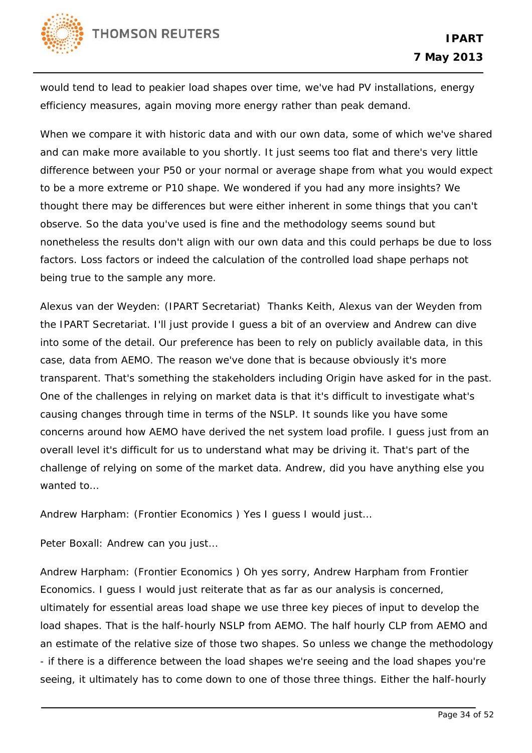would tend to lead to peakier load shapes over time, we've had PV installations, energy efficiency measures, again moving more energy rather than peak demand.

When we compare it with historic data and with our own data, some of which we've shared and can make more available to you shortly. It just seems too flat and there's very little difference between your P50 or your normal or average shape from what you would expect to be a more extreme or P10 shape. We wondered if you had any more insights? We thought there may be differences but were either inherent in some things that you can't observe. So the data you've used is fine and the methodology seems sound but nonetheless the results don't align with our own data and this could perhaps be due to loss factors. Loss factors or indeed the calculation of the controlled load shape perhaps not being true to the sample any more.

Alexus van der Weyden: (IPART Secretariat) Thanks Keith, Alexus van der Weyden from the IPART Secretariat. I'll just provide I guess a bit of an overview and Andrew can dive into some of the detail. Our preference has been to rely on publicly available data, in this case, data from AEMO. The reason we've done that is because obviously it's more transparent. That's something the stakeholders including Origin have asked for in the past. One of the challenges in relying on market data is that it's difficult to investigate what's causing changes through time in terms of the NSLP. It sounds like you have some concerns around how AEMO have derived the net system load profile. I guess just from an overall level it's difficult for us to understand what may be driving it. That's part of the challenge of relying on some of the market data. Andrew, did you have anything else you wanted to...

Andrew Harpham: (Frontier Economics ) Yes I guess I would just...

Peter Boxall: Andrew can you just...

Andrew Harpham: (Frontier Economics ) Oh yes sorry, Andrew Harpham from Frontier Economics. I guess I would just reiterate that as far as our analysis is concerned, ultimately for essential areas load shape we use three key pieces of input to develop the load shapes. That is the half-hourly NSLP from AEMO. The half hourly CLP from AEMO and an estimate of the relative size of those two shapes. So unless we change the methodology - if there is a difference between the load shapes we're seeing and the load shapes you're seeing, it ultimately has to come down to one of those three things. Either the half-hourly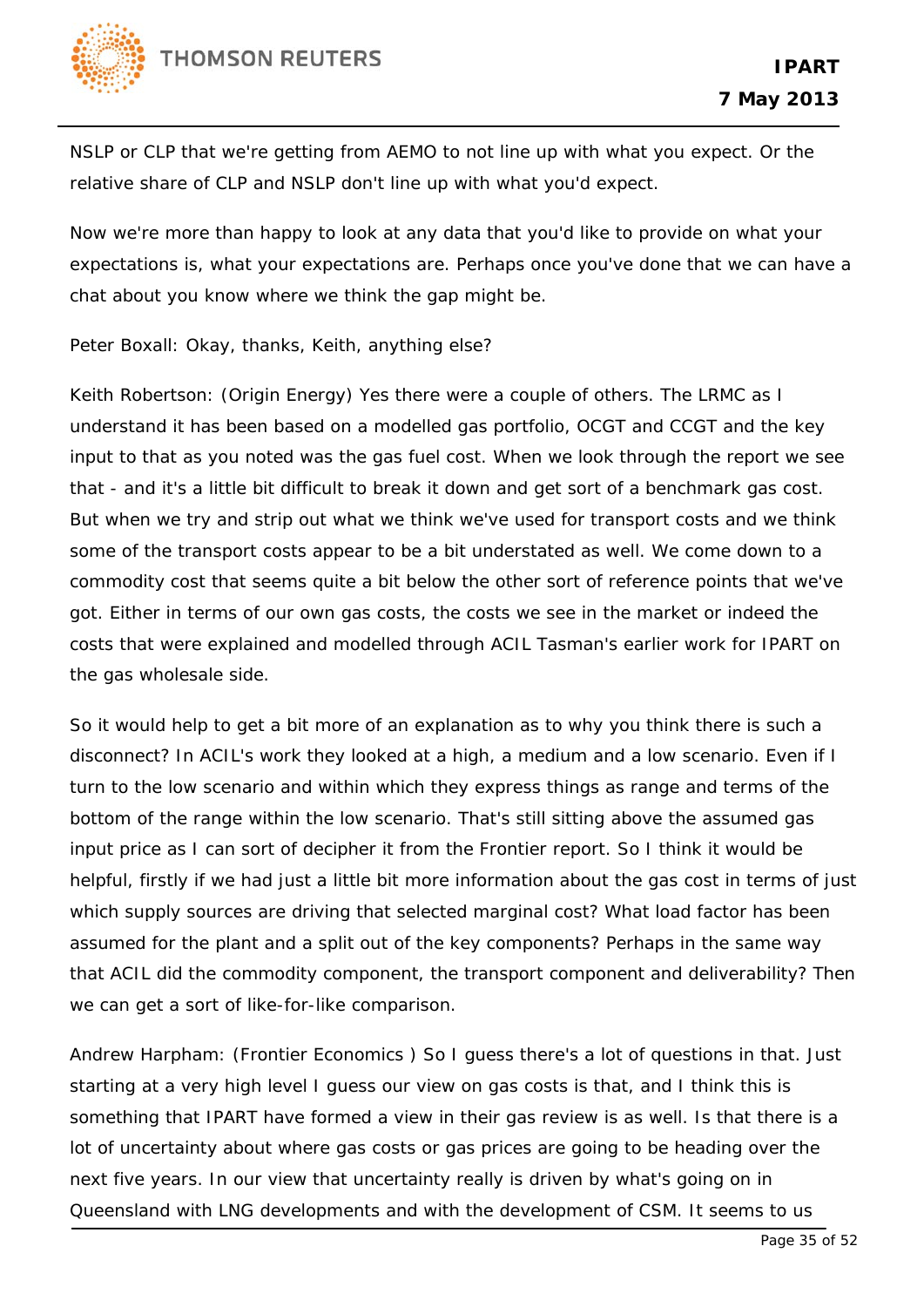NSLP or CLP that we're getting from AEMO to not line up with what you expect. Or the relative share of CLP and NSLP don't line up with what you'd expect.

Now we're more than happy to look at any data that you'd like to provide on what your expectations is, what your expectations are. Perhaps once you've done that we can have a chat about you know where we think the gap might be.

Peter Boxall: Okay, thanks, Keith, anything else?

Keith Robertson: (Origin Energy) Yes there were a couple of others. The LRMC as I understand it has been based on a modelled gas portfolio, OCGT and CCGT and the key input to that as you noted was the gas fuel cost. When we look through the report we see that - and it's a little bit difficult to break it down and get sort of a benchmark gas cost. But when we try and strip out what we think we've used for transport costs and we think some of the transport costs appear to be a bit understated as well. We come down to a commodity cost that seems quite a bit below the other sort of reference points that we've got. Either in terms of our own gas costs, the costs we see in the market or indeed the costs that were explained and modelled through ACIL Tasman's earlier work for IPART on the gas wholesale side.

So it would help to get a bit more of an explanation as to why you think there is such a disconnect? In ACIL's work they looked at a high, a medium and a low scenario. Even if I turn to the low scenario and within which they express things as range and terms of the bottom of the range within the low scenario. That's still sitting above the assumed gas input price as I can sort of decipher it from the Frontier report. So I think it would be helpful, firstly if we had just a little bit more information about the gas cost in terms of just which supply sources are driving that selected marginal cost? What load factor has been assumed for the plant and a split out of the key components? Perhaps in the same way that ACIL did the commodity component, the transport component and deliverability? Then we can get a sort of like-for-like comparison.

Andrew Harpham: (Frontier Economics ) So I guess there's a lot of questions in that. Just starting at a very high level I guess our view on gas costs is that, and I think this is something that IPART have formed a view in their gas review is as well. Is that there is a lot of uncertainty about where gas costs or gas prices are going to be heading over the next five years. In our view that uncertainty really is driven by what's going on in Queensland with LNG developments and with the development of CSM. It seems to us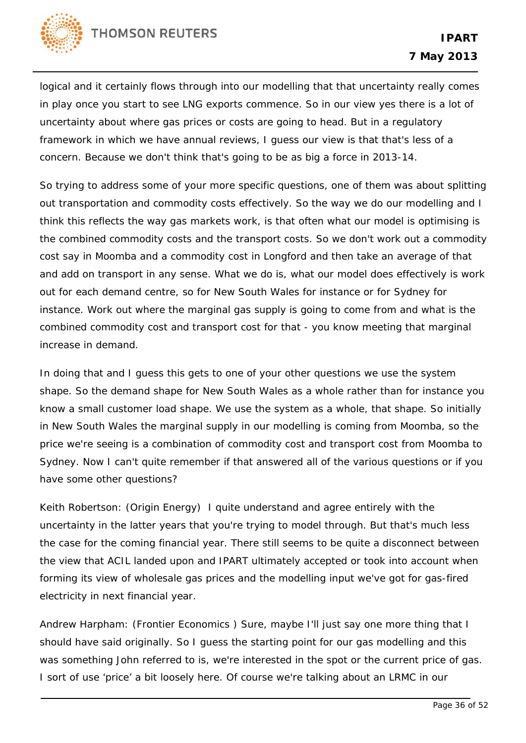logical and it certainly flows through into our modelling that that uncertainty really comes in play once you start to see LNG exports commence. So in our view yes there is a lot of uncertainty about where gas prices or costs are going to head. But in a regulatory framework in which we have annual reviews, I guess our view is that that's less of a concern. Because we don't think that's going to be as big a force in 2013-14.

So trying to address some of your more specific questions, one of them was about splitting out transportation and commodity costs effectively. So the way we do our modelling and I think this reflects the way gas markets work, is that often what our model is optimising is the combined commodity costs and the transport costs. So we don't work out a commodity cost say in Moomba and a commodity cost in Longford and then take an average of that and add on transport in any sense. What we do is, what our model does effectively is work out for each demand centre, so for New South Wales for instance or for Sydney for instance. Work out where the marginal gas supply is going to come from and what is the combined commodity cost and transport cost for that - you know meeting that marginal increase in demand.

In doing that and I guess this gets to one of your other questions we use the system shape. So the demand shape for New South Wales as a whole rather than for instance you know a small customer load shape. We use the system as a whole, that shape. So initially in New South Wales the marginal supply in our modelling is coming from Moomba, so the price we're seeing is a combination of commodity cost and transport cost from Moomba to Sydney. Now I can't quite remember if that answered all of the various questions or if you have some other questions?

Keith Robertson: (Origin Energy) I quite understand and agree entirely with the uncertainty in the latter years that you're trying to model through. But that's much less the case for the coming financial year. There still seems to be quite a disconnect between the view that ACIL landed upon and IPART ultimately accepted or took into account when forming its view of wholesale gas prices and the modelling input we've got for gas-fired electricity in next financial year.

Andrew Harpham: (Frontier Economics ) Sure, maybe I'll just say one more thing that I should have said originally. So I guess the starting point for our gas modelling and this was something John referred to is, we're interested in the spot or the current price of gas. I sort of use 'price' a bit loosely here. Of course we're talking about an LRMC in our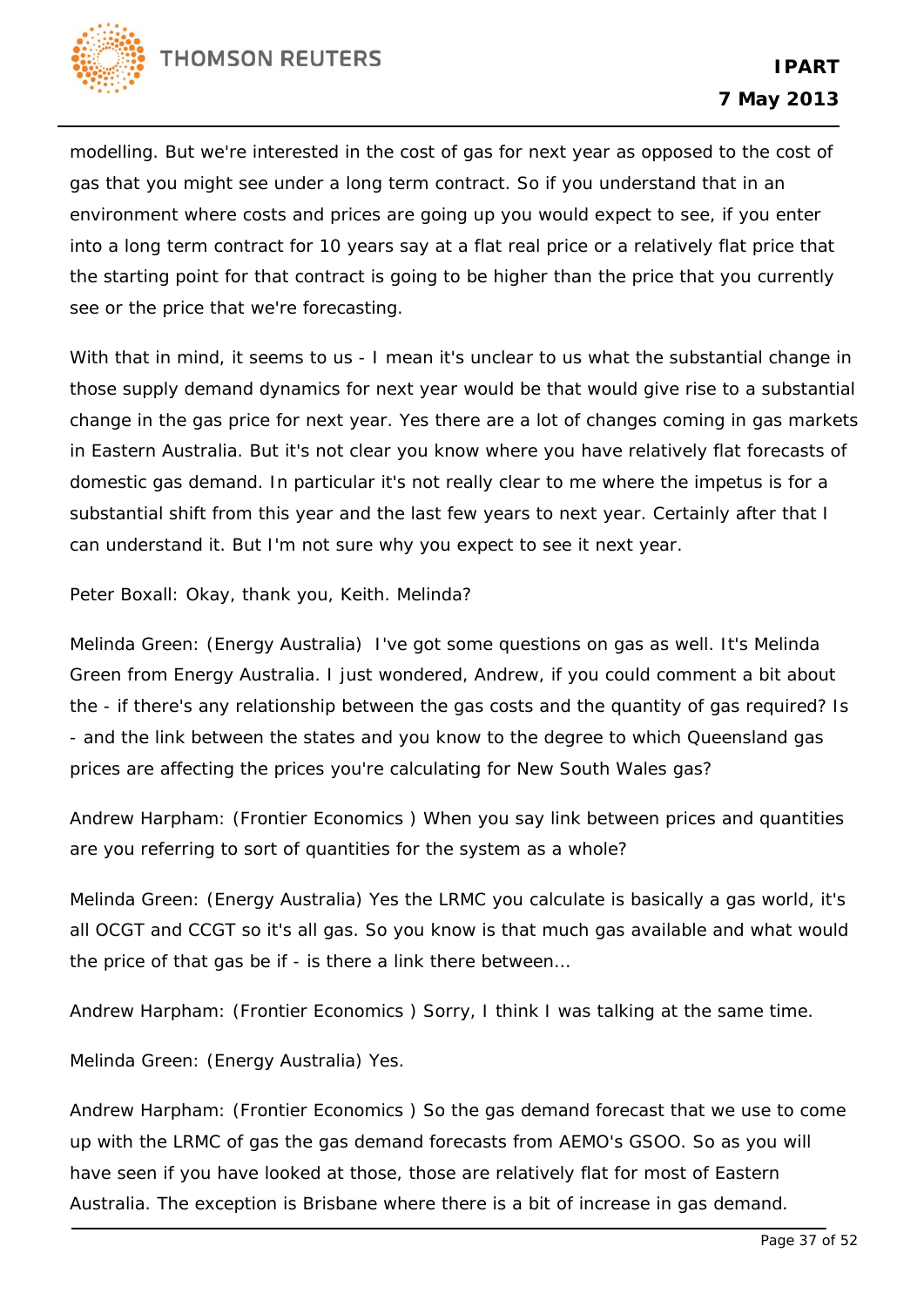modelling. But we're interested in the cost of gas for next year as opposed to the cost of gas that you might see under a long term contract. So if you understand that in an environment where costs and prices are going up you would expect to see, if you enter into a long term contract for 10 years say at a flat real price or a relatively flat price that the starting point for that contract is going to be higher than the price that you currently see or the price that we're forecasting.

With that in mind, it seems to us - I mean it's unclear to us what the substantial change in those supply demand dynamics for next year would be that would give rise to a substantial change in the gas price for next year. Yes there are a lot of changes coming in gas markets in Eastern Australia. But it's not clear you know where you have relatively flat forecasts of domestic gas demand. In particular it's not really clear to me where the impetus is for a substantial shift from this year and the last few years to next year. Certainly after that I can understand it. But I'm not sure why you expect to see it next year.

Peter Boxall: Okay, thank you, Keith. Melinda?

Melinda Green: (Energy Australia) I've got some questions on gas as well. It's Melinda Green from Energy Australia. I just wondered, Andrew, if you could comment a bit about the - if there's any relationship between the gas costs and the quantity of gas required? Is - and the link between the states and you know to the degree to which Queensland gas prices are affecting the prices you're calculating for New South Wales gas?

Andrew Harpham: (Frontier Economics ) When you say link between prices and quantities are you referring to sort of quantities for the system as a whole?

Melinda Green: (Energy Australia) Yes the LRMC you calculate is basically a gas world, it's all OCGT and CCGT so it's all gas. So you know is that much gas available and what would the price of that gas be if - is there a link there between…

Andrew Harpham: (Frontier Economics ) Sorry, I think I was talking at the same time.

Melinda Green: (Energy Australia) Yes.

Andrew Harpham: (Frontier Economics ) So the gas demand forecast that we use to come up with the LRMC of gas the gas demand forecasts from AEMO's GSOO. So as you will have seen if you have looked at those, those are relatively flat for most of Eastern Australia. The exception is Brisbane where there is a bit of increase in gas demand.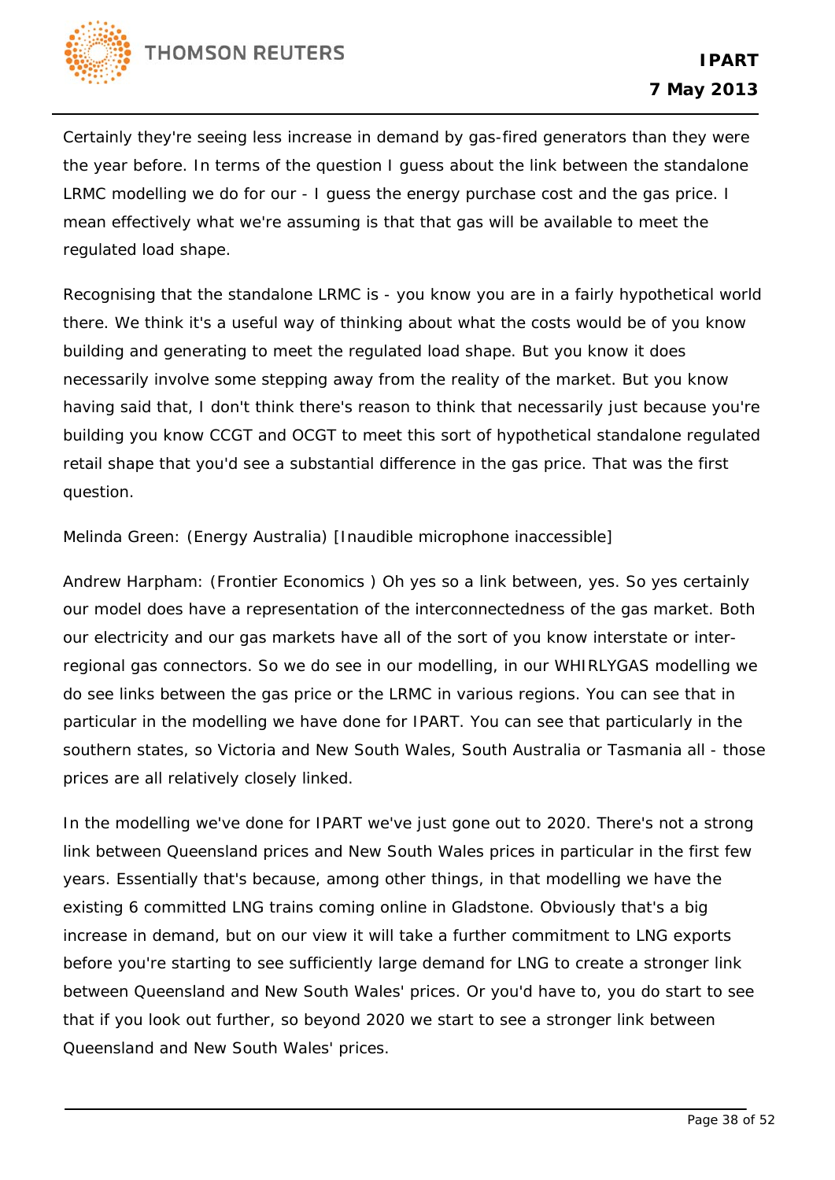Certainly they're seeing less increase in demand by gas-fired generators than they were the year before. In terms of the question I guess about the link between the standalone LRMC modelling we do for our - I guess the energy purchase cost and the gas price. I mean effectively what we're assuming is that that gas will be available to meet the regulated load shape.

Recognising that the standalone LRMC is - you know you are in a fairly hypothetical world there. We think it's a useful way of thinking about what the costs would be of you know building and generating to meet the regulated load shape. But you know it does necessarily involve some stepping away from the reality of the market. But you know having said that, I don't think there's reason to think that necessarily just because you're building you know CCGT and OCGT to meet this sort of hypothetical standalone regulated retail shape that you'd see a substantial difference in the gas price. That was the first question.

Melinda Green: (Energy Australia) [Inaudible microphone inaccessible]

Andrew Harpham: (Frontier Economics ) Oh yes so a link between, yes. So yes certainly our model does have a representation of the interconnectedness of the gas market. Both our electricity and our gas markets have all of the sort of you know interstate or inter-regional gas connectors. So we do see in our modelling, in our WHIRLYGAS modelling we do see links between the gas price or the LRMC in various regions. You can see that in particular in the modelling we have done for IPART. You can see that particularly in the southern states, so Victoria and New South Wales, South Australia or Tasmania all - those prices are all relatively closely linked.

In the modelling we've done for IPART we've just gone out to 2020. There's not a strong link between Queensland prices and New South Wales prices in particular in the first few years. Essentially that's because, among other things, in that modelling we have the existing 6 committed LNG trains coming online in Gladstone. Obviously that's a big increase in demand, but on our view it will take a further commitment to LNG exports before you're starting to see sufficiently large demand for LNG to create a stronger link between Queensland and New South Wales' prices. Or you'd have to, you do start to see that if you look out further, so beyond 2020 we start to see a stronger link between Queensland and New South Wales' prices.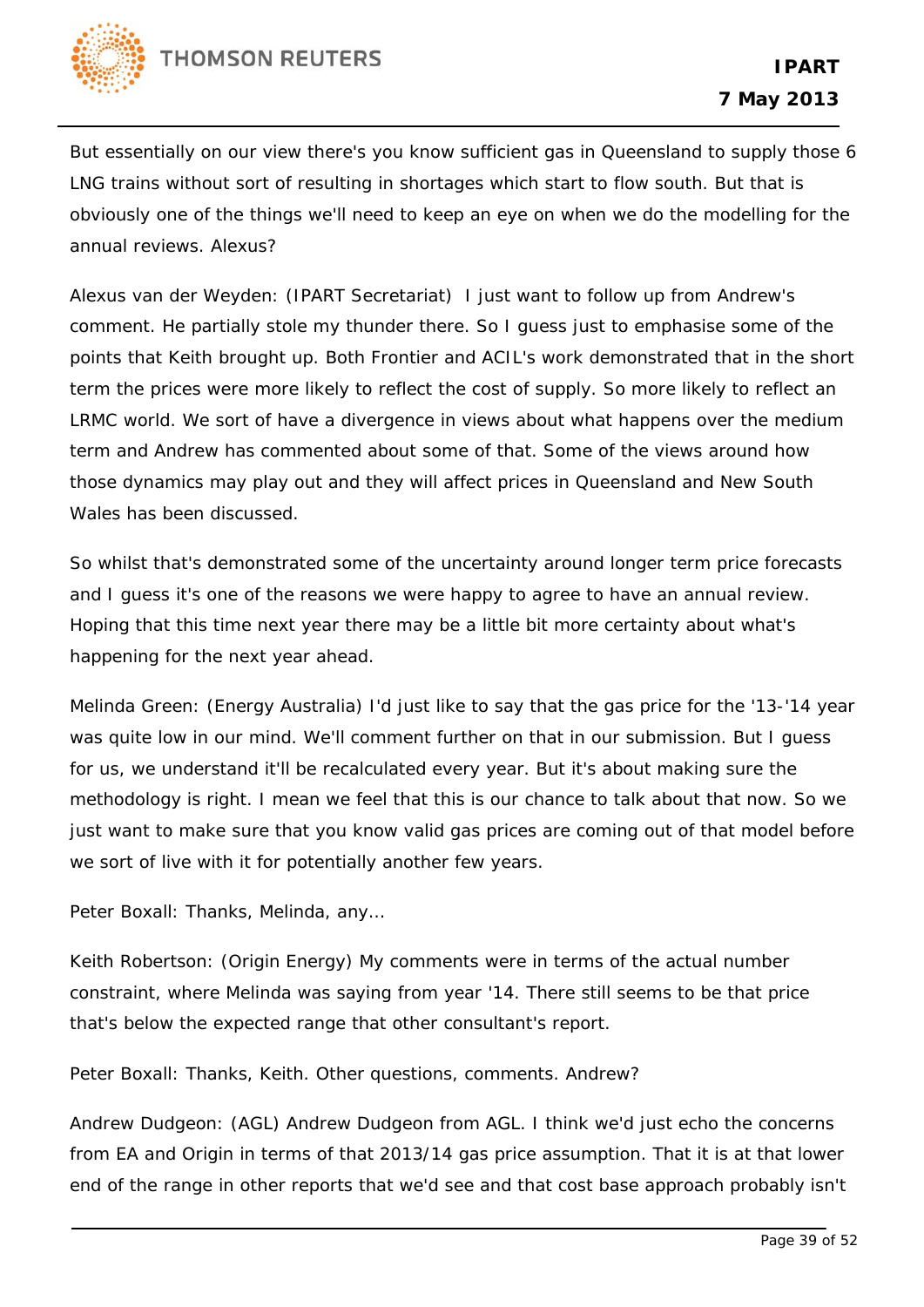But essentially on our view there's you know sufficient gas in Queensland to supply those 6 LNG trains without sort of resulting in shortages which start to flow south. But that is obviously one of the things we'll need to keep an eye on when we do the modelling for the annual reviews. Alexus?

Alexus van der Weyden: (IPART Secretariat)  I just want to follow up from Andrew's comment. He partially stole my thunder there. So I guess just to emphasise some of the points that Keith brought up. Both Frontier and ACIL's work demonstrated that in the short term the prices were more likely to reflect the cost of supply. So more likely to reflect an LRMC world. We sort of have a divergence in views about what happens over the medium term and Andrew has commented about some of that. Some of the views around how those dynamics may play out and they will affect prices in Queensland and New South Wales has been discussed.

So whilst that's demonstrated some of the uncertainty around longer term price forecasts and I guess it's one of the reasons we were happy to agree to have an annual review. Hoping that this time next year there may be a little bit more certainty about what's happening for the next year ahead.

Melinda Green: (Energy Australia) I'd just like to say that the gas price for the '13-'14 year was quite low in our mind. We'll comment further on that in our submission. But I guess for us, we understand it'll be recalculated every year. But it's about making sure the methodology is right. I mean we feel that this is our chance to talk about that now. So we just want to make sure that you know valid gas prices are coming out of that model before we sort of live with it for potentially another few years.

Peter Boxall: Thanks, Melinda, any...

Keith Robertson: (Origin Energy) My comments were in terms of the actual number constraint, where Melinda was saying from year '14. There still seems to be that price that's below the expected range that other consultant's report.

Peter Boxall: Thanks, Keith. Other questions, comments. Andrew?

Andrew Dudgeon: (AGL) Andrew Dudgeon from AGL. I think we'd just echo the concerns from EA and Origin in terms of that 2013/14 gas price assumption. That it is at that lower end of the range in other reports that we'd see and that cost base approach probably isn't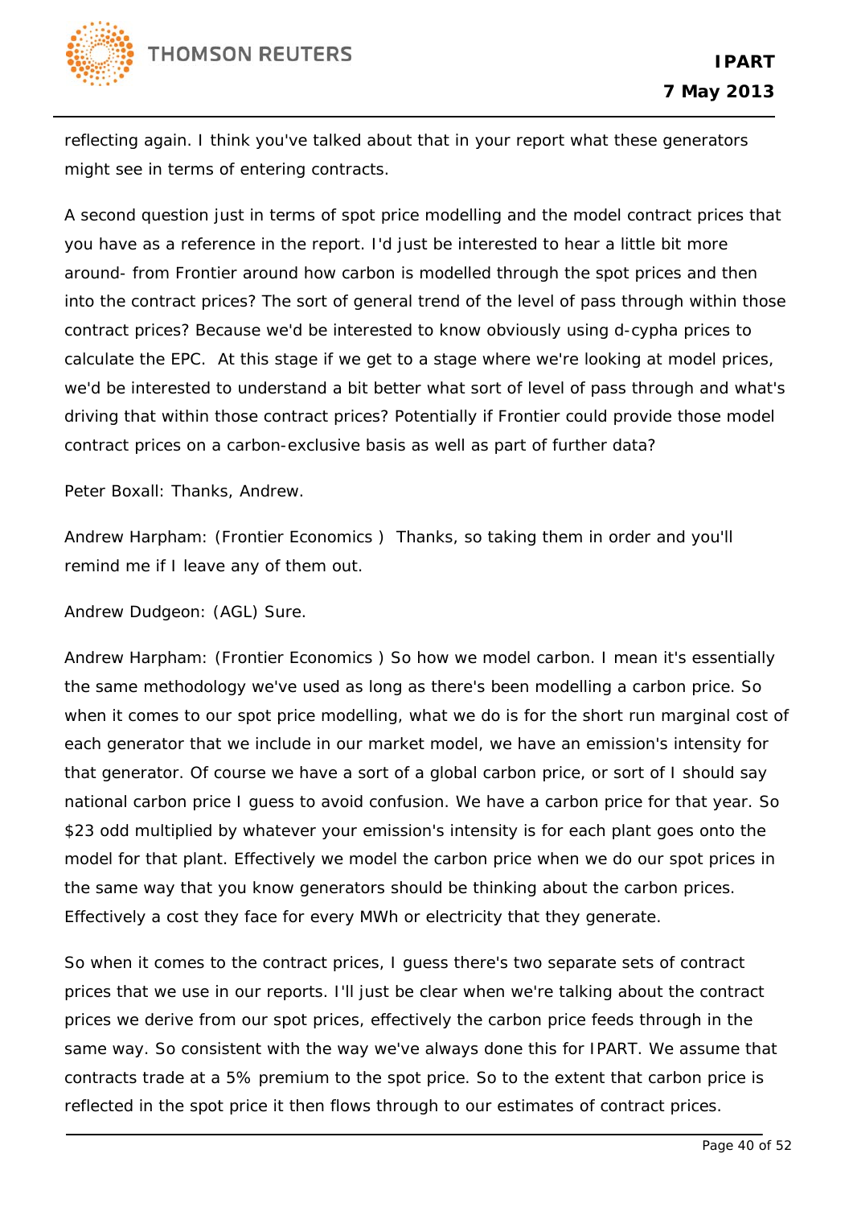reflecting again. I think you've talked about that in your report what these generators might see in terms of entering contracts.

A second question just in terms of spot price modelling and the model contract prices that you have as a reference in the report. I'd just be interested to hear a little bit more around- from Frontier around how carbon is modelled through the spot prices and then into the contract prices? The sort of general trend of the level of pass through within those contract prices? Because we'd be interested to know obviously using d-cypha prices to calculate the EPC. At this stage if we get to a stage where we're looking at model prices, we'd be interested to understand a bit better what sort of level of pass through and what's driving that within those contract prices? Potentially if Frontier could provide those model contract prices on a carbon-exclusive basis as well as part of further data?

Peter Boxall: Thanks, Andrew.

Andrew Harpham: (Frontier Economics ) Thanks, so taking them in order and you'll remind me if I leave any of them out.

Andrew Dudgeon: (AGL) Sure.

Andrew Harpham: (Frontier Economics ) So how we model carbon. I mean it's essentially the same methodology we've used as long as there's been modelling a carbon price. So when it comes to our spot price modelling, what we do is for the short run marginal cost of each generator that we include in our market model, we have an emission's intensity for that generator. Of course we have a sort of a global carbon price, or sort of I should say national carbon price I guess to avoid confusion. We have a carbon price for that year. So $23 odd multiplied by whatever your emission's intensity is for each plant goes onto the model for that plant. Effectively we model the carbon price when we do our spot prices in the same way that you know generators should be thinking about the carbon prices. Effectively a cost they face for every MWh or electricity that they generate.

So when it comes to the contract prices, I guess there's two separate sets of contract prices that we use in our reports. I'll just be clear when we're talking about the contract prices we derive from our spot prices, effectively the carbon price feeds through in the same way. So consistent with the way we've always done this for IPART. We assume that contracts trade at a 5% premium to the spot price. So to the extent that carbon price is reflected in the spot price it then flows through to our estimates of contract prices.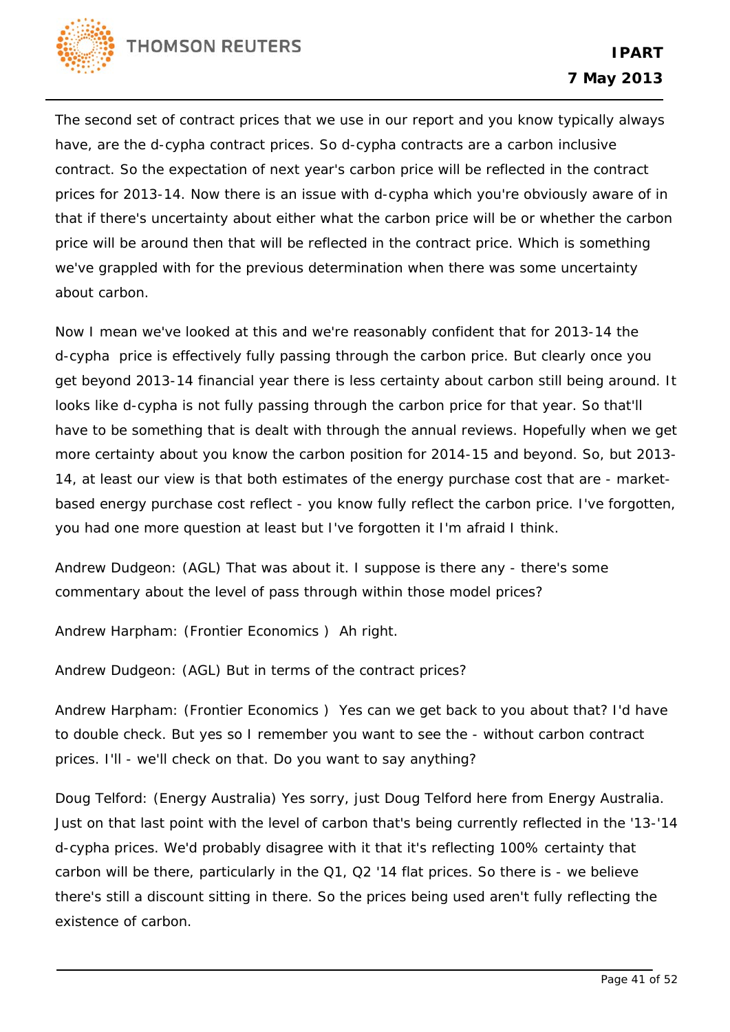The second set of contract prices that we use in our report and you know typically always have, are the d-cypha contract prices. So d-cypha contracts are a carbon inclusive contract. So the expectation of next year's carbon price will be reflected in the contract prices for 2013-14. Now there is an issue with d-cypha which you're obviously aware of in that if there's uncertainty about either what the carbon price will be or whether the carbon price will be around then that will be reflected in the contract price. Which is something we've grappled with for the previous determination when there was some uncertainty about carbon.

Now I mean we've looked at this and we're reasonably confident that for 2013-14 the d-cypha price is effectively fully passing through the carbon price. But clearly once you get beyond 2013-14 financial year there is less certainty about carbon still being around. It looks like d-cypha is not fully passing through the carbon price for that year. So that'll have to be something that is dealt with through the annual reviews. Hopefully when we get more certainty about you know the carbon position for 2014-15 and beyond. So, but 2013-14, at least our view is that both estimates of the energy purchase cost that are - market-based energy purchase cost reflect - you know fully reflect the carbon price. I've forgotten, you had one more question at least but I've forgotten it I'm afraid I think.

Andrew Dudgeon: (AGL) That was about it. I suppose is there any - there's some commentary about the level of pass through within those model prices?

Andrew Harpham: (Frontier Economics ) Ah right.

Andrew Dudgeon: (AGL) But in terms of the contract prices?

Andrew Harpham: (Frontier Economics ) Yes can we get back to you about that? I'd have to double check. But yes so I remember you want to see the - without carbon contract prices. I'll - we'll check on that. Do you want to say anything?

Doug Telford: (Energy Australia) Yes sorry, just Doug Telford here from Energy Australia. Just on that last point with the level of carbon that's being currently reflected in the '13-'14 d-cypha prices. We'd probably disagree with it that it's reflecting 100% certainty that carbon will be there, particularly in the Q1, Q2 '14 flat prices. So there is - we believe there's still a discount sitting in there. So the prices being used aren't fully reflecting the existence of carbon.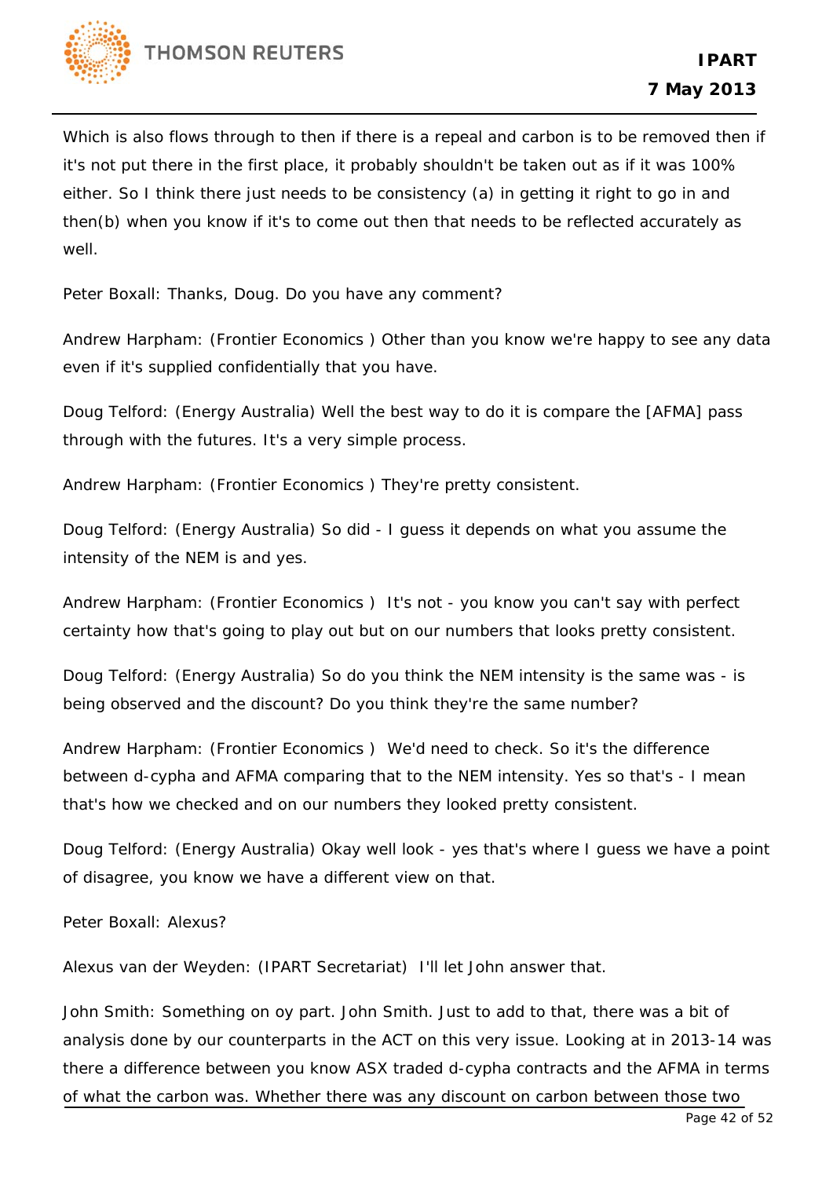Which is also flows through to then if there is a repeal and carbon is to be removed then if it's not put there in the first place, it probably shouldn't be taken out as if it was 100% either. So I think there just needs to be consistency (a) in getting it right to go in and then(b) when you know if it's to come out then that needs to be reflected accurately as well.

Peter Boxall: Thanks, Doug. Do you have any comment?

Andrew Harpham: (Frontier Economics ) Other than you know we're happy to see any data even if it's supplied confidentially that you have.

Doug Telford: (Energy Australia) Well the best way to do it is compare the [AFMA] pass through with the futures. It's a very simple process.

Andrew Harpham: (Frontier Economics ) They're pretty consistent.

Doug Telford: (Energy Australia) So did - I guess it depends on what you assume the intensity of the NEM is and yes.

Andrew Harpham: (Frontier Economics ) It's not - you know you can't say with perfect certainty how that's going to play out but on our numbers that looks pretty consistent.

Doug Telford: (Energy Australia) So do you think the NEM intensity is the same was - is being observed and the discount? Do you think they're the same number?

Andrew Harpham: (Frontier Economics ) We'd need to check. So it's the difference between d-cypha and AFMA comparing that to the NEM intensity. Yes so that's - I mean that's how we checked and on our numbers they looked pretty consistent.

Doug Telford: (Energy Australia) Okay well look - yes that's where I guess we have a point of disagree, you know we have a different view on that.

Peter Boxall: Alexus?

Alexus van der Weyden: (IPART Secretariat) I'll let John answer that.

John Smith: Something on oy part. John Smith. Just to add to that, there was a bit of analysis done by our counterparts in the ACT on this very issue. Looking at in 2013-14 was there a difference between you know ASX traded d-cypha contracts and the AFMA in terms of what the carbon was. Whether there was any discount on carbon between those two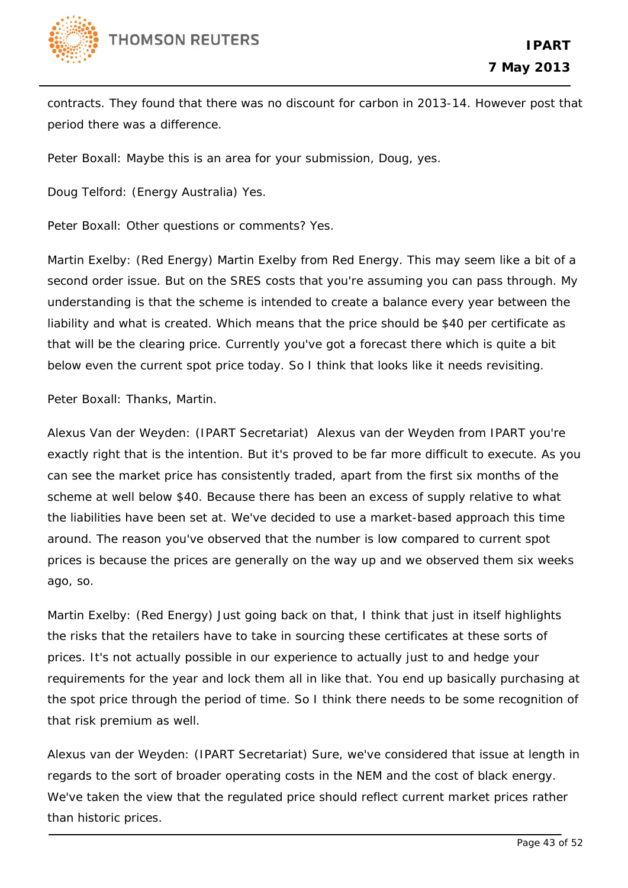contracts. They found that there was no discount for carbon in 2013-14. However post that period there was a difference.

Peter Boxall: Maybe this is an area for your submission, Doug, yes.

Doug Telford: (Energy Australia) Yes.

Peter Boxall: Other questions or comments? Yes.

Martin Exelby: (Red Energy) Martin Exelby from Red Energy. This may seem like a bit of a second order issue. But on the SRES costs that you're assuming you can pass through. My understanding is that the scheme is intended to create a balance every year between the liability and what is created. Which means that the price should be $40 per certificate as that will be the clearing price. Currently you've got a forecast there which is quite a bit below even the current spot price today. So I think that looks like it needs revisiting.

Peter Boxall: Thanks, Martin.

Alexus Van der Weyden: (IPART Secretariat) Alexus van der Weyden from IPART you're exactly right that is the intention. But it's proved to be far more difficult to execute. As you can see the market price has consistently traded, apart from the first six months of the scheme at well below $40. Because there has been an excess of supply relative to what the liabilities have been set at. We've decided to use a market-based approach this time around. The reason you've observed that the number is low compared to current spot prices is because the prices are generally on the way up and we observed them six weeks ago, so.

Martin Exelby: (Red Energy) Just going back on that, I think that just in itself highlights the risks that the retailers have to take in sourcing these certificates at these sorts of prices. It's not actually possible in our experience to actually just to and hedge your requirements for the year and lock them all in like that. You end up basically purchasing at the spot price through the period of time. So I think there needs to be some recognition of that risk premium as well.

Alexus van der Weyden: (IPART Secretariat) Sure, we've considered that issue at length in regards to the sort of broader operating costs in the NEM and the cost of black energy. We've taken the view that the regulated price should reflect current market prices rather than historic prices.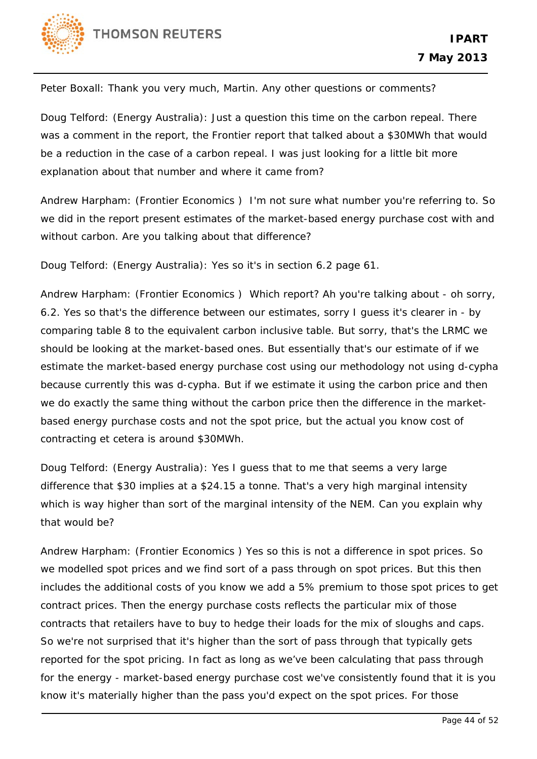Peter Boxall: Thank you very much, Martin. Any other questions or comments?

Doug Telford: (Energy Australia): Just a question this time on the carbon repeal. There was a comment in the report, the Frontier report that talked about a $30MWh that would be a reduction in the case of a carbon repeal. I was just looking for a little bit more explanation about that number and where it came from?

Andrew Harpham: (Frontier Economics ) I'm not sure what number you're referring to. So we did in the report present estimates of the market-based energy purchase cost with and without carbon. Are you talking about that difference?

Doug Telford: (Energy Australia): Yes so it's in section 6.2 page 61.

Andrew Harpham: (Frontier Economics ) Which report? Ah you're talking about - oh sorry, 6.2. Yes so that's the difference between our estimates, sorry I guess it's clearer in - by comparing table 8 to the equivalent carbon inclusive table. But sorry, that's the LRMC we should be looking at the market-based ones. But essentially that's our estimate of if we estimate the market-based energy purchase cost using our methodology not using d-cypha because currently this was d-cypha. But if we estimate it using the carbon price and then we do exactly the same thing without the carbon price then the difference in the market-based energy purchase costs and not the spot price, but the actual you know cost of contracting et cetera is around $30MWh.

Doug Telford: (Energy Australia): Yes I guess that to me that seems a very large difference that $30 implies at a $24.15 a tonne. That's a very high marginal intensity which is way higher than sort of the marginal intensity of the NEM. Can you explain why that would be?

Andrew Harpham: (Frontier Economics ) Yes so this is not a difference in spot prices. So we modelled spot prices and we find sort of a pass through on spot prices. But this then includes the additional costs of you know we add a 5% premium to those spot prices to get contract prices. Then the energy purchase costs reflects the particular mix of those contracts that retailers have to buy to hedge their loads for the mix of sloughs and caps. So we're not surprised that it's higher than the sort of pass through that typically gets reported for the spot pricing. In fact as long as we've been calculating that pass through for the energy - market-based energy purchase cost we've consistently found that it is you know it's materially higher than the pass you'd expect on the spot prices. For those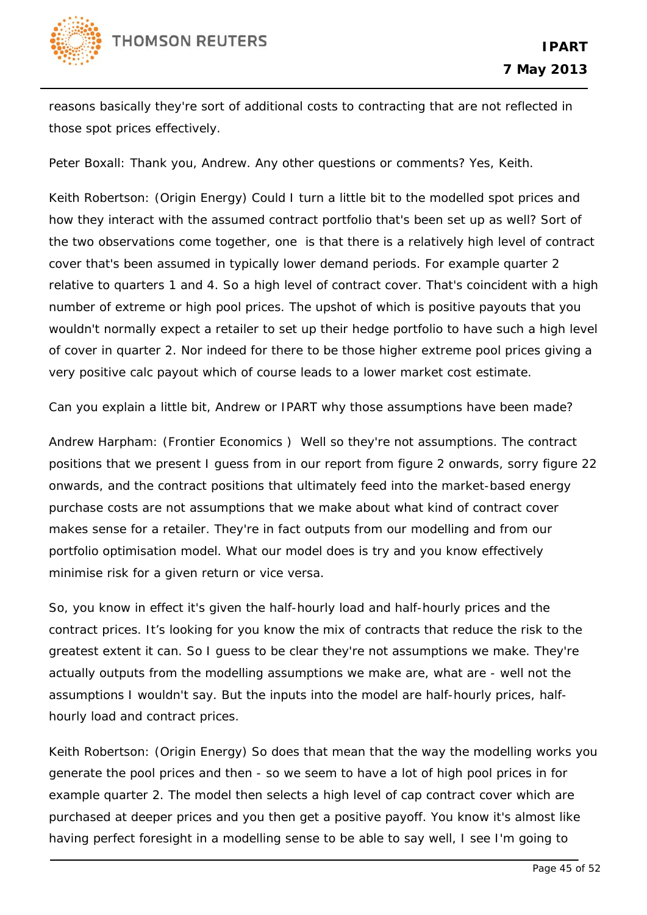reasons basically they're sort of additional costs to contracting that are not reflected in those spot prices effectively.

Peter Boxall: Thank you, Andrew. Any other questions or comments? Yes, Keith.

Keith Robertson: (Origin Energy) Could I turn a little bit to the modelled spot prices and how they interact with the assumed contract portfolio that's been set up as well? Sort of the two observations come together, one is that there is a relatively high level of contract cover that's been assumed in typically lower demand periods. For example quarter 2 relative to quarters 1 and 4. So a high level of contract cover. That's coincident with a high number of extreme or high pool prices. The upshot of which is positive payouts that you wouldn't normally expect a retailer to set up their hedge portfolio to have such a high level of cover in quarter 2. Nor indeed for there to be those higher extreme pool prices giving a very positive calc payout which of course leads to a lower market cost estimate.

Can you explain a little bit, Andrew or IPART why those assumptions have been made?

Andrew Harpham: (Frontier Economics ) Well so they're not assumptions. The contract positions that we present I guess from in our report from figure 2 onwards, sorry figure 22 onwards, and the contract positions that ultimately feed into the market-based energy purchase costs are not assumptions that we make about what kind of contract cover makes sense for a retailer. They're in fact outputs from our modelling and from our portfolio optimisation model. What our model does is try and you know effectively minimise risk for a given return or vice versa.

So, you know in effect it's given the half-hourly load and half-hourly prices and the contract prices. It's looking for you know the mix of contracts that reduce the risk to the greatest extent it can. So I guess to be clear they're not assumptions we make. They're actually outputs from the modelling assumptions we make are, what are - well not the assumptions I wouldn't say. But the inputs into the model are half-hourly prices, half-hourly load and contract prices.

Keith Robertson: (Origin Energy) So does that mean that the way the modelling works you generate the pool prices and then - so we seem to have a lot of high pool prices in for example quarter 2. The model then selects a high level of cap contract cover which are purchased at deeper prices and you then get a positive payoff. You know it's almost like having perfect foresight in a modelling sense to be able to say well, I see I'm going to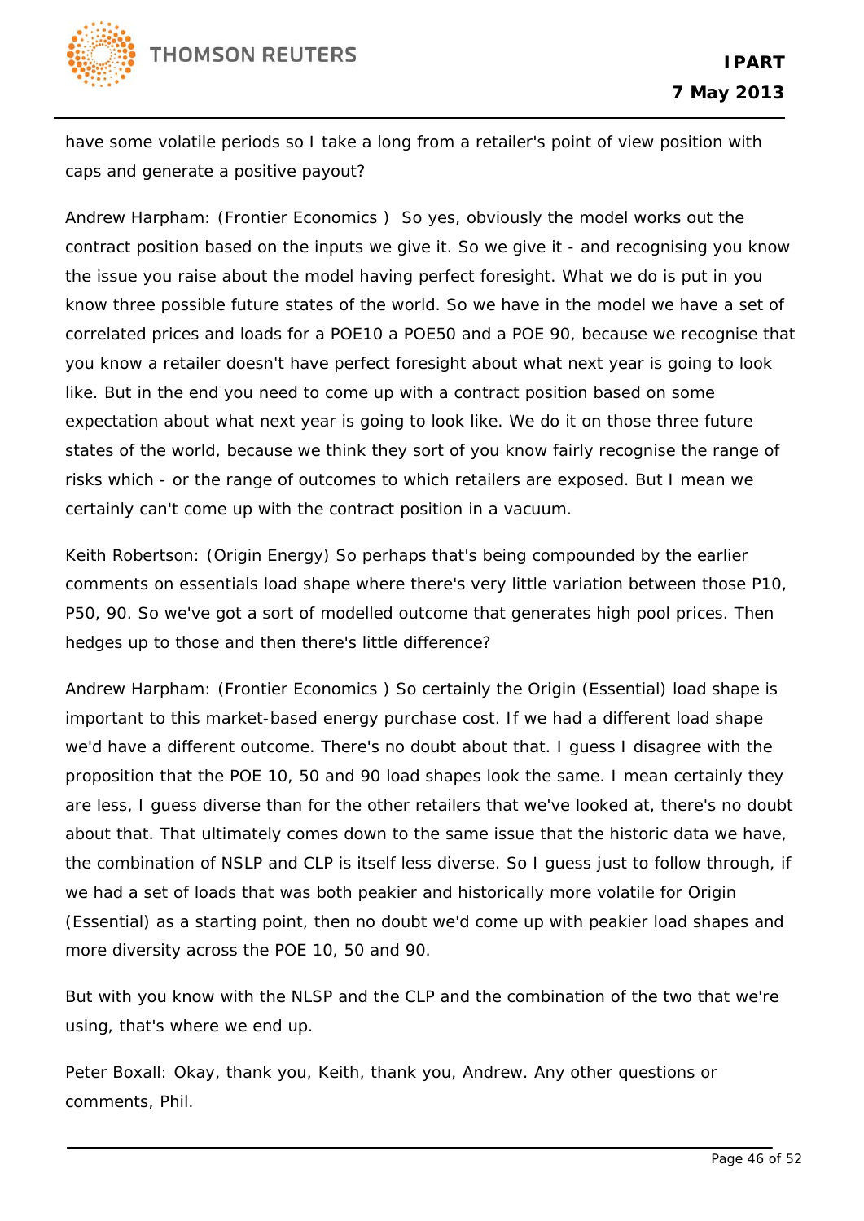have some volatile periods so I take a long from a retailer's point of view position with caps and generate a positive payout?

Andrew Harpham: (Frontier Economics ) So yes, obviously the model works out the contract position based on the inputs we give it. So we give it - and recognising you know the issue you raise about the model having perfect foresight. What we do is put in you know three possible future states of the world. So we have in the model we have a set of correlated prices and loads for a POE10 a POE50 and a POE 90, because we recognise that you know a retailer doesn't have perfect foresight about what next year is going to look like. But in the end you need to come up with a contract position based on some expectation about what next year is going to look like. We do it on those three future states of the world, because we think they sort of you know fairly recognise the range of risks which - or the range of outcomes to which retailers are exposed. But I mean we certainly can't come up with the contract position in a vacuum.

Keith Robertson: (Origin Energy) So perhaps that's being compounded by the earlier comments on essentials load shape where there's very little variation between those P10, P50, 90. So we've got a sort of modelled outcome that generates high pool prices. Then hedges up to those and then there's little difference?

Andrew Harpham: (Frontier Economics ) So certainly the Origin (Essential) load shape is important to this market-based energy purchase cost. If we had a different load shape we'd have a different outcome. There's no doubt about that. I guess I disagree with the proposition that the POE 10, 50 and 90 load shapes look the same. I mean certainly they are less, I guess diverse than for the other retailers that we've looked at, there's no doubt about that. That ultimately comes down to the same issue that the historic data we have, the combination of NSLP and CLP is itself less diverse. So I guess just to follow through, if we had a set of loads that was both peakier and historically more volatile for Origin (Essential) as a starting point, then no doubt we'd come up with peakier load shapes and more diversity across the POE 10, 50 and 90.

But with you know with the NLSP and the CLP and the combination of the two that we're using, that's where we end up.

Peter Boxall: Okay, thank you, Keith, thank you, Andrew. Any other questions or comments, Phil.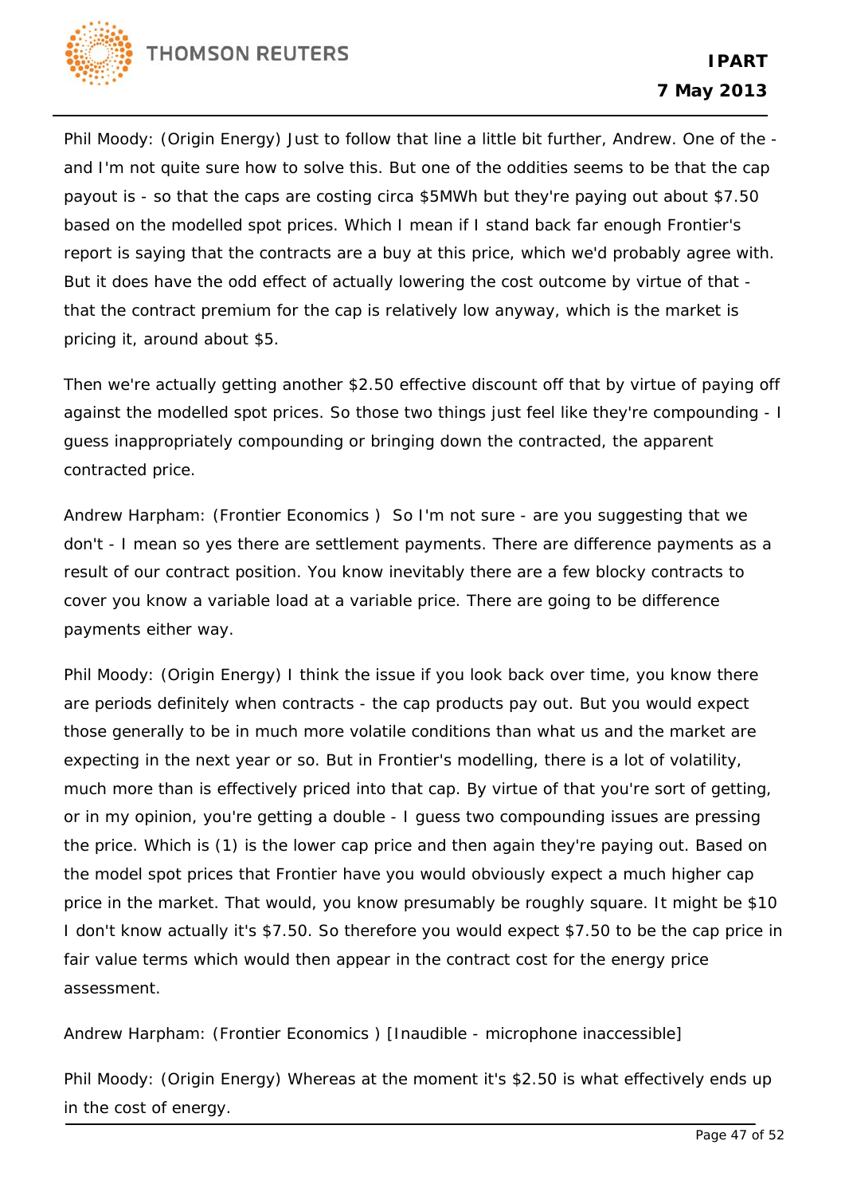Phil Moody: (Origin Energy) Just to follow that line a little bit further, Andrew. One of the - and I'm not quite sure how to solve this. But one of the oddities seems to be that the cap payout is - so that the caps are costing circa $5MWh but they're paying out about $7.50 based on the modelled spot prices. Which I mean if I stand back far enough Frontier's report is saying that the contracts are a buy at this price, which we'd probably agree with. But it does have the odd effect of actually lowering the cost outcome by virtue of that - that the contract premium for the cap is relatively low anyway, which is the market is pricing it, around about $5.

Then we're actually getting another $2.50 effective discount off that by virtue of paying off against the modelled spot prices. So those two things just feel like they're compounding - I guess inappropriately compounding or bringing down the contracted, the apparent contracted price.

Andrew Harpham: (Frontier Economics ) So I'm not sure - are you suggesting that we don't - I mean so yes there are settlement payments. There are difference payments as a result of our contract position. You know inevitably there are a few blocky contracts to cover you know a variable load at a variable price. There are going to be difference payments either way.

Phil Moody: (Origin Energy) I think the issue if you look back over time, you know there are periods definitely when contracts - the cap products pay out. But you would expect those generally to be in much more volatile conditions than what us and the market are expecting in the next year or so. But in Frontier's modelling, there is a lot of volatility, much more than is effectively priced into that cap. By virtue of that you're sort of getting, or in my opinion, you're getting a double - I guess two compounding issues are pressing the price. Which is (1) is the lower cap price and then again they're paying out. Based on the model spot prices that Frontier have you would obviously expect a much higher cap price in the market. That would, you know presumably be roughly square. It might be $10 I don't know actually it's $7.50. So therefore you would expect $7.50 to be the cap price in fair value terms which would then appear in the contract cost for the energy price assessment.

Andrew Harpham: (Frontier Economics ) [Inaudible - microphone inaccessible]

Phil Moody: (Origin Energy) Whereas at the moment it's $2.50 is what effectively ends up in the cost of energy.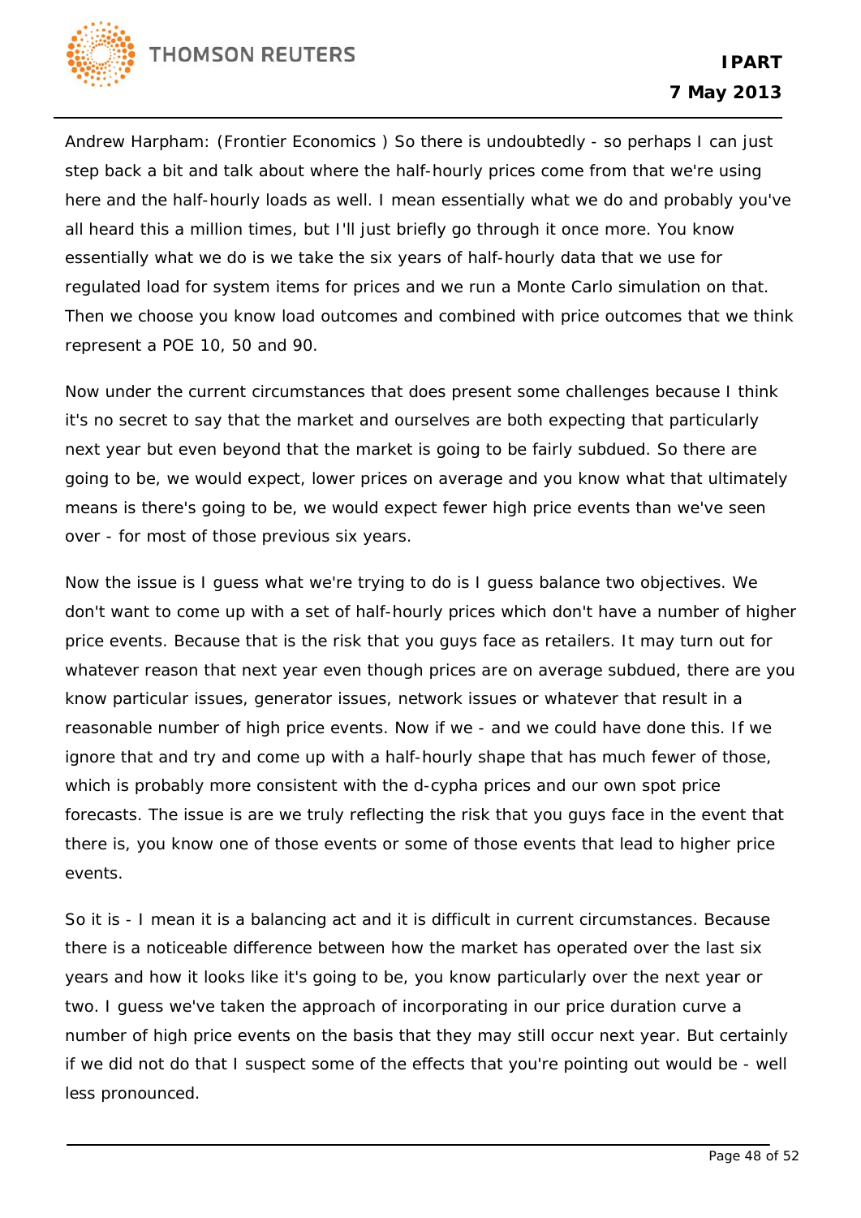Andrew Harpham: (Frontier Economics ) So there is undoubtedly - so perhaps I can just step back a bit and talk about where the half-hourly prices come from that we're using here and the half-hourly loads as well. I mean essentially what we do and probably you've all heard this a million times, but I'll just briefly go through it once more. You know essentially what we do is we take the six years of half-hourly data that we use for regulated load for system items for prices and we run a Monte Carlo simulation on that. Then we choose you know load outcomes and combined with price outcomes that we think represent a POE 10, 50 and 90.

Now under the current circumstances that does present some challenges because I think it's no secret to say that the market and ourselves are both expecting that particularly next year but even beyond that the market is going to be fairly subdued. So there are going to be, we would expect, lower prices on average and you know what that ultimately means is there's going to be, we would expect fewer high price events than we've seen over - for most of those previous six years.

Now the issue is I guess what we're trying to do is I guess balance two objectives. We don't want to come up with a set of half-hourly prices which don't have a number of higher price events. Because that is the risk that you guys face as retailers. It may turn out for whatever reason that next year even though prices are on average subdued, there are you know particular issues, generator issues, network issues or whatever that result in a reasonable number of high price events. Now if we - and we could have done this. If we ignore that and try and come up with a half-hourly shape that has much fewer of those, which is probably more consistent with the d-cypha prices and our own spot price forecasts. The issue is are we truly reflecting the risk that you guys face in the event that there is, you know one of those events or some of those events that lead to higher price events.

So it is - I mean it is a balancing act and it is difficult in current circumstances. Because there is a noticeable difference between how the market has operated over the last six years and how it looks like it's going to be, you know particularly over the next year or two. I guess we've taken the approach of incorporating in our price duration curve a number of high price events on the basis that they may still occur next year. But certainly if we did not do that I suspect some of the effects that you're pointing out would be - well less pronounced.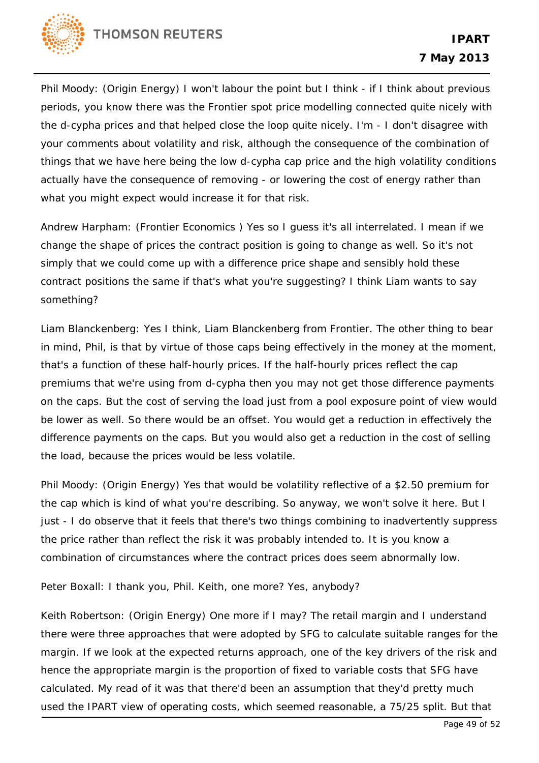Phil Moody: (Origin Energy) I won't labour the point but I think - if I think about previous periods, you know there was the Frontier spot price modelling connected quite nicely with the d-cypha prices and that helped close the loop quite nicely. I'm - I don't disagree with your comments about volatility and risk, although the consequence of the combination of things that we have here being the low d-cypha cap price and the high volatility conditions actually have the consequence of removing - or lowering the cost of energy rather than what you might expect would increase it for that risk.

Andrew Harpham: (Frontier Economics ) Yes so I guess it's all interrelated. I mean if we change the shape of prices the contract position is going to change as well. So it's not simply that we could come up with a difference price shape and sensibly hold these contract positions the same if that's what you're suggesting? I think Liam wants to say something?

Liam Blanckenberg: Yes I think, Liam Blanckenberg from Frontier. The other thing to bear in mind, Phil, is that by virtue of those caps being effectively in the money at the moment, that's a function of these half-hourly prices. If the half-hourly prices reflect the cap premiums that we're using from d-cypha then you may not get those difference payments on the caps. But the cost of serving the load just from a pool exposure point of view would be lower as well. So there would be an offset. You would get a reduction in effectively the difference payments on the caps. But you would also get a reduction in the cost of selling the load, because the prices would be less volatile.

Phil Moody: (Origin Energy) Yes that would be volatility reflective of a $2.50 premium for the cap which is kind of what you're describing. So anyway, we won't solve it here. But I just - I do observe that it feels that there's two things combining to inadvertently suppress the price rather than reflect the risk it was probably intended to. It is you know a combination of circumstances where the contract prices does seem abnormally low.

Peter Boxall: I thank you, Phil. Keith, one more? Yes, anybody?

Keith Robertson: (Origin Energy) One more if I may? The retail margin and I understand there were three approaches that were adopted by SFG to calculate suitable ranges for the margin. If we look at the expected returns approach, one of the key drivers of the risk and hence the appropriate margin is the proportion of fixed to variable costs that SFG have calculated. My read of it was that there'd been an assumption that they'd pretty much used the IPART view of operating costs, which seemed reasonable, a 75/25 split. But that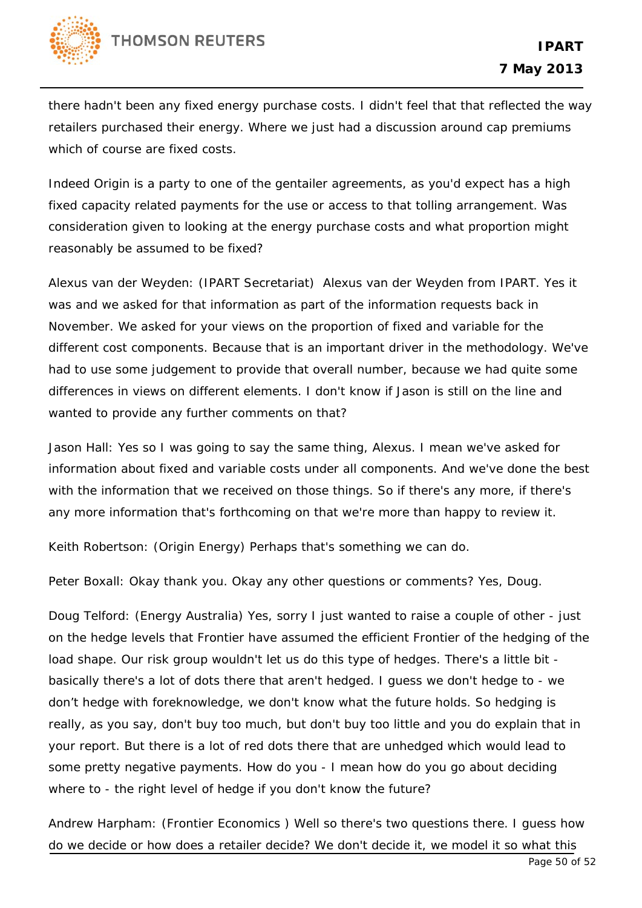there hadn't been any fixed energy purchase costs. I didn't feel that that reflected the way retailers purchased their energy. Where we just had a discussion around cap premiums which of course are fixed costs.

Indeed Origin is a party to one of the gentailer agreements, as you'd expect has a high fixed capacity related payments for the use or access to that tolling arrangement. Was consideration given to looking at the energy purchase costs and what proportion might reasonably be assumed to be fixed?

Alexus van der Weyden: (IPART Secretariat) Alexus van der Weyden from IPART. Yes it was and we asked for that information as part of the information requests back in November. We asked for your views on the proportion of fixed and variable for the different cost components. Because that is an important driver in the methodology. We've had to use some judgement to provide that overall number, because we had quite some differences in views on different elements. I don't know if Jason is still on the line and wanted to provide any further comments on that?

Jason Hall: Yes so I was going to say the same thing, Alexus. I mean we've asked for information about fixed and variable costs under all components. And we've done the best with the information that we received on those things. So if there's any more, if there's any more information that's forthcoming on that we're more than happy to review it.

Keith Robertson: (Origin Energy) Perhaps that's something we can do.

Peter Boxall: Okay thank you. Okay any other questions or comments? Yes, Doug.

Doug Telford: (Energy Australia) Yes, sorry I just wanted to raise a couple of other - just on the hedge levels that Frontier have assumed the efficient Frontier of the hedging of the load shape. Our risk group wouldn't let us do this type of hedges. There's a little bit - basically there's a lot of dots there that aren't hedged. I guess we don't hedge to - we don't hedge with foreknowledge, we don't know what the future holds. So hedging is really, as you say, don't buy too much, but don't buy too little and you do explain that in your report. But there is a lot of red dots there that are unhedged which would lead to some pretty negative payments. How do you - I mean how do you go about deciding where to - the right level of hedge if you don't know the future?

Andrew Harpham: (Frontier Economics ) Well so there's two questions there. I guess how do we decide or how does a retailer decide? We don't decide it, we model it so what this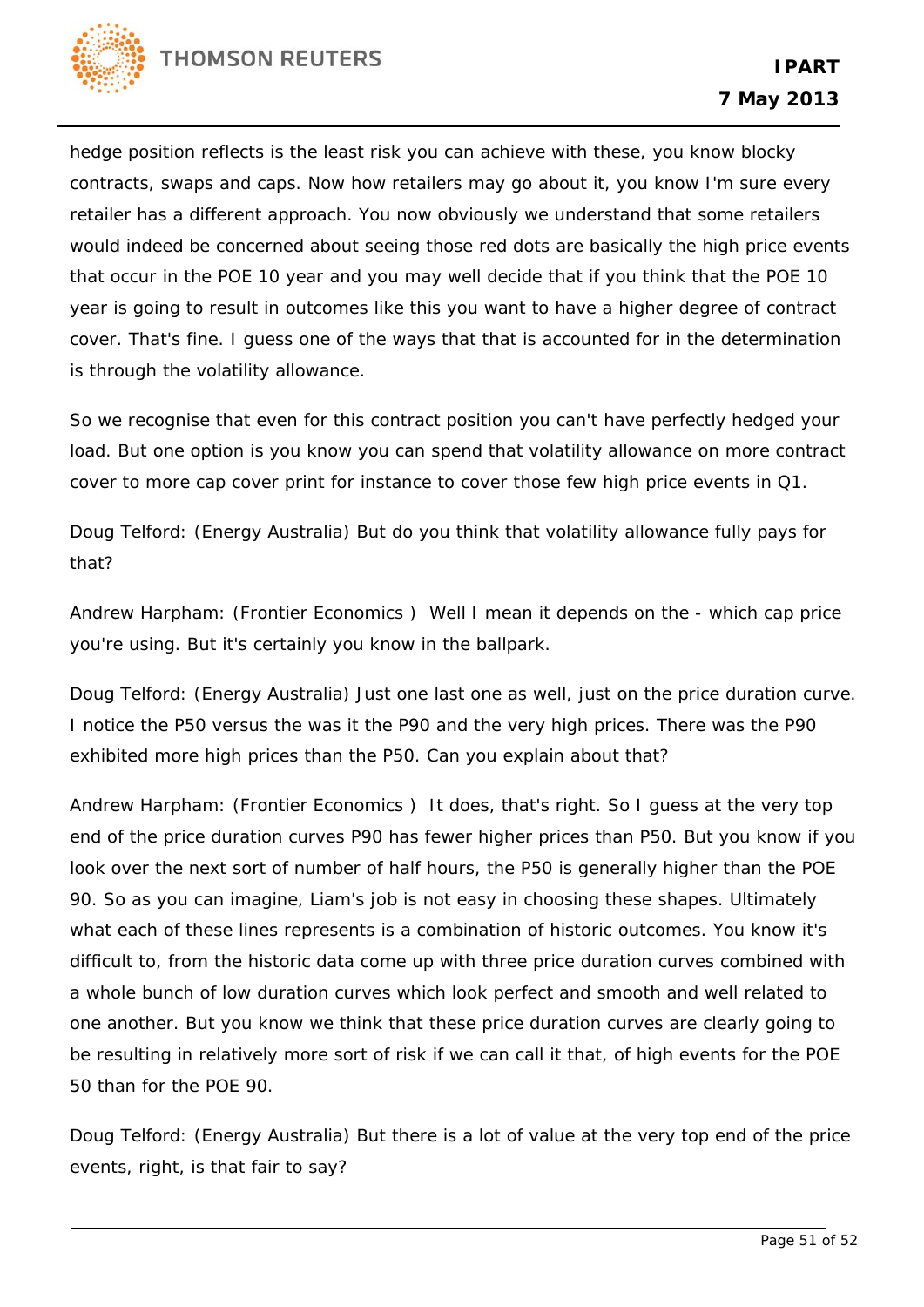hedge position reflects is the least risk you can achieve with these, you know blocky contracts, swaps and caps. Now how retailers may go about it, you know I'm sure every retailer has a different approach. You now obviously we understand that some retailers would indeed be concerned about seeing those red dots are basically the high price events that occur in the POE 10 year and you may well decide that if you think that the POE 10 year is going to result in outcomes like this you want to have a higher degree of contract cover. That's fine. I guess one of the ways that that is accounted for in the determination is through the volatility allowance.

So we recognise that even for this contract position you can't have perfectly hedged your load. But one option is you know you can spend that volatility allowance on more contract cover to more cap cover print for instance to cover those few high price events in Q1.

Doug Telford: (Energy Australia) But do you think that volatility allowance fully pays for that?

Andrew Harpham: (Frontier Economics ) Well I mean it depends on the - which cap price you're using. But it's certainly you know in the ballpark.

Doug Telford: (Energy Australia) Just one last one as well, just on the price duration curve. I notice the P50 versus the was it the P90 and the very high prices. There was the P90 exhibited more high prices than the P50. Can you explain about that?

Andrew Harpham: (Frontier Economics ) It does, that's right. So I guess at the very top end of the price duration curves P90 has fewer higher prices than P50. But you know if you look over the next sort of number of half hours, the P50 is generally higher than the POE 90. So as you can imagine, Liam's job is not easy in choosing these shapes. Ultimately what each of these lines represents is a combination of historic outcomes. You know it's difficult to, from the historic data come up with three price duration curves combined with a whole bunch of low duration curves which look perfect and smooth and well related to one another. But you know we think that these price duration curves are clearly going to be resulting in relatively more sort of risk if we can call it that, of high events for the POE 50 than for the POE 90.

Doug Telford: (Energy Australia) But there is a lot of value at the very top end of the price events, right, is that fair to say?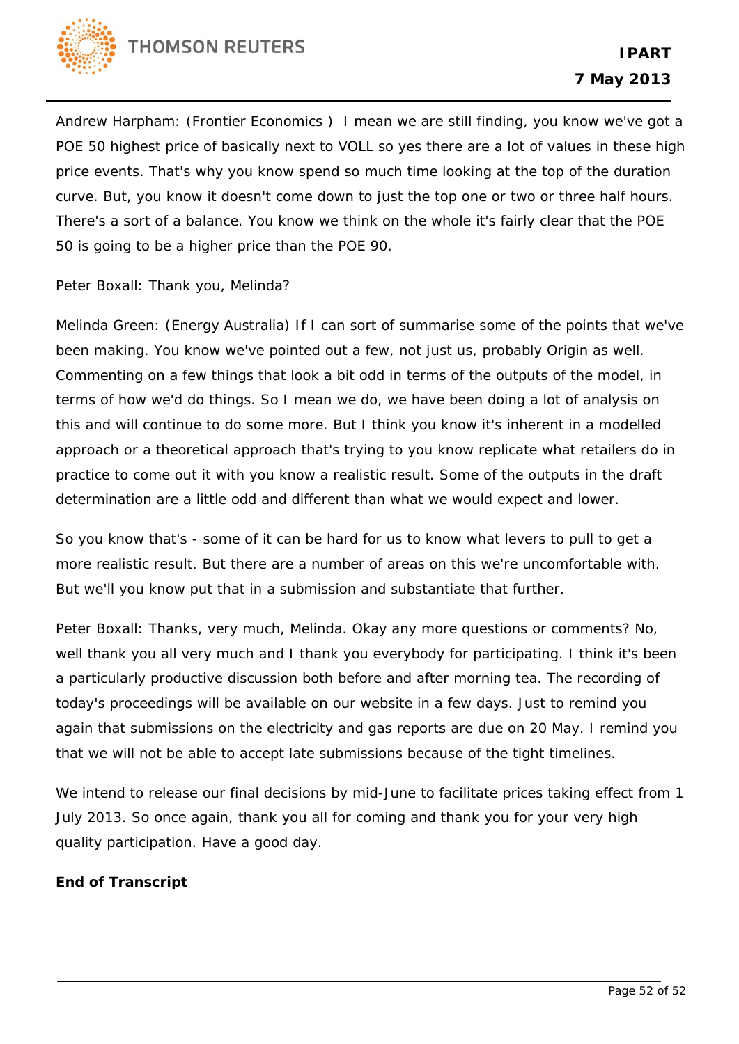Andrew Harpham: (Frontier Economics ) I mean we are still finding, you know we've got a POE 50 highest price of basically next to VOLL so yes there are a lot of values in these high price events. That's why you know spend so much time looking at the top of the duration curve. But, you know it doesn't come down to just the top one or two or three half hours. There's a sort of a balance. You know we think on the whole it's fairly clear that the POE 50 is going to be a higher price than the POE 90.

Peter Boxall: Thank you, Melinda?

Melinda Green: (Energy Australia) If I can sort of summarise some of the points that we've been making. You know we've pointed out a few, not just us, probably Origin as well. Commenting on a few things that look a bit odd in terms of the outputs of the model, in terms of how we'd do things. So I mean we do, we have been doing a lot of analysis on this and will continue to do some more. But I think you know it's inherent in a modelled approach or a theoretical approach that's trying to you know replicate what retailers do in practice to come out it with you know a realistic result. Some of the outputs in the draft determination are a little odd and different than what we would expect and lower.

So you know that's - some of it can be hard for us to know what levers to pull to get a more realistic result. But there are a number of areas on this we're uncomfortable with. But we'll you know put that in a submission and substantiate that further.

Peter Boxall: Thanks, very much, Melinda. Okay any more questions or comments? No, well thank you all very much and I thank you everybody for participating. I think it's been a particularly productive discussion both before and after morning tea. The recording of today's proceedings will be available on our website in a few days. Just to remind you again that submissions on the electricity and gas reports are due on 20 May. I remind you that we will not be able to accept late submissions because of the tight timelines.

We intend to release our final decisions by mid-June to facilitate prices taking effect from 1 July 2013. So once again, thank you all for coming and thank you for your very high quality participation. Have a good day.

**End of Transcript**